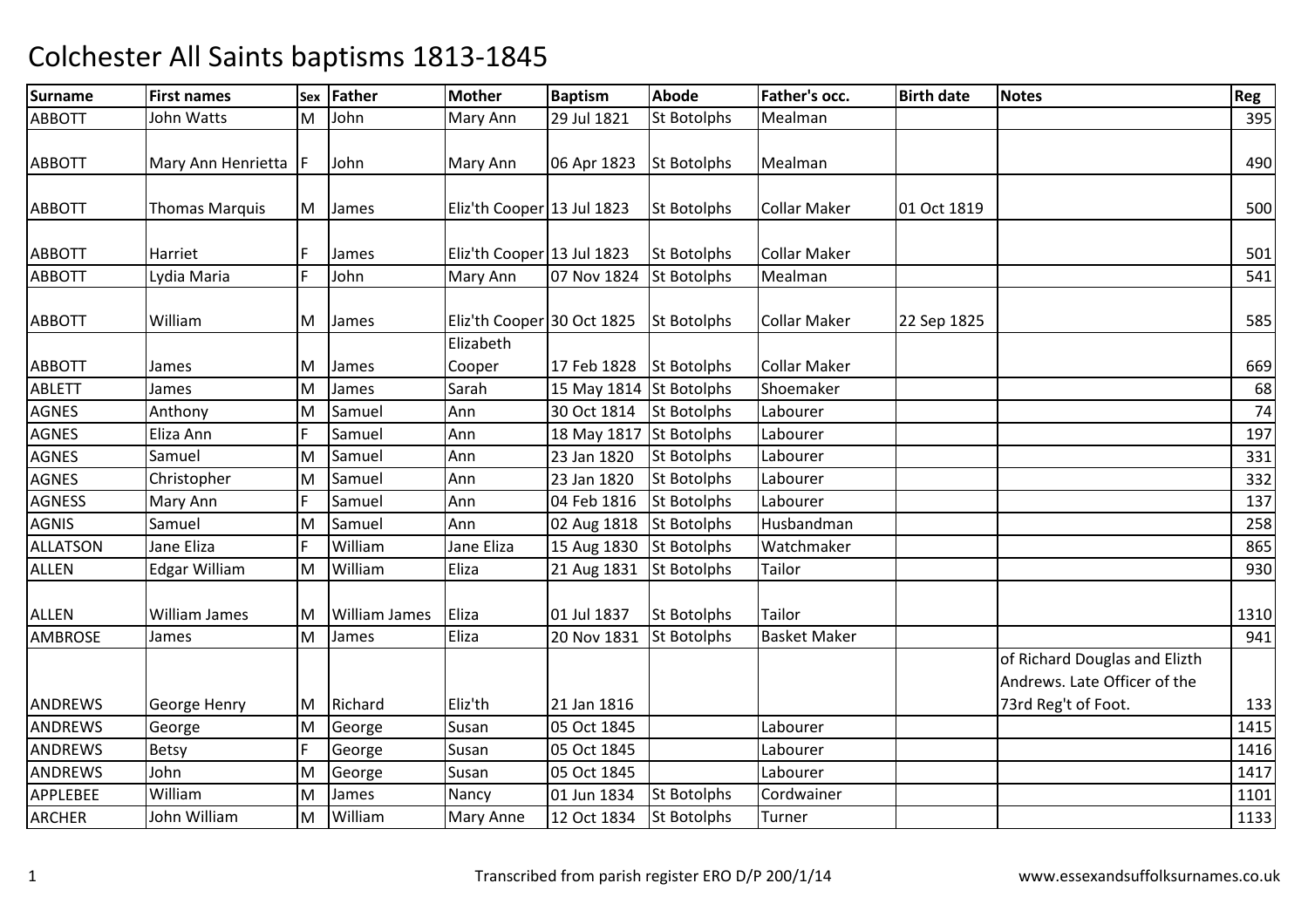# Colchester All Saints baptisms 1813-1845

| Surname | First names | Sex | Father | Mother | Baptism | Abode | Father's occ. | Birth date | Notes | Reg |
|---|---|---|---|---|---|---|---|---|---|---|
| ABBOTT | John Watts | M | John | Mary Ann | 29 Jul 1821 | St Botolphs | Mealman | | | 395 |
| ABBOTT | Mary Ann Henrietta | F | John | Mary Ann | 06 Apr 1823 | St Botolphs | Mealman | | | 490 |
| ABBOTT | Thomas Marquis | M | James | Eliz'th Cooper | 13 Jul 1823 | St Botolphs | Collar Maker | 01 Oct 1819 | | 500 |
| ABBOTT | Harriet | F | James | Eliz'th Cooper | 13 Jul 1823 | St Botolphs | Collar Maker | | | 501 |
| ABBOTT | Lydia Maria | F | John | Mary Ann | 07 Nov 1824 | St Botolphs | Mealman | | | 541 |
| ABBOTT | William | M | James | Eliz'th Cooper | 30 Oct 1825 | St Botolphs | Collar Maker | 22 Sep 1825 | | 585 |
| ABBOTT | James | M | James | Elizabeth Cooper | 17 Feb 1828 | St Botolphs | Collar Maker | | | 669 |
| ABLETT | James | M | James | Sarah | 15 May 1814 | St Botolphs | Shoemaker | | | 68 |
| AGNES | Anthony | M | Samuel | Ann | 30 Oct 1814 | St Botolphs | Labourer | | | 74 |
| AGNES | Eliza Ann | F | Samuel | Ann | 18 May 1817 | St Botolphs | Labourer | | | 197 |
| AGNES | Samuel | M | Samuel | Ann | 23 Jan 1820 | St Botolphs | Labourer | | | 331 |
| AGNES | Christopher | M | Samuel | Ann | 23 Jan 1820 | St Botolphs | Labourer | | | 332 |
| AGNESS | Mary Ann | F | Samuel | Ann | 04 Feb 1816 | St Botolphs | Labourer | | | 137 |
| AGNIS | Samuel | M | Samuel | Ann | 02 Aug 1818 | St Botolphs | Husbandman | | | 258 |
| ALLATSON | Jane Eliza | F | William | Jane Eliza | 15 Aug 1830 | St Botolphs | Watchmaker | | | 865 |
| ALLEN | Edgar William | M | William | Eliza | 21 Aug 1831 | St Botolphs | Tailor | | | 930 |
| ALLEN | William James | M | William James | Eliza | 01 Jul 1837 | St Botolphs | Tailor | | | 1310 |
| AMBROSE | James | M | James | Eliza | 20 Nov 1831 | St Botolphs | Basket Maker | | | 941 |
| ANDREWS | George Henry | M | Richard | Eliz'th | 21 Jan 1816 | | | | of Richard Douglas and Elizth Andrews. Late Officer of the 73rd Reg't of Foot. | 133 |
| ANDREWS | George | M | George | Susan | 05 Oct 1845 | | Labourer | | | 1415 |
| ANDREWS | Betsy | F | George | Susan | 05 Oct 1845 | | Labourer | | | 1416 |
| ANDREWS | John | M | George | Susan | 05 Oct 1845 | | Labourer | | | 1417 |
| APPLEBEE | William | M | James | Nancy | 01 Jun 1834 | St Botolphs | Cordwainer | | | 1101 |
| ARCHER | John William | M | William | Mary Anne | 12 Oct 1834 | St Botolphs | Turner | | | 1133 |

Transcribed from parish register ERO D/P 200/1/14

www.essexandsuffolksurnames.co.uk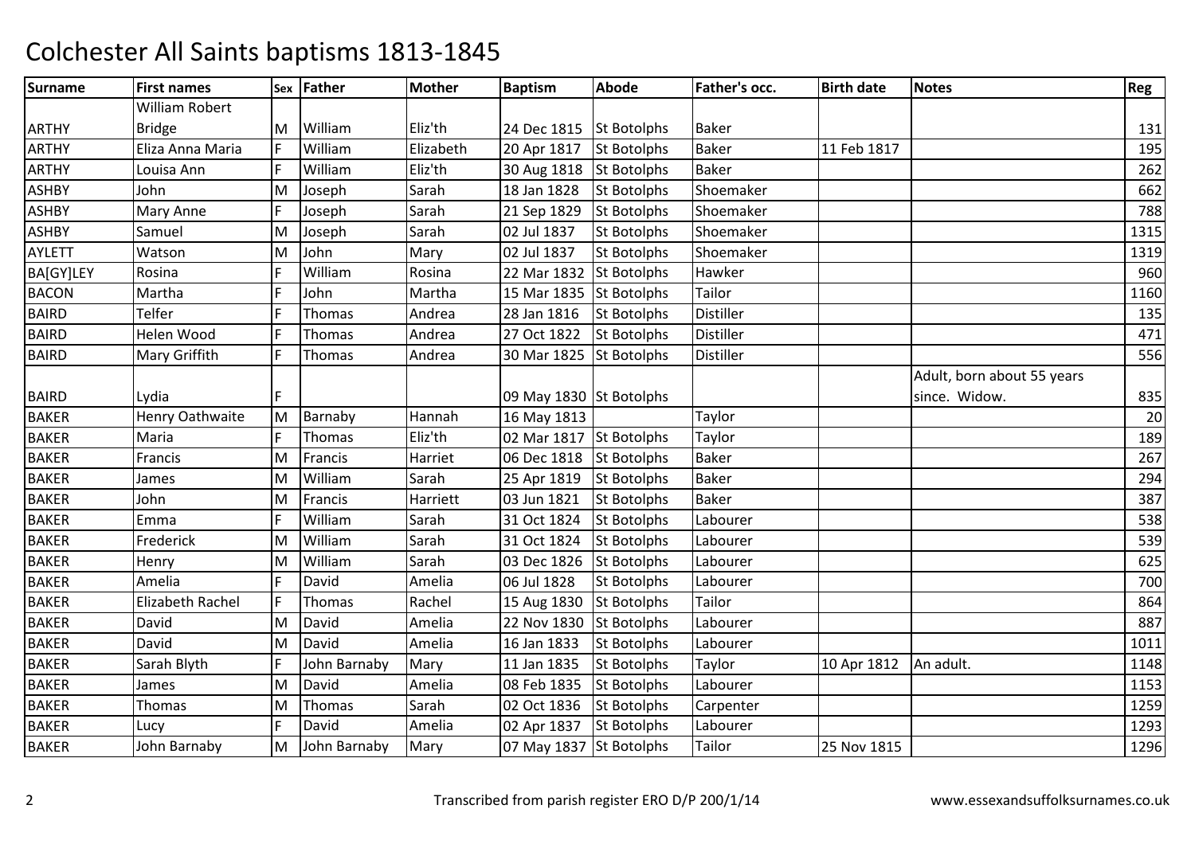# Colchester All Saints baptisms 1813-1845

| Surname | First names | Sex | Father | Mother | Baptism | Abode | Father's occ. | Birth date | Notes | Reg |
|---|---|---|---|---|---|---|---|---|---|---|
| ARTHY | William Robert Bridge | M | William | Eliz'th | 24 Dec 1815 | St Botolphs | Baker | | | 131 |
| ARTHY | Eliza Anna Maria | F | William | Elizabeth | 20 Apr 1817 | St Botolphs | Baker | 11 Feb 1817 | | 195 |
| ARTHY | Louisa Ann | F | William | Eliz'th | 30 Aug 1818 | St Botolphs | Baker | | | 262 |
| ASHBY | John | M | Joseph | Sarah | 18 Jan 1828 | St Botolphs | Shoemaker | | | 662 |
| ASHBY | Mary Anne | F | Joseph | Sarah | 21 Sep 1829 | St Botolphs | Shoemaker | | | 788 |
| ASHBY | Samuel | M | Joseph | Sarah | 02 Jul 1837 | St Botolphs | Shoemaker | | | 1315 |
| AYLETT | Watson | M | John | Mary | 02 Jul 1837 | St Botolphs | Shoemaker | | | 1319 |
| BA[GY]LEY | Rosina | F | William | Rosina | 22 Mar 1832 | St Botolphs | Hawker | | | 960 |
| BACON | Martha | F | John | Martha | 15 Mar 1835 | St Botolphs | Tailor | | | 1160 |
| BAIRD | Telfer | F | Thomas | Andrea | 28 Jan 1816 | St Botolphs | Distiller | | | 135 |
| BAIRD | Helen Wood | F | Thomas | Andrea | 27 Oct 1822 | St Botolphs | Distiller | | | 471 |
| BAIRD | Mary Griffith | F | Thomas | Andrea | 30 Mar 1825 | St Botolphs | Distiller | | | 556 |
| BAIRD | Lydia | F | | | 09 May 1830 | St Botolphs | | | Adult, born about 55 years since. Widow. | 835 |
| BAKER | Henry Oathwaite | M | Barnaby | Hannah | 16 May 1813 | | Taylor | | | 20 |
| BAKER | Maria | F | Thomas | Eliz'th | 02 Mar 1817 | St Botolphs | Taylor | | | 189 |
| BAKER | Francis | M | Francis | Harriet | 06 Dec 1818 | St Botolphs | Baker | | | 267 |
| BAKER | James | M | William | Sarah | 25 Apr 1819 | St Botolphs | Baker | | | 294 |
| BAKER | John | M | Francis | Harriett | 03 Jun 1821 | St Botolphs | Baker | | | 387 |
| BAKER | Emma | F | William | Sarah | 31 Oct 1824 | St Botolphs | Labourer | | | 538 |
| BAKER | Frederick | M | William | Sarah | 31 Oct 1824 | St Botolphs | Labourer | | | 539 |
| BAKER | Henry | M | William | Sarah | 03 Dec 1826 | St Botolphs | Labourer | | | 625 |
| BAKER | Amelia | F | David | Amelia | 06 Jul 1828 | St Botolphs | Labourer | | | 700 |
| BAKER | Elizabeth Rachel | F | Thomas | Rachel | 15 Aug 1830 | St Botolphs | Tailor | | | 864 |
| BAKER | David | M | David | Amelia | 22 Nov 1830 | St Botolphs | Labourer | | | 887 |
| BAKER | David | M | David | Amelia | 16 Jan 1833 | St Botolphs | Labourer | | | 1011 |
| BAKER | Sarah Blyth | F | John Barnaby | Mary | 11 Jan 1835 | St Botolphs | Taylor | 10 Apr 1812 | An adult. | 1148 |
| BAKER | James | M | David | Amelia | 08 Feb 1835 | St Botolphs | Labourer | | | 1153 |
| BAKER | Thomas | M | Thomas | Sarah | 02 Oct 1836 | St Botolphs | Carpenter | | | 1259 |
| BAKER | Lucy | F | David | Amelia | 02 Apr 1837 | St Botolphs | Labourer | | | 1293 |
| BAKER | John Barnaby | M | John Barnaby | Mary | 07 May 1837 | St Botolphs | Tailor | 25 Nov 1815 | | 1296 |

Transcribed from parish register ERO D/P 200/1/14 www.essexandsuffolksurnames.co.uk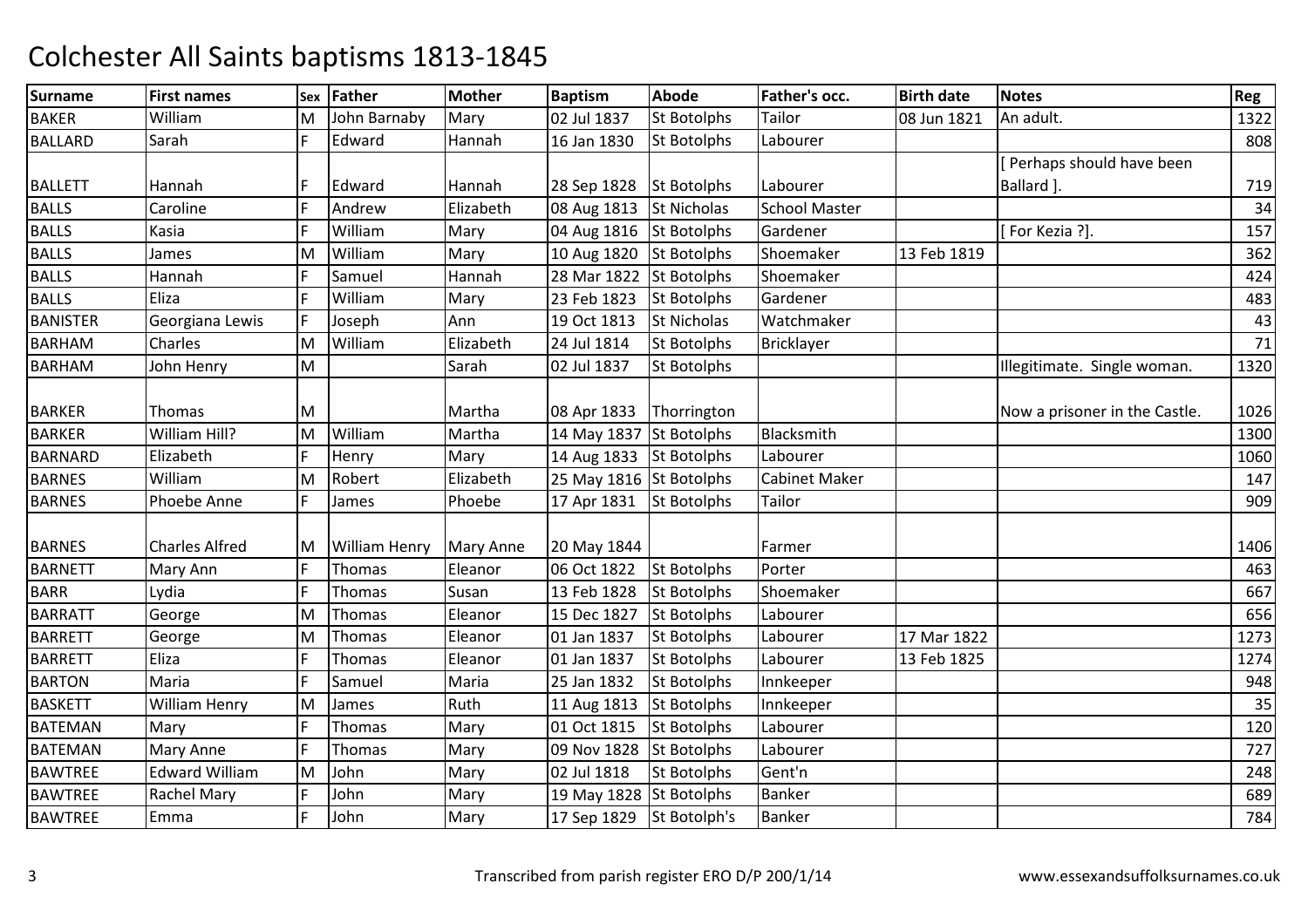# Colchester All Saints baptisms 1813-1845

| Surname | First names | Sex | Father | Mother | Baptism | Abode | Father's occ. | Birth date | Notes | Reg |
|---|---|---|---|---|---|---|---|---|---|---|
| BAKER | William | M | John Barnaby | Mary | 02 Jul 1837 | St Botolphs | Tailor | 08 Jun 1821 | An adult. | 1322 |
| BALLARD | Sarah | F | Edward | Hannah | 16 Jan 1830 | St Botolphs | Labourer | | | 808 |
| BALLETT | Hannah | F | Edward | Hannah | 28 Sep 1828 | St Botolphs | Labourer | | [ Perhaps should have been Ballard ]. | 719 |
| BALLS | Caroline | F | Andrew | Elizabeth | 08 Aug 1813 | St Nicholas | School Master | | | 34 |
| BALLS | Kasia | F | William | Mary | 04 Aug 1816 | St Botolphs | Gardener | | [ For Kezia ?]. | 157 |
| BALLS | James | M | William | Mary | 10 Aug 1820 | St Botolphs | Shoemaker | 13 Feb 1819 | | 362 |
| BALLS | Hannah | F | Samuel | Hannah | 28 Mar 1822 | St Botolphs | Shoemaker | | | 424 |
| BALLS | Eliza | F | William | Mary | 23 Feb 1823 | St Botolphs | Gardener | | | 483 |
| BANISTER | Georgiana Lewis | F | Joseph | Ann | 19 Oct 1813 | St Nicholas | Watchmaker | | | 43 |
| BARHAM | Charles | M | William | Elizabeth | 24 Jul 1814 | St Botolphs | Bricklayer | | | 71 |
| BARHAM | John Henry | M | | Sarah | 02 Jul 1837 | St Botolphs | | | Illegitimate. Single woman. | 1320 |
| BARKER | Thomas | M | | Martha | 08 Apr 1833 | Thorrington | | | Now a prisoner in the Castle. | 1026 |
| BARKER | William Hill? | M | William | Martha | 14 May 1837 | St Botolphs | Blacksmith | | | 1300 |
| BARNARD | Elizabeth | F | Henry | Mary | 14 Aug 1833 | St Botolphs | Labourer | | | 1060 |
| BARNES | William | M | Robert | Elizabeth | 25 May 1816 | St Botolphs | Cabinet Maker | | | 147 |
| BARNES | Phoebe Anne | F | James | Phoebe | 17 Apr 1831 | St Botolphs | Tailor | | | 909 |
| BARNES | Charles Alfred | M | William Henry | Mary Anne | 20 May 1844 | | Farmer | | | 1406 |
| BARNETT | Mary Ann | F | Thomas | Eleanor | 06 Oct 1822 | St Botolphs | Porter | | | 463 |
| BARR | Lydia | F | Thomas | Susan | 13 Feb 1828 | St Botolphs | Shoemaker | | | 667 |
| BARRATT | George | M | Thomas | Eleanor | 15 Dec 1827 | St Botolphs | Labourer | | | 656 |
| BARRETT | George | M | Thomas | Eleanor | 01 Jan 1837 | St Botolphs | Labourer | 17 Mar 1822 | | 1273 |
| BARRETT | Eliza | F | Thomas | Eleanor | 01 Jan 1837 | St Botolphs | Labourer | 13 Feb 1825 | | 1274 |
| BARTON | Maria | F | Samuel | Maria | 25 Jan 1832 | St Botolphs | Innkeeper | | | 948 |
| BASKETT | William Henry | M | James | Ruth | 11 Aug 1813 | St Botolphs | Innkeeper | | | 35 |
| BATEMAN | Mary | F | Thomas | Mary | 01 Oct 1815 | St Botolphs | Labourer | | | 120 |
| BATEMAN | Mary Anne | F | Thomas | Mary | 09 Nov 1828 | St Botolphs | Labourer | | | 727 |
| BAWTREE | Edward William | M | John | Mary | 02 Jul 1818 | St Botolphs | Gent'n | | | 248 |
| BAWTREE | Rachel Mary | F | John | Mary | 19 May 1828 | St Botolphs | Banker | | | 689 |
| BAWTREE | Emma | F | John | Mary | 17 Sep 1829 | St Botolph's | Banker | | | 784 |

Transcribed from parish register ERO D/P 200/1/14 www.essexandsuffolksurnames.co.uk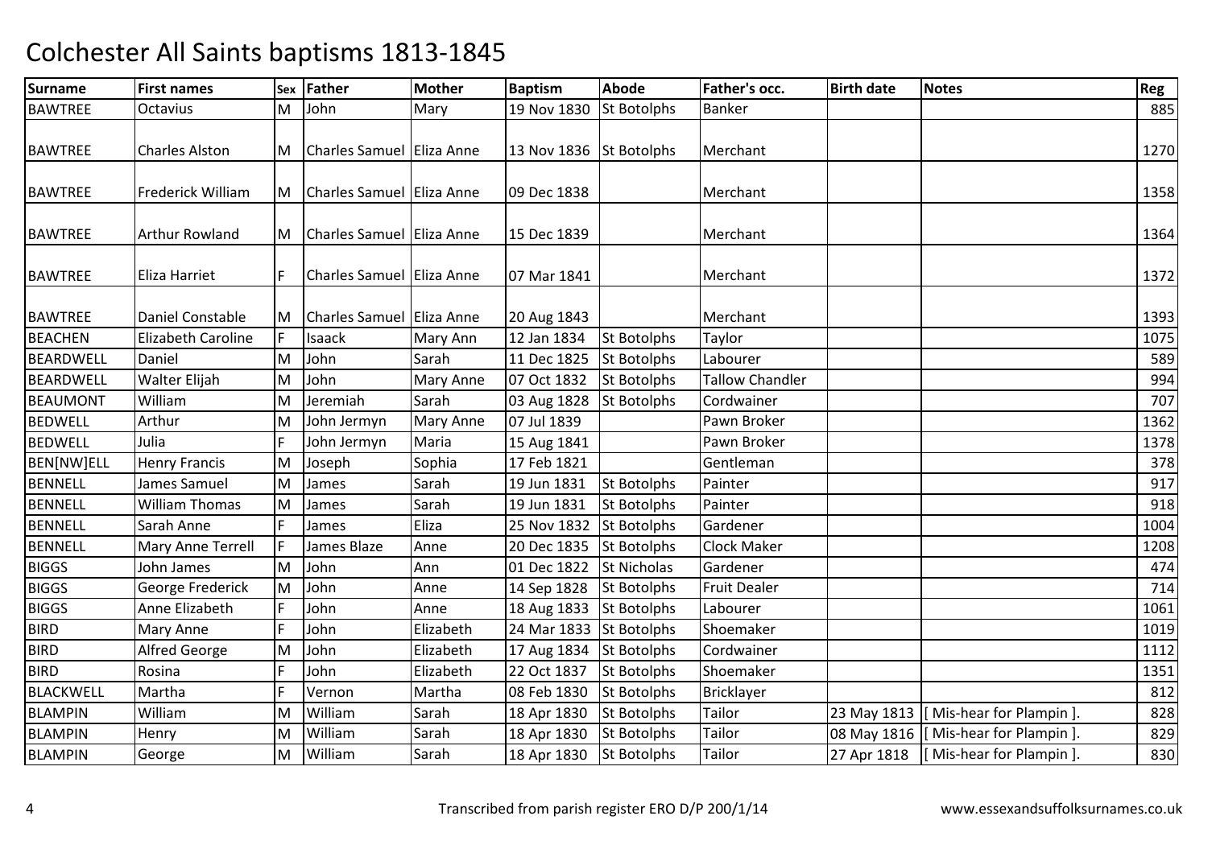# Colchester All Saints baptisms 1813-1845

| Surname | First names | Sex | Father | Mother | Baptism | Abode | Father's occ. | Birth date | Notes | Reg |
|---|---|---|---|---|---|---|---|---|---|---|
| BAWTREE | Octavius | M | John | Mary | 19 Nov 1830 | St Botolphs | Banker | | | 885 |
| BAWTREE | Charles Alston | M | Charles Samuel | Eliza Anne | 13 Nov 1836 | St Botolphs | Merchant | | | 1270 |
| BAWTREE | Frederick William | M | Charles Samuel | Eliza Anne | 09 Dec 1838 | | Merchant | | | 1358 |
| BAWTREE | Arthur Rowland | M | Charles Samuel | Eliza Anne | 15 Dec 1839 | | Merchant | | | 1364 |
| BAWTREE | Eliza Harriet | F | Charles Samuel | Eliza Anne | 07 Mar 1841 | | Merchant | | | 1372 |
| BAWTREE | Daniel Constable | M | Charles Samuel | Eliza Anne | 20 Aug 1843 | | Merchant | | | 1393 |
| BEACHEN | Elizabeth Caroline | F | Isaack | Mary Ann | 12 Jan 1834 | St Botolphs | Taylor | | | 1075 |
| BEARDWELL | Daniel | M | John | Sarah | 11 Dec 1825 | St Botolphs | Labourer | | | 589 |
| BEARDWELL | Walter Elijah | M | John | Mary Anne | 07 Oct 1832 | St Botolphs | Tallow Chandler | | | 994 |
| BEAUMONT | William | M | Jeremiah | Sarah | 03 Aug 1828 | St Botolphs | Cordwainer | | | 707 |
| BEDWELL | Arthur | M | John Jermyn | Mary Anne | 07 Jul 1839 | | Pawn Broker | | | 1362 |
| BEDWELL | Julia | F | John Jermyn | Maria | 15 Aug 1841 | | Pawn Broker | | | 1378 |
| BEN[NW]ELL | Henry Francis | M | Joseph | Sophia | 17 Feb 1821 | | Gentleman | | | 378 |
| BENNELL | James Samuel | M | James | Sarah | 19 Jun 1831 | St Botolphs | Painter | | | 917 |
| BENNELL | William Thomas | M | James | Sarah | 19 Jun 1831 | St Botolphs | Painter | | | 918 |
| BENNELL | Sarah Anne | F | James | Eliza | 25 Nov 1832 | St Botolphs | Gardener | | | 1004 |
| BENNELL | Mary Anne Terrell | F | James Blaze | Anne | 20 Dec 1835 | St Botolphs | Clock Maker | | | 1208 |
| BIGGS | John James | M | John | Ann | 01 Dec 1822 | St Nicholas | Gardener | | | 474 |
| BIGGS | George Frederick | M | John | Anne | 14 Sep 1828 | St Botolphs | Fruit Dealer | | | 714 |
| BIGGS | Anne Elizabeth | F | John | Anne | 18 Aug 1833 | St Botolphs | Labourer | | | 1061 |
| BIRD | Mary Anne | F | John | Elizabeth | 24 Mar 1833 | St Botolphs | Shoemaker | | | 1019 |
| BIRD | Alfred George | M | John | Elizabeth | 17 Aug 1834 | St Botolphs | Cordwainer | | | 1112 |
| BIRD | Rosina | F | John | Elizabeth | 22 Oct 1837 | St Botolphs | Shoemaker | | | 1351 |
| BLACKWELL | Martha | F | Vernon | Martha | 08 Feb 1830 | St Botolphs | Bricklayer | | | 812 |
| BLAMPIN | William | M | William | Sarah | 18 Apr 1830 | St Botolphs | Tailor | 23 May 1813 | [ Mis-hear for Plampin ]. | 828 |
| BLAMPIN | Henry | M | William | Sarah | 18 Apr 1830 | St Botolphs | Tailor | 08 May 1816 | [ Mis-hear for Plampin ]. | 829 |
| BLAMPIN | George | M | William | Sarah | 18 Apr 1830 | St Botolphs | Tailor | 27 Apr 1818 | [ Mis-hear for Plampin ]. | 830 |

Transcribed from parish register ERO D/P 200/1/14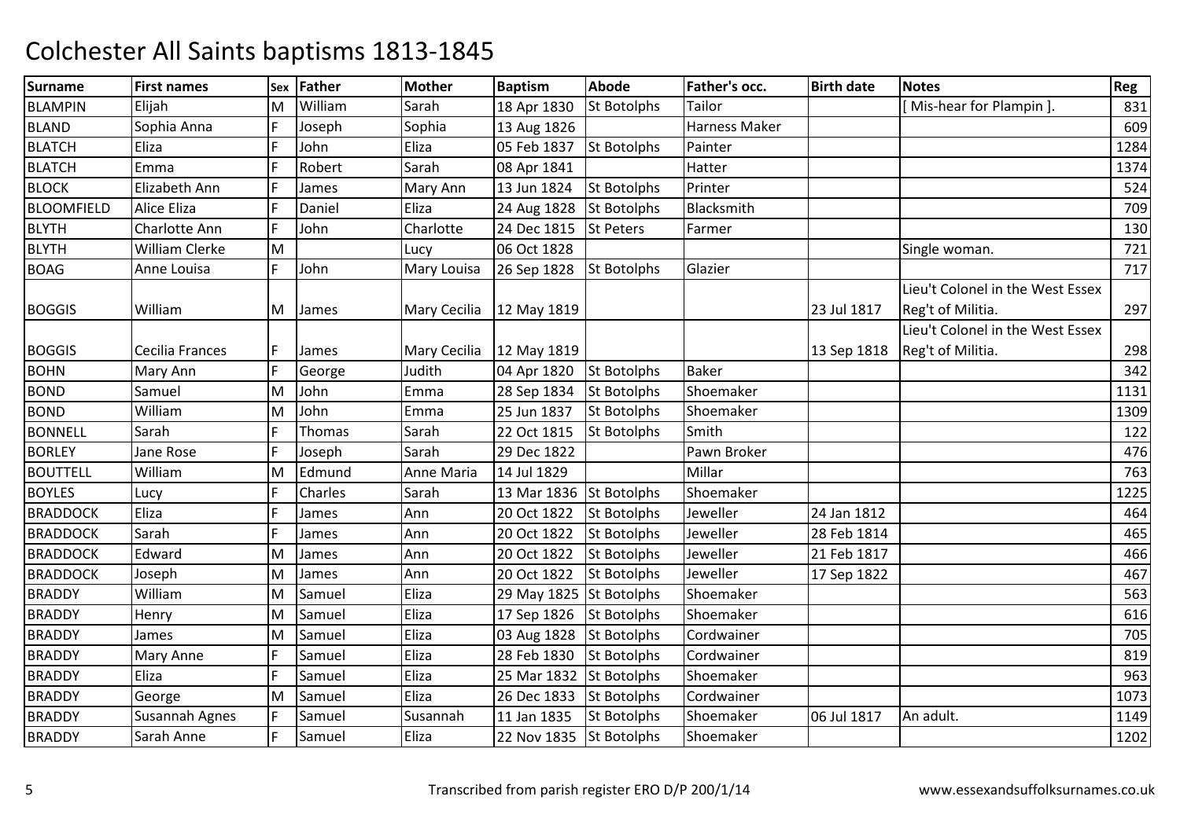# Colchester All Saints baptisms 1813-1845

| Surname | First names | Sex | Father | Mother | Baptism | Abode | Father's occ. | Birth date | Notes | Reg |
|---|---|---|---|---|---|---|---|---|---|---|
| BLAMPIN | Elijah | M | William | Sarah | 18 Apr 1830 | St Botolphs | Tailor | | [ Mis-hear for Plampin ]. | 831 |
| BLAND | Sophia Anna | F | Joseph | Sophia | 13 Aug 1826 | | Harness Maker | | | 609 |
| BLATCH | Eliza | F | John | Eliza | 05 Feb 1837 | St Botolphs | Painter | | | 1284 |
| BLATCH | Emma | F | Robert | Sarah | 08 Apr 1841 | | Hatter | | | 1374 |
| BLOCK | Elizabeth Ann | F | James | Mary Ann | 13 Jun 1824 | St Botolphs | Printer | | | 524 |
| BLOOMFIELD | Alice Eliza | F | Daniel | Eliza | 24 Aug 1828 | St Botolphs | Blacksmith | | | 709 |
| BLYTH | Charlotte Ann | F | John | Charlotte | 24 Dec 1815 | St Peters | Farmer | | | 130 |
| BLYTH | William Clerke | M | | Lucy | 06 Oct 1828 | | | | Single woman. | 721 |
| BOAG | Anne Louisa | F | John | Mary Louisa | 26 Sep 1828 | St Botolphs | Glazier | | | 717 |
| BOGGIS | William | M | James | Mary Cecilia | 12 May 1819 | | | 23 Jul 1817 | Lieu't Colonel in the West Essex Reg't of Militia. | 297 |
| BOGGIS | Cecilia Frances | F | James | Mary Cecilia | 12 May 1819 | | | 13 Sep 1818 | Lieu't Colonel in the West Essex Reg't of Militia. | 298 |
| BOHN | Mary Ann | F | George | Judith | 04 Apr 1820 | St Botolphs | Baker | | | 342 |
| BOND | Samuel | M | John | Emma | 28 Sep 1834 | St Botolphs | Shoemaker | | | 1131 |
| BOND | William | M | John | Emma | 25 Jun 1837 | St Botolphs | Shoemaker | | | 1309 |
| BONNELL | Sarah | F | Thomas | Sarah | 22 Oct 1815 | St Botolphs | Smith | | | 122 |
| BORLEY | Jane Rose | F | Joseph | Sarah | 29 Dec 1822 | | Pawn Broker | | | 476 |
| BOUTTELL | William | M | Edmund | Anne Maria | 14 Jul 1829 | | Millar | | | 763 |
| BOYLES | Lucy | F | Charles | Sarah | 13 Mar 1836 | St Botolphs | Shoemaker | | | 1225 |
| BRADDOCK | Eliza | F | James | Ann | 20 Oct 1822 | St Botolphs | Jeweller | 24 Jan 1812 | | 464 |
| BRADDOCK | Sarah | F | James | Ann | 20 Oct 1822 | St Botolphs | Jeweller | 28 Feb 1814 | | 465 |
| BRADDOCK | Edward | M | James | Ann | 20 Oct 1822 | St Botolphs | Jeweller | 21 Feb 1817 | | 466 |
| BRADDOCK | Joseph | M | James | Ann | 20 Oct 1822 | St Botolphs | Jeweller | 17 Sep 1822 | | 467 |
| BRADDY | William | M | Samuel | Eliza | 29 May 1825 | St Botolphs | Shoemaker | | | 563 |
| BRADDY | Henry | M | Samuel | Eliza | 17 Sep 1826 | St Botolphs | Shoemaker | | | 616 |
| BRADDY | James | M | Samuel | Eliza | 03 Aug 1828 | St Botolphs | Cordwainer | | | 705 |
| BRADDY | Mary Anne | F | Samuel | Eliza | 28 Feb 1830 | St Botolphs | Cordwainer | | | 819 |
| BRADDY | Eliza | F | Samuel | Eliza | 25 Mar 1832 | St Botolphs | Shoemaker | | | 963 |
| BRADDY | George | M | Samuel | Eliza | 26 Dec 1833 | St Botolphs | Cordwainer | | | 1073 |
| BRADDY | Susannah Agnes | F | Samuel | Susannah | 11 Jan 1835 | St Botolphs | Shoemaker | 06 Jul 1817 | An adult. | 1149 |
| BRADDY | Sarah Anne | F | Samuel | Eliza | 22 Nov 1835 | St Botolphs | Shoemaker | | | 1202 |

Transcribed from parish register ERO D/P 200/1/14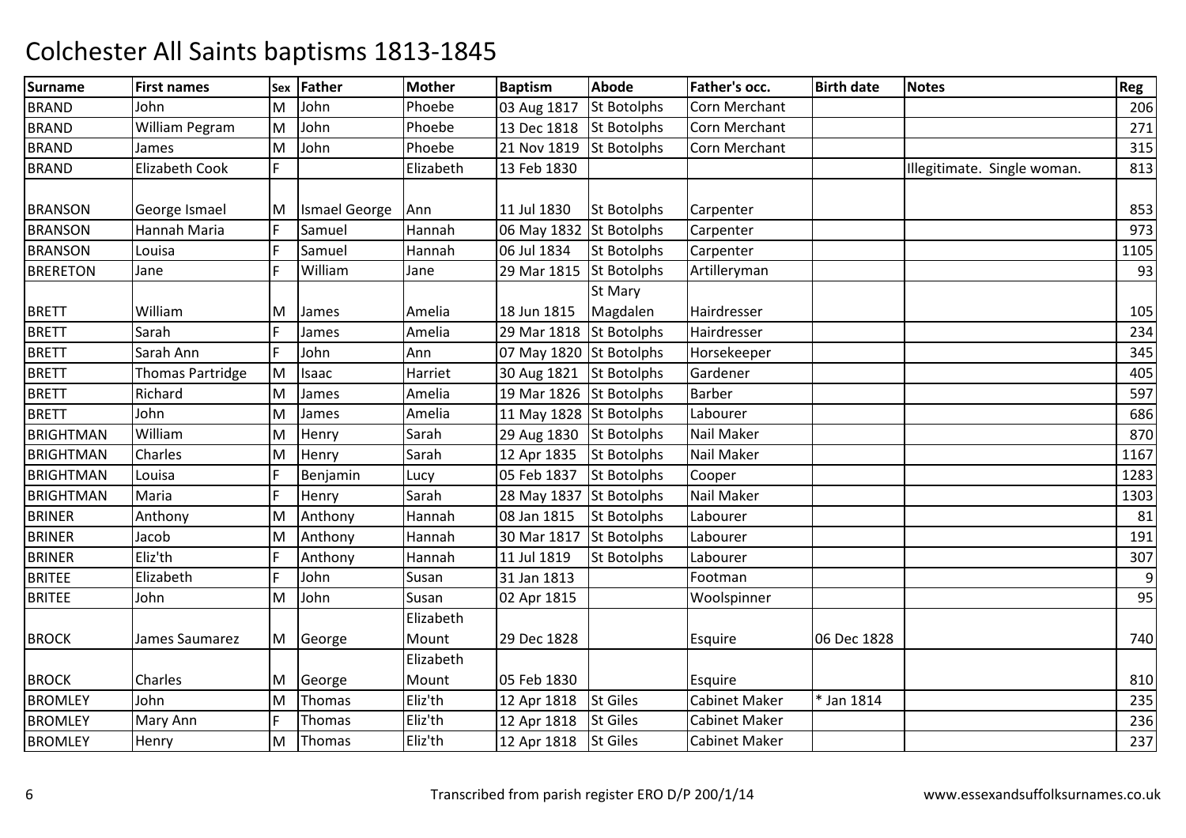# Colchester All Saints baptisms 1813-1845

| Surname | First names | Sex | Father | Mother | Baptism | Abode | Father's occ. | Birth date | Notes | Reg |
|---|---|---|---|---|---|---|---|---|---|---|
| BRAND | John | M | John | Phoebe | 03 Aug 1817 | St Botolphs | Corn Merchant | | | 206 |
| BRAND | William Pegram | M | John | Phoebe | 13 Dec 1818 | St Botolphs | Corn Merchant | | | 271 |
| BRAND | James | M | John | Phoebe | 21 Nov 1819 | St Botolphs | Corn Merchant | | | 315 |
| BRAND | Elizabeth Cook | F | | Elizabeth | 13 Feb 1830 | | | | Illegitimate. Single woman. | 813 |
| BRANSON | George Ismael | M | Ismael George | Ann | 11 Jul 1830 | St Botolphs | Carpenter | | | 853 |
| BRANSON | Hannah Maria | F | Samuel | Hannah | 06 May 1832 | St Botolphs | Carpenter | | | 973 |
| BRANSON | Louisa | F | Samuel | Hannah | 06 Jul 1834 | St Botolphs | Carpenter | | | 1105 |
| BRERETON | Jane | F | William | Jane | 29 Mar 1815 | St Botolphs | Artilleryman | | | 93 |
| BRETT | William | M | James | Amelia | 18 Jun 1815 | St Mary Magdalen | Hairdresser | | | 105 |
| BRETT | Sarah | F | James | Amelia | 29 Mar 1818 | St Botolphs | Hairdresser | | | 234 |
| BRETT | Sarah Ann | F | John | Ann | 07 May 1820 | St Botolphs | Horsekeeper | | | 345 |
| BRETT | Thomas Partridge | M | Isaac | Harriet | 30 Aug 1821 | St Botolphs | Gardener | | | 405 |
| BRETT | Richard | M | James | Amelia | 19 Mar 1826 | St Botolphs | Barber | | | 597 |
| BRETT | John | M | James | Amelia | 11 May 1828 | St Botolphs | Labourer | | | 686 |
| BRIGHTMAN | William | M | Henry | Sarah | 29 Aug 1830 | St Botolphs | Nail Maker | | | 870 |
| BRIGHTMAN | Charles | M | Henry | Sarah | 12 Apr 1835 | St Botolphs | Nail Maker | | | 1167 |
| BRIGHTMAN | Louisa | F | Benjamin | Lucy | 05 Feb 1837 | St Botolphs | Cooper | | | 1283 |
| BRIGHTMAN | Maria | F | Henry | Sarah | 28 May 1837 | St Botolphs | Nail Maker | | | 1303 |
| BRINER | Anthony | M | Anthony | Hannah | 08 Jan 1815 | St Botolphs | Labourer | | | 81 |
| BRINER | Jacob | M | Anthony | Hannah | 30 Mar 1817 | St Botolphs | Labourer | | | 191 |
| BRINER | Eliz'th | F | Anthony | Hannah | 11 Jul 1819 | St Botolphs | Labourer | | | 307 |
| BRITEE | Elizabeth | F | John | Susan | 31 Jan 1813 | | Footman | | | 9 |
| BRITEE | John | M | John | Susan | 02 Apr 1815 | | Woolspinner | | | 95 |
| BROCK | James Saumarez | M | George | Elizabeth Mount | 29 Dec 1828 | | Esquire | 06 Dec 1828 | | 740 |
| BROCK | Charles | M | George | Elizabeth Mount | 05 Feb 1830 | | Esquire | | | 810 |
| BROMLEY | John | M | Thomas | Eliz'th | 12 Apr 1818 | St Giles | Cabinet Maker | * Jan 1814 | | 235 |
| BROMLEY | Mary Ann | F | Thomas | Eliz'th | 12 Apr 1818 | St Giles | Cabinet Maker | | | 236 |
| BROMLEY | Henry | M | Thomas | Eliz'th | 12 Apr 1818 | St Giles | Cabinet Maker | | | 237 |

Transcribed from parish register ERO D/P 200/1/14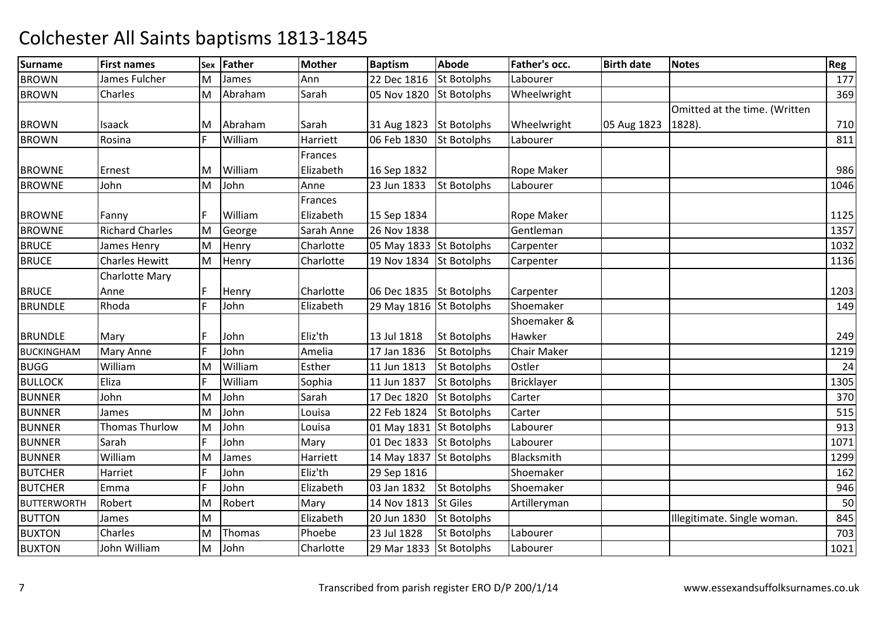# Colchester All Saints baptisms 1813-1845

| Surname | First names | Sex | Father | Mother | Baptism | Abode | Father's occ. | Birth date | Notes | Reg |
|---|---|---|---|---|---|---|---|---|---|---|
| BROWN | James Fulcher | M | James | Ann | 22 Dec 1816 | St Botolphs | Labourer | | | 177 |
| BROWN | Charles | M | Abraham | Sarah | 05 Nov 1820 | St Botolphs | Wheelwright | | | 369 |
| BROWN | Isaack | M | Abraham | Sarah | 31 Aug 1823 | St Botolphs | Wheelwright | 05 Aug 1823 | Omitted at the time. (Written 1828). | 710 |
| BROWN | Rosina | F | William | Harriett | 06 Feb 1830 | St Botolphs | Labourer | | | 811 |
| BROWNE | Ernest | M | William | Frances Elizabeth | 16 Sep 1832 | | Rope Maker | | | 986 |
| BROWNE | John | M | John | Anne | 23 Jun 1833 | St Botolphs | Labourer | | | 1046 |
| BROWNE | Fanny | F | William | Frances Elizabeth | 15 Sep 1834 | | Rope Maker | | | 1125 |
| BROWNE | Richard Charles | M | George | Sarah Anne | 26 Nov 1838 | | Gentleman | | | 1357 |
| BRUCE | James Henry | M | Henry | Charlotte | 05 May 1833 | St Botolphs | Carpenter | | | 1032 |
| BRUCE | Charles Hewitt | M | Henry | Charlotte | 19 Nov 1834 | St Botolphs | Carpenter | | | 1136 |
| BRUCE | Charlotte Mary Anne | F | Henry | Charlotte | 06 Dec 1835 | St Botolphs | Carpenter | | | 1203 |
| BRUNDLE | Rhoda | F | John | Elizabeth | 29 May 1816 | St Botolphs | Shoemaker | | | 149 |
| BRUNDLE | Mary | F | John | Eliz'th | 13 Jul 1818 | St Botolphs | Shoemaker & Hawker | | | 249 |
| BUCKINGHAM | Mary Anne | F | John | Amelia | 17 Jan 1836 | St Botolphs | Chair Maker | | | 1219 |
| BUGG | William | M | William | Esther | 11 Jun 1813 | St Botolphs | Ostler | | | 24 |
| BULLOCK | Eliza | F | William | Sophia | 11 Jun 1837 | St Botolphs | Bricklayer | | | 1305 |
| BUNNER | John | M | John | Sarah | 17 Dec 1820 | St Botolphs | Carter | | | 370 |
| BUNNER | James | M | John | Louisa | 22 Feb 1824 | St Botolphs | Carter | | | 515 |
| BUNNER | Thomas Thurlow | M | John | Louisa | 01 May 1831 | St Botolphs | Labourer | | | 913 |
| BUNNER | Sarah | F | John | Mary | 01 Dec 1833 | St Botolphs | Labourer | | | 1071 |
| BUNNER | William | M | James | Harriett | 14 May 1837 | St Botolphs | Blacksmith | | | 1299 |
| BUTCHER | Harriet | F | John | Eliz'th | 29 Sep 1816 | | Shoemaker | | | 162 |
| BUTCHER | Emma | F | John | Elizabeth | 03 Jan 1832 | St Botolphs | Shoemaker | | | 946 |
| BUTTERWORTH | Robert | M | Robert | Mary | 14 Nov 1813 | St Giles | Artilleryman | | | 50 |
| BUTTON | James | M | | Elizabeth | 20 Jun 1830 | St Botolphs | | | Illegitimate. Single woman. | 845 |
| BUXTON | Charles | M | Thomas | Phoebe | 23 Jul 1828 | St Botolphs | Labourer | | | 703 |
| BUXTON | John William | M | John | Charlotte | 29 Mar 1833 | St Botolphs | Labourer | | | 1021 |

Transcribed from parish register ERO D/P 200/1/14 www.essexandsuffolksurnames.co.uk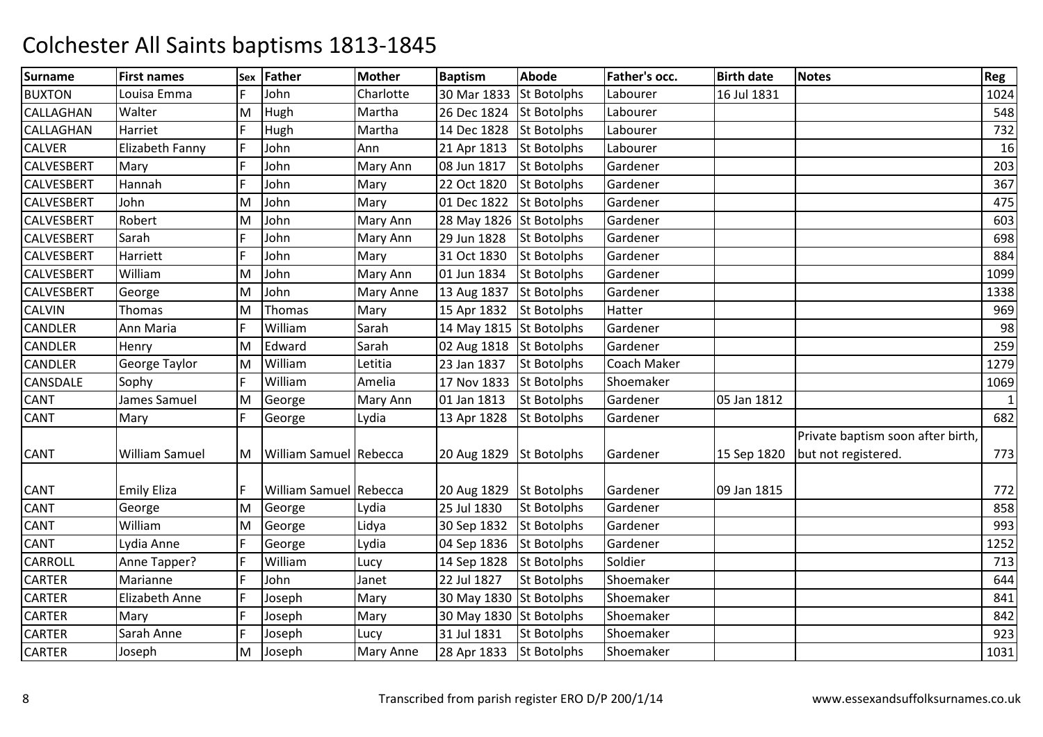# Colchester All Saints baptisms 1813-1845

| Surname | First names | Sex | Father | Mother | Baptism | Abode | Father's occ. | Birth date | Notes | Reg |
|---|---|---|---|---|---|---|---|---|---|---|
| BUXTON | Louisa Emma | F | John | Charlotte | 30 Mar 1833 | St Botolphs | Labourer | 16 Jul 1831 | | 1024 |
| CALLAGHAN | Walter | M | Hugh | Martha | 26 Dec 1824 | St Botolphs | Labourer | | | 548 |
| CALLAGHAN | Harriet | F | Hugh | Martha | 14 Dec 1828 | St Botolphs | Labourer | | | 732 |
| CALVER | Elizabeth Fanny | F | John | Ann | 21 Apr 1813 | St Botolphs | Labourer | | | 16 |
| CALVESBERT | Mary | F | John | Mary Ann | 08 Jun 1817 | St Botolphs | Gardener | | | 203 |
| CALVESBERT | Hannah | F | John | Mary | 22 Oct 1820 | St Botolphs | Gardener | | | 367 |
| CALVESBERT | John | M | John | Mary | 01 Dec 1822 | St Botolphs | Gardener | | | 475 |
| CALVESBERT | Robert | M | John | Mary Ann | 28 May 1826 | St Botolphs | Gardener | | | 603 |
| CALVESBERT | Sarah | F | John | Mary Ann | 29 Jun 1828 | St Botolphs | Gardener | | | 698 |
| CALVESBERT | Harriett | F | John | Mary | 31 Oct 1830 | St Botolphs | Gardener | | | 884 |
| CALVESBERT | William | M | John | Mary Ann | 01 Jun 1834 | St Botolphs | Gardener | | | 1099 |
| CALVESBERT | George | M | John | Mary Anne | 13 Aug 1837 | St Botolphs | Gardener | | | 1338 |
| CALVIN | Thomas | M | Thomas | Mary | 15 Apr 1832 | St Botolphs | Hatter | | | 969 |
| CANDLER | Ann Maria | F | William | Sarah | 14 May 1815 | St Botolphs | Gardener | | | 98 |
| CANDLER | Henry | M | Edward | Sarah | 02 Aug 1818 | St Botolphs | Gardener | | | 259 |
| CANDLER | George Taylor | M | William | Letitia | 23 Jan 1837 | St Botolphs | Coach Maker | | | 1279 |
| CANSDALE | Sophy | F | William | Amelia | 17 Nov 1833 | St Botolphs | Shoemaker | | | 1069 |
| CANT | James Samuel | M | George | Mary Ann | 01 Jan 1813 | St Botolphs | Gardener | 05 Jan 1812 | | 1 |
| CANT | Mary | F | George | Lydia | 13 Apr 1828 | St Botolphs | Gardener | | | 682 |
| CANT | William Samuel | M | William Samuel | Rebecca | 20 Aug 1829 | St Botolphs | Gardener | 15 Sep 1820 | Private baptism soon after birth, but not registered. | 773 |
| CANT | Emily Eliza | F | William Samuel | Rebecca | 20 Aug 1829 | St Botolphs | Gardener | 09 Jan 1815 | | 772 |
| CANT | George | M | George | Lydia | 25 Jul 1830 | St Botolphs | Gardener | | | 858 |
| CANT | William | M | George | Lidya | 30 Sep 1832 | St Botolphs | Gardener | | | 993 |
| CANT | Lydia Anne | F | George | Lydia | 04 Sep 1836 | St Botolphs | Gardener | | | 1252 |
| CARROLL | Anne Tapper? | F | William | Lucy | 14 Sep 1828 | St Botolphs | Soldier | | | 713 |
| CARTER | Marianne | F | John | Janet | 22 Jul 1827 | St Botolphs | Shoemaker | | | 644 |
| CARTER | Elizabeth Anne | F | Joseph | Mary | 30 May 1830 | St Botolphs | Shoemaker | | | 841 |
| CARTER | Mary | F | Joseph | Mary | 30 May 1830 | St Botolphs | Shoemaker | | | 842 |
| CARTER | Sarah Anne | F | Joseph | Lucy | 31 Jul 1831 | St Botolphs | Shoemaker | | | 923 |
| CARTER | Joseph | M | Joseph | Mary Anne | 28 Apr 1833 | St Botolphs | Shoemaker | | | 1031 |

Transcribed from parish register ERO D/P 200/1/14

www.essexandsuffolksurnames.co.uk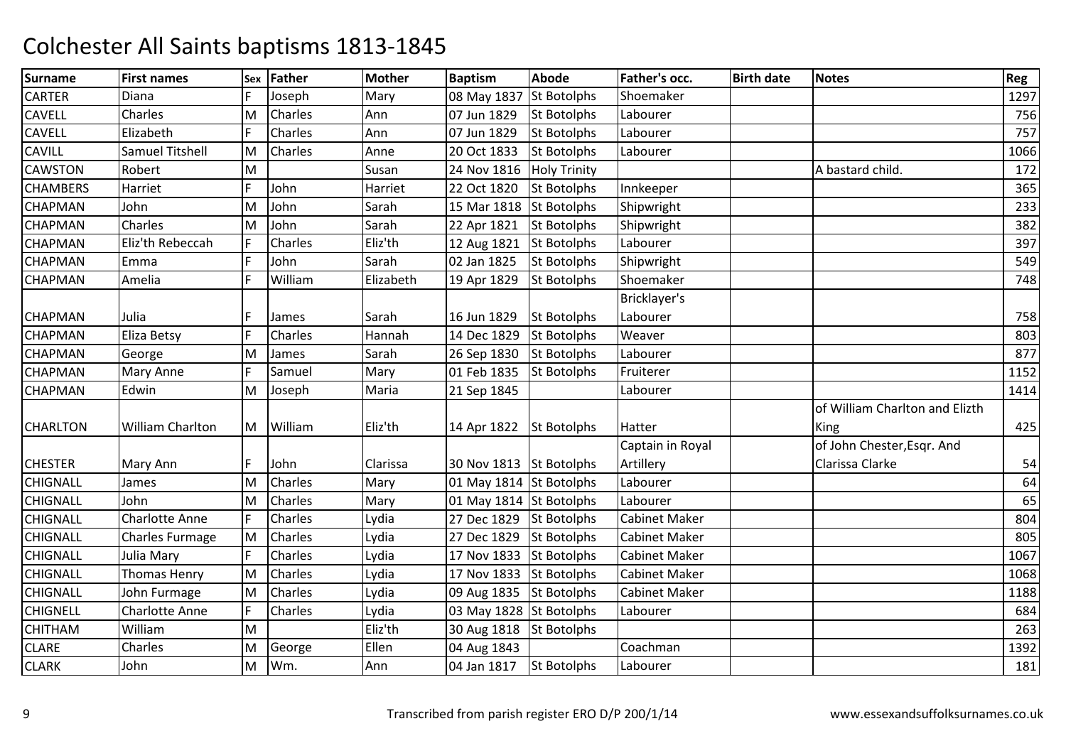# Colchester All Saints baptisms 1813-1845

| Surname | First names | Sex | Father | Mother | Baptism | Abode | Father's occ. | Birth date | Notes | Reg |
|---|---|---|---|---|---|---|---|---|---|---|
| CARTER | Diana | F | Joseph | Mary | 08 May 1837 | St Botolphs | Shoemaker | | | 1297 |
| CAVELL | Charles | M | Charles | Ann | 07 Jun 1829 | St Botolphs | Labourer | | | 756 |
| CAVELL | Elizabeth | F | Charles | Ann | 07 Jun 1829 | St Botolphs | Labourer | | | 757 |
| CAVILL | Samuel Titshell | M | Charles | Anne | 20 Oct 1833 | St Botolphs | Labourer | | | 1066 |
| CAWSTON | Robert | M | | Susan | 24 Nov 1816 | Holy Trinity | | | A bastard child. | 172 |
| CHAMBERS | Harriet | F | John | Harriet | 22 Oct 1820 | St Botolphs | Innkeeper | | | 365 |
| CHAPMAN | John | M | John | Sarah | 15 Mar 1818 | St Botolphs | Shipwright | | | 233 |
| CHAPMAN | Charles | M | John | Sarah | 22 Apr 1821 | St Botolphs | Shipwright | | | 382 |
| CHAPMAN | Eliz'th Rebeccah | F | Charles | Eliz'th | 12 Aug 1821 | St Botolphs | Labourer | | | 397 |
| CHAPMAN | Emma | F | John | Sarah | 02 Jan 1825 | St Botolphs | Shipwright | | | 549 |
| CHAPMAN | Amelia | F | William | Elizabeth | 19 Apr 1829 | St Botolphs | Shoemaker | | | 748 |
| CHAPMAN | Julia | F | James | Sarah | 16 Jun 1829 | St Botolphs | Bricklayer's Labourer | | | 758 |
| CHAPMAN | Eliza Betsy | F | Charles | Hannah | 14 Dec 1829 | St Botolphs | Weaver | | | 803 |
| CHAPMAN | George | M | James | Sarah | 26 Sep 1830 | St Botolphs | Labourer | | | 877 |
| CHAPMAN | Mary Anne | F | Samuel | Mary | 01 Feb 1835 | St Botolphs | Fruiterer | | | 1152 |
| CHAPMAN | Edwin | M | Joseph | Maria | 21 Sep 1845 | | Labourer | | | 1414 |
| CHARLTON | William Charlton | M | William | Eliz'th | 14 Apr 1822 | St Botolphs | Hatter | | of William Charlton and Elizth King | 425 |
| CHESTER | Mary Ann | F | John | Clarissa | 30 Nov 1813 | St Botolphs | Captain in Royal Artillery | | of John Chester,Esqr. And Clarissa Clarke | 54 |
| CHIGNALL | James | M | Charles | Mary | 01 May 1814 | St Botolphs | Labourer | | | 64 |
| CHIGNALL | John | M | Charles | Mary | 01 May 1814 | St Botolphs | Labourer | | | 65 |
| CHIGNALL | Charlotte Anne | F | Charles | Lydia | 27 Dec 1829 | St Botolphs | Cabinet Maker | | | 804 |
| CHIGNALL | Charles Furmage | M | Charles | Lydia | 27 Dec 1829 | St Botolphs | Cabinet Maker | | | 805 |
| CHIGNALL | Julia Mary | F | Charles | Lydia | 17 Nov 1833 | St Botolphs | Cabinet Maker | | | 1067 |
| CHIGNALL | Thomas Henry | M | Charles | Lydia | 17 Nov 1833 | St Botolphs | Cabinet Maker | | | 1068 |
| CHIGNALL | John Furmage | M | Charles | Lydia | 09 Aug 1835 | St Botolphs | Cabinet Maker | | | 1188 |
| CHIGNELL | Charlotte Anne | F | Charles | Lydia | 03 May 1828 | St Botolphs | Labourer | | | 684 |
| CHITHAM | William | M | | Eliz'th | 30 Aug 1818 | St Botolphs | | | | 263 |
| CLARE | Charles | M | George | Ellen | 04 Aug 1843 | | Coachman | | | 1392 |
| CLARK | John | M | Wm. | Ann | 04 Jan 1817 | St Botolphs | Labourer | | | 181 |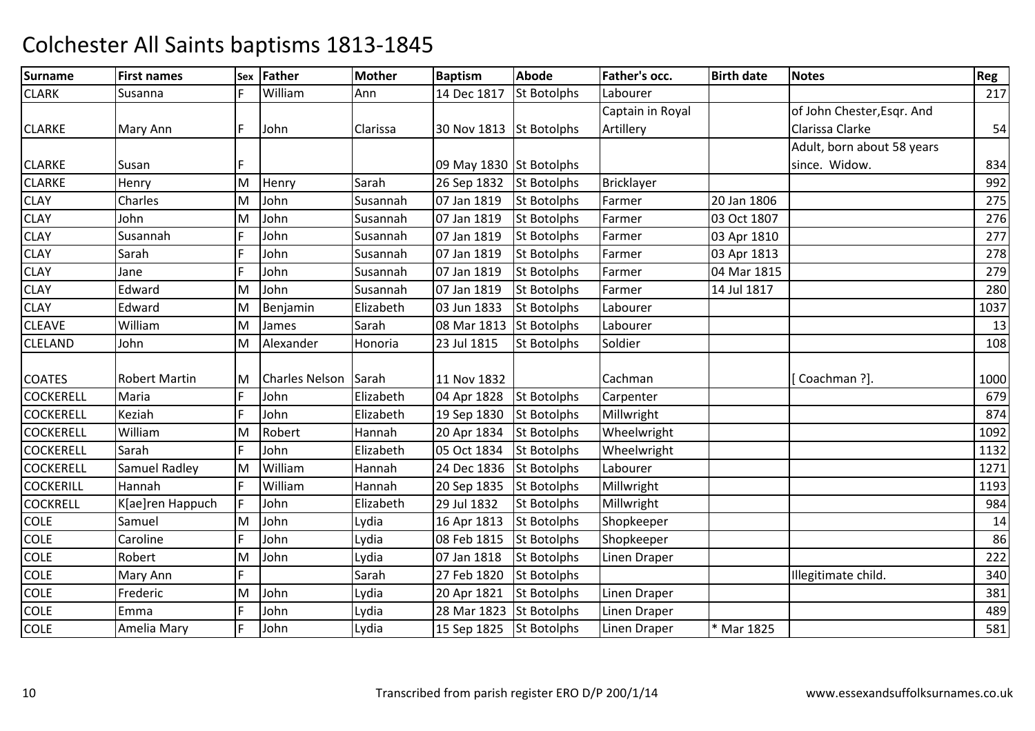# Colchester All Saints baptisms 1813-1845

| Surname | First names | Sex | Father | Mother | Baptism | Abode | Father's occ. | Birth date | Notes | Reg |
|---|---|---|---|---|---|---|---|---|---|---|
| CLARK | Susanna | F | William | Ann | 14 Dec 1817 | St Botolphs | Labourer | | | 217 |
| CLARKE | Mary Ann | F | John | Clarissa | 30 Nov 1813 | St Botolphs | Captain in Royal Artillery | | of John Chester,Esqr. And Clarissa Clarke | 54 |
| CLARKE | Susan | F | | | 09 May 1830 | St Botolphs | | | Adult, born about 58 years since. Widow. | 834 |
| CLARKE | Henry | M | Henry | Sarah | 26 Sep 1832 | St Botolphs | Bricklayer | | | 992 |
| CLAY | Charles | M | John | Susannah | 07 Jan 1819 | St Botolphs | Farmer | 20 Jan 1806 | | 275 |
| CLAY | John | M | John | Susannah | 07 Jan 1819 | St Botolphs | Farmer | 03 Oct 1807 | | 276 |
| CLAY | Susannah | F | John | Susannah | 07 Jan 1819 | St Botolphs | Farmer | 03 Apr 1810 | | 277 |
| CLAY | Sarah | F | John | Susannah | 07 Jan 1819 | St Botolphs | Farmer | 03 Apr 1813 | | 278 |
| CLAY | Jane | F | John | Susannah | 07 Jan 1819 | St Botolphs | Farmer | 04 Mar 1815 | | 279 |
| CLAY | Edward | M | John | Susannah | 07 Jan 1819 | St Botolphs | Farmer | 14 Jul 1817 | | 280 |
| CLAY | Edward | M | Benjamin | Elizabeth | 03 Jun 1833 | St Botolphs | Labourer | | | 1037 |
| CLEAVE | William | M | James | Sarah | 08 Mar 1813 | St Botolphs | Labourer | | | 13 |
| CLELAND | John | M | Alexander | Honoria | 23 Jul 1815 | St Botolphs | Soldier | | | 108 |
| COATES | Robert Martin | M | Charles Nelson | Sarah | 11 Nov 1832 | | Cachman | | [ Coachman ?]. | 1000 |
| COCKERELL | Maria | F | John | Elizabeth | 04 Apr 1828 | St Botolphs | Carpenter | | | 679 |
| COCKERELL | Keziah | F | John | Elizabeth | 19 Sep 1830 | St Botolphs | Millwright | | | 874 |
| COCKERELL | William | M | Robert | Hannah | 20 Apr 1834 | St Botolphs | Wheelwright | | | 1092 |
| COCKERELL | Sarah | F | John | Elizabeth | 05 Oct 1834 | St Botolphs | Wheelwright | | | 1132 |
| COCKERELL | Samuel Radley | M | William | Hannah | 24 Dec 1836 | St Botolphs | Labourer | | | 1271 |
| COCKERILL | Hannah | F | William | Hannah | 20 Sep 1835 | St Botolphs | Millwright | | | 1193 |
| COCKRELL | K[ae]ren Happuch | F | John | Elizabeth | 29 Jul 1832 | St Botolphs | Millwright | | | 984 |
| COLE | Samuel | M | John | Lydia | 16 Apr 1813 | St Botolphs | Shopkeeper | | | 14 |
| COLE | Caroline | F | John | Lydia | 08 Feb 1815 | St Botolphs | Shopkeeper | | | 86 |
| COLE | Robert | M | John | Lydia | 07 Jan 1818 | St Botolphs | Linen Draper | | | 222 |
| COLE | Mary Ann | F | | Sarah | 27 Feb 1820 | St Botolphs | | | Illegitimate child. | 340 |
| COLE | Frederic | M | John | Lydia | 20 Apr 1821 | St Botolphs | Linen Draper | | | 381 |
| COLE | Emma | F | John | Lydia | 28 Mar 1823 | St Botolphs | Linen Draper | | | 489 |
| COLE | Amelia Mary | F | John | Lydia | 15 Sep 1825 | St Botolphs | Linen Draper | * Mar 1825 | | 581 |

Transcribed from parish register ERO D/P 200/1/14 www.essexandsuffolksurnames.co.uk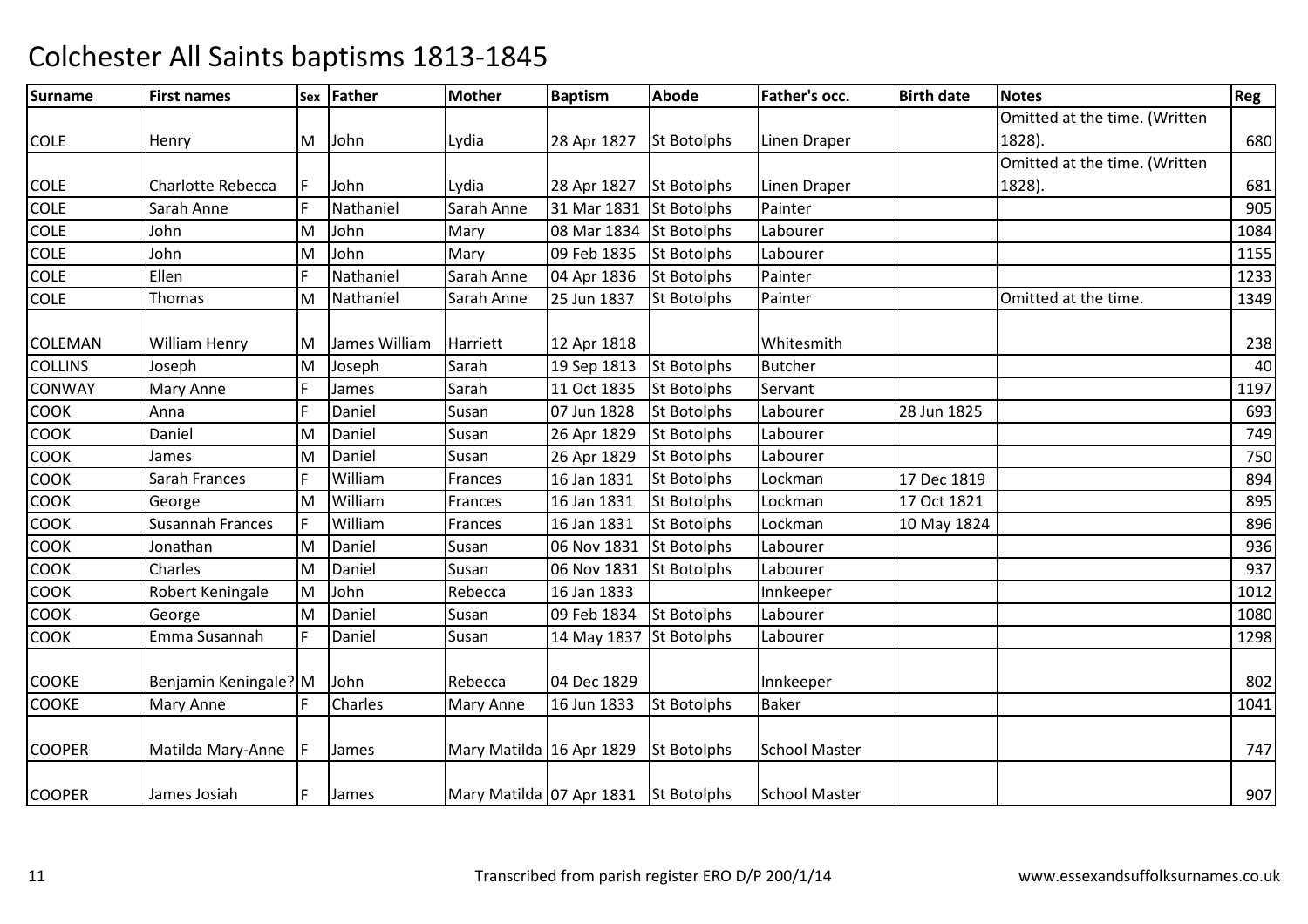# Colchester All Saints baptisms 1813-1845

| Surname | First names | Sex | Father | Mother | Baptism | Abode | Father's occ. | Birth date | Notes | Reg |
|---|---|---|---|---|---|---|---|---|---|---|
| COLE | Henry | M | John | Lydia | 28 Apr 1827 | St Botolphs | Linen Draper | | Omitted at the time. (Written 1828). | 680 |
| COLE | Charlotte Rebecca | F | John | Lydia | 28 Apr 1827 | St Botolphs | Linen Draper | | Omitted at the time. (Written 1828). | 681 |
| COLE | Sarah Anne | F | Nathaniel | Sarah Anne | 31 Mar 1831 | St Botolphs | Painter | | | 905 |
| COLE | John | M | John | Mary | 08 Mar 1834 | St Botolphs | Labourer | | | 1084 |
| COLE | John | M | John | Mary | 09 Feb 1835 | St Botolphs | Labourer | | | 1155 |
| COLE | Ellen | F | Nathaniel | Sarah Anne | 04 Apr 1836 | St Botolphs | Painter | | | 1233 |
| COLE | Thomas | M | Nathaniel | Sarah Anne | 25 Jun 1837 | St Botolphs | Painter | | Omitted at the time. | 1349 |
| COLEMAN | William Henry | M | James William | Harriett | 12 Apr 1818 | | Whitesmith | | | 238 |
| COLLINS | Joseph | M | Joseph | Sarah | 19 Sep 1813 | St Botolphs | Butcher | | | 40 |
| CONWAY | Mary Anne | F | James | Sarah | 11 Oct 1835 | St Botolphs | Servant | | | 1197 |
| COOK | Anna | F | Daniel | Susan | 07 Jun 1828 | St Botolphs | Labourer | 28 Jun 1825 | | 693 |
| COOK | Daniel | M | Daniel | Susan | 26 Apr 1829 | St Botolphs | Labourer | | | 749 |
| COOK | James | M | Daniel | Susan | 26 Apr 1829 | St Botolphs | Labourer | | | 750 |
| COOK | Sarah Frances | F | William | Frances | 16 Jan 1831 | St Botolphs | Lockman | 17 Dec 1819 | | 894 |
| COOK | George | M | William | Frances | 16 Jan 1831 | St Botolphs | Lockman | 17 Oct 1821 | | 895 |
| COOK | Susannah Frances | F | William | Frances | 16 Jan 1831 | St Botolphs | Lockman | 10 May 1824 | | 896 |
| COOK | Jonathan | M | Daniel | Susan | 06 Nov 1831 | St Botolphs | Labourer | | | 936 |
| COOK | Charles | M | Daniel | Susan | 06 Nov 1831 | St Botolphs | Labourer | | | 937 |
| COOK | Robert Keningale | M | John | Rebecca | 16 Jan 1833 | | Innkeeper | | | 1012 |
| COOK | George | M | Daniel | Susan | 09 Feb 1834 | St Botolphs | Labourer | | | 1080 |
| COOK | Emma Susannah | F | Daniel | Susan | 14 May 1837 | St Botolphs | Labourer | | | 1298 |
| COOKE | Benjamin Keningale? | M | John | Rebecca | 04 Dec 1829 | | Innkeeper | | | 802 |
| COOKE | Mary Anne | F | Charles | Mary Anne | 16 Jun 1833 | St Botolphs | Baker | | | 1041 |
| COOPER | Matilda Mary-Anne | F | James | Mary Matilda | 16 Apr 1829 | St Botolphs | School Master | | | 747 |
| COOPER | James Josiah | F | James | Mary Matilda | 07 Apr 1831 | St Botolphs | School Master | | | 907 |

Transcribed from parish register ERO D/P 200/1/14

www.essexandsuffolksurnames.co.uk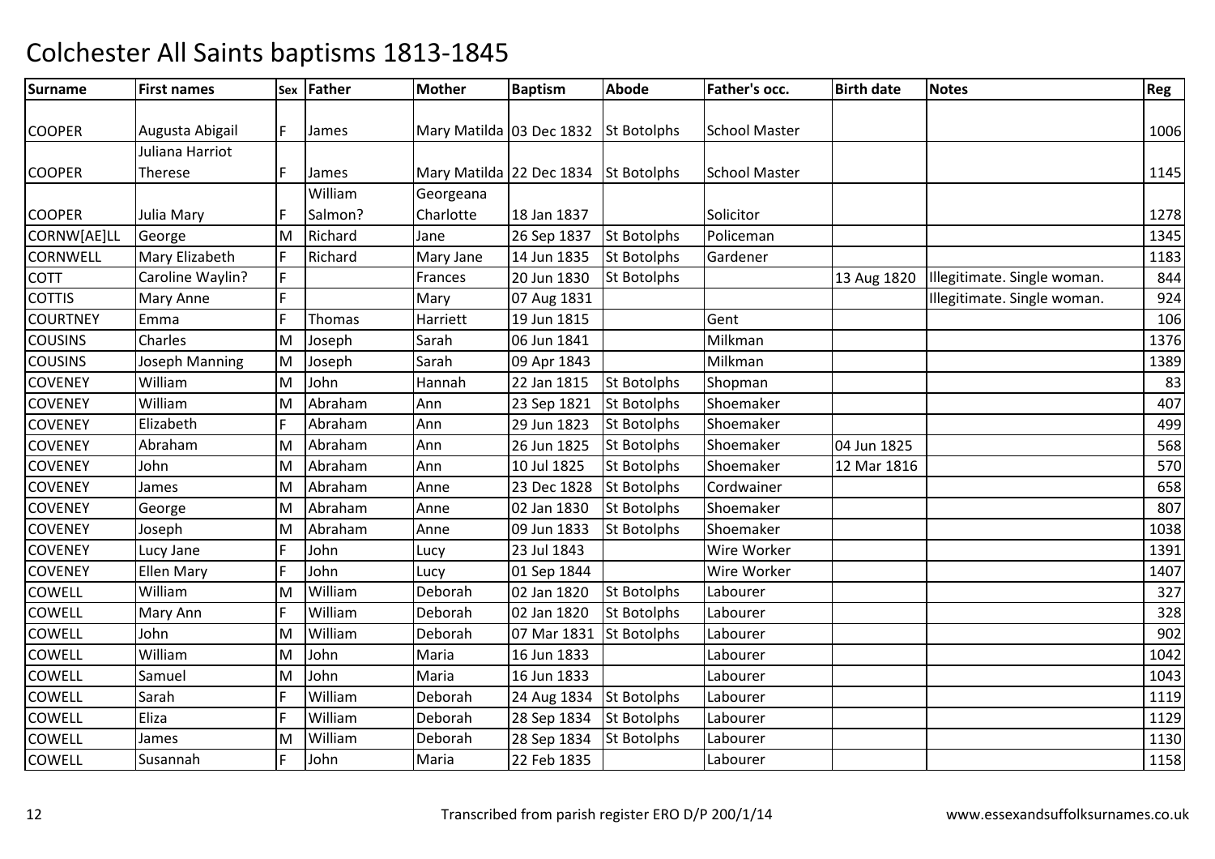# Colchester All Saints baptisms 1813-1845

| Surname | First names | Sex | Father | Mother | Baptism | Abode | Father's occ. | Birth date | Notes | Reg |
|---|---|---|---|---|---|---|---|---|---|---|
| COOPER | Augusta Abigail | F | James | Mary Matilda | 03 Dec 1832 | St Botolphs | School Master | | | 1006 |
| COOPER | Juliana Harriot Therese | F | James | Mary Matilda | 22 Dec 1834 | St Botolphs | School Master | | | 1145 |
| COOPER | Julia Mary | F | William Salmon? | Georgeana Charlotte | 18 Jan 1837 | | Solicitor | | | 1278 |
| CORNW[AE]LL | George | M | Richard | Jane | 26 Sep 1837 | St Botolphs | Policeman | | | 1345 |
| CORNWELL | Mary Elizabeth | F | Richard | Mary Jane | 14 Jun 1835 | St Botolphs | Gardener | | | 1183 |
| COTT | Caroline Waylin? | F | | Frances | 20 Jun 1830 | St Botolphs | | 13 Aug 1820 | Illegitimate. Single woman. | 844 |
| COTTIS | Mary Anne | F | | Mary | 07 Aug 1831 | | | | Illegitimate. Single woman. | 924 |
| COURTNEY | Emma | F | Thomas | Harriett | 19 Jun 1815 | | Gent | | | 106 |
| COUSINS | Charles | M | Joseph | Sarah | 06 Jun 1841 | | Milkman | | | 1376 |
| COUSINS | Joseph Manning | M | Joseph | Sarah | 09 Apr 1843 | | Milkman | | | 1389 |
| COVENEY | William | M | John | Hannah | 22 Jan 1815 | St Botolphs | Shopman | | | 83 |
| COVENEY | William | M | Abraham | Ann | 23 Sep 1821 | St Botolphs | Shoemaker | | | 407 |
| COVENEY | Elizabeth | F | Abraham | Ann | 29 Jun 1823 | St Botolphs | Shoemaker | | | 499 |
| COVENEY | Abraham | M | Abraham | Ann | 26 Jun 1825 | St Botolphs | Shoemaker | 04 Jun 1825 | | 568 |
| COVENEY | John | M | Abraham | Ann | 10 Jul 1825 | St Botolphs | Shoemaker | 12 Mar 1816 | | 570 |
| COVENEY | James | M | Abraham | Anne | 23 Dec 1828 | St Botolphs | Cordwainer | | | 658 |
| COVENEY | George | M | Abraham | Anne | 02 Jan 1830 | St Botolphs | Shoemaker | | | 807 |
| COVENEY | Joseph | M | Abraham | Anne | 09 Jun 1833 | St Botolphs | Shoemaker | | | 1038 |
| COVENEY | Lucy Jane | F | John | Lucy | 23 Jul 1843 | | Wire Worker | | | 1391 |
| COVENEY | Ellen Mary | F | John | Lucy | 01 Sep 1844 | | Wire Worker | | | 1407 |
| COWELL | William | M | William | Deborah | 02 Jan 1820 | St Botolphs | Labourer | | | 327 |
| COWELL | Mary Ann | F | William | Deborah | 02 Jan 1820 | St Botolphs | Labourer | | | 328 |
| COWELL | John | M | William | Deborah | 07 Mar 1831 | St Botolphs | Labourer | | | 902 |
| COWELL | William | M | John | Maria | 16 Jun 1833 | | Labourer | | | 1042 |
| COWELL | Samuel | M | John | Maria | 16 Jun 1833 | | Labourer | | | 1043 |
| COWELL | Sarah | F | William | Deborah | 24 Aug 1834 | St Botolphs | Labourer | | | 1119 |
| COWELL | Eliza | F | William | Deborah | 28 Sep 1834 | St Botolphs | Labourer | | | 1129 |
| COWELL | James | M | William | Deborah | 28 Sep 1834 | St Botolphs | Labourer | | | 1130 |
| COWELL | Susannah | F | John | Maria | 22 Feb 1835 | | Labourer | | | 1158 |

Transcribed from parish register ERO D/P 200/1/14

www.essexandsuffolksurnames.co.uk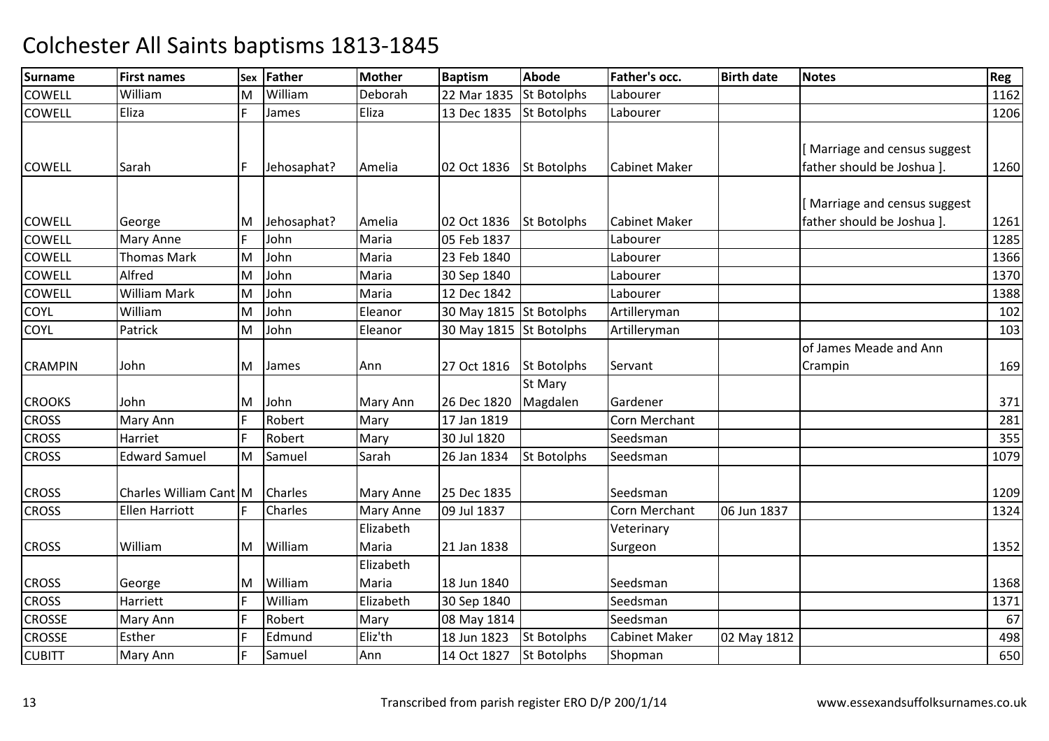# Colchester All Saints baptisms 1813-1845

| Surname | First names | Sex | Father | Mother | Baptism | Abode | Father's occ. | Birth date | Notes | Reg |
|---|---|---|---|---|---|---|---|---|---|---|
| COWELL | William | M | William | Deborah | 22 Mar 1835 | St Botolphs | Labourer | | | 1162 |
| COWELL | Eliza | F | James | Eliza | 13 Dec 1835 | St Botolphs | Labourer | | | 1206 |
| COWELL | Sarah | F | Jehosaphat? | Amelia | 02 Oct 1836 | St Botolphs | Cabinet Maker | | [ Marriage and census suggest father should be Joshua ]. | 1260 |
| COWELL | George | M | Jehosaphat? | Amelia | 02 Oct 1836 | St Botolphs | Cabinet Maker | | [ Marriage and census suggest father should be Joshua ]. | 1261 |
| COWELL | Mary Anne | F | John | Maria | 05 Feb 1837 | | Labourer | | | 1285 |
| COWELL | Thomas Mark | M | John | Maria | 23 Feb 1840 | | Labourer | | | 1366 |
| COWELL | Alfred | M | John | Maria | 30 Sep 1840 | | Labourer | | | 1370 |
| COWELL | William Mark | M | John | Maria | 12 Dec 1842 | | Labourer | | | 1388 |
| COYL | William | M | John | Eleanor | 30 May 1815 | St Botolphs | Artilleryman | | | 102 |
| COYL | Patrick | M | John | Eleanor | 30 May 1815 | St Botolphs | Artilleryman | | | 103 |
| CRAMPIN | John | M | James | Ann | 27 Oct 1816 | St Botolphs | Servant | | of James Meade and Ann Crampin | 169 |
| CROOKS | John | M | John | Mary Ann | 26 Dec 1820 | St Mary Magdalen | Gardener | | | 371 |
| CROSS | Mary Ann | F | Robert | Mary | 17 Jan 1819 | | Corn Merchant | | | 281 |
| CROSS | Harriet | F | Robert | Mary | 30 Jul 1820 | | Seedsman | | | 355 |
| CROSS | Edward Samuel | M | Samuel | Sarah | 26 Jan 1834 | St Botolphs | Seedsman | | | 1079 |
| CROSS | Charles William Cant | M | Charles | Mary Anne | 25 Dec 1835 | | Seedsman | | | 1209 |
| CROSS | Ellen Harriott | F | Charles | Mary Anne | 09 Jul 1837 | | Corn Merchant | 06 Jun 1837 | | 1324 |
| CROSS | William | M | William | Elizabeth Maria | 21 Jan 1838 | | Veterinary Surgeon | | | 1352 |
| CROSS | George | M | William | Elizabeth Maria | 18 Jun 1840 | | Seedsman | | | 1368 |
| CROSS | Harriett | F | William | Elizabeth | 30 Sep 1840 | | Seedsman | | | 1371 |
| CROSSE | Mary Ann | F | Robert | Mary | 08 May 1814 | | Seedsman | | | 67 |
| CROSSE | Esther | F | Edmund | Eliz'th | 18 Jun 1823 | St Botolphs | Cabinet Maker | 02 May 1812 | | 498 |
| CUBITT | Mary Ann | F | Samuel | Ann | 14 Oct 1827 | St Botolphs | Shopman | | | 650 |

Transcribed from parish register ERO D/P 200/1/14

www.essexandsuffolksurnames.co.uk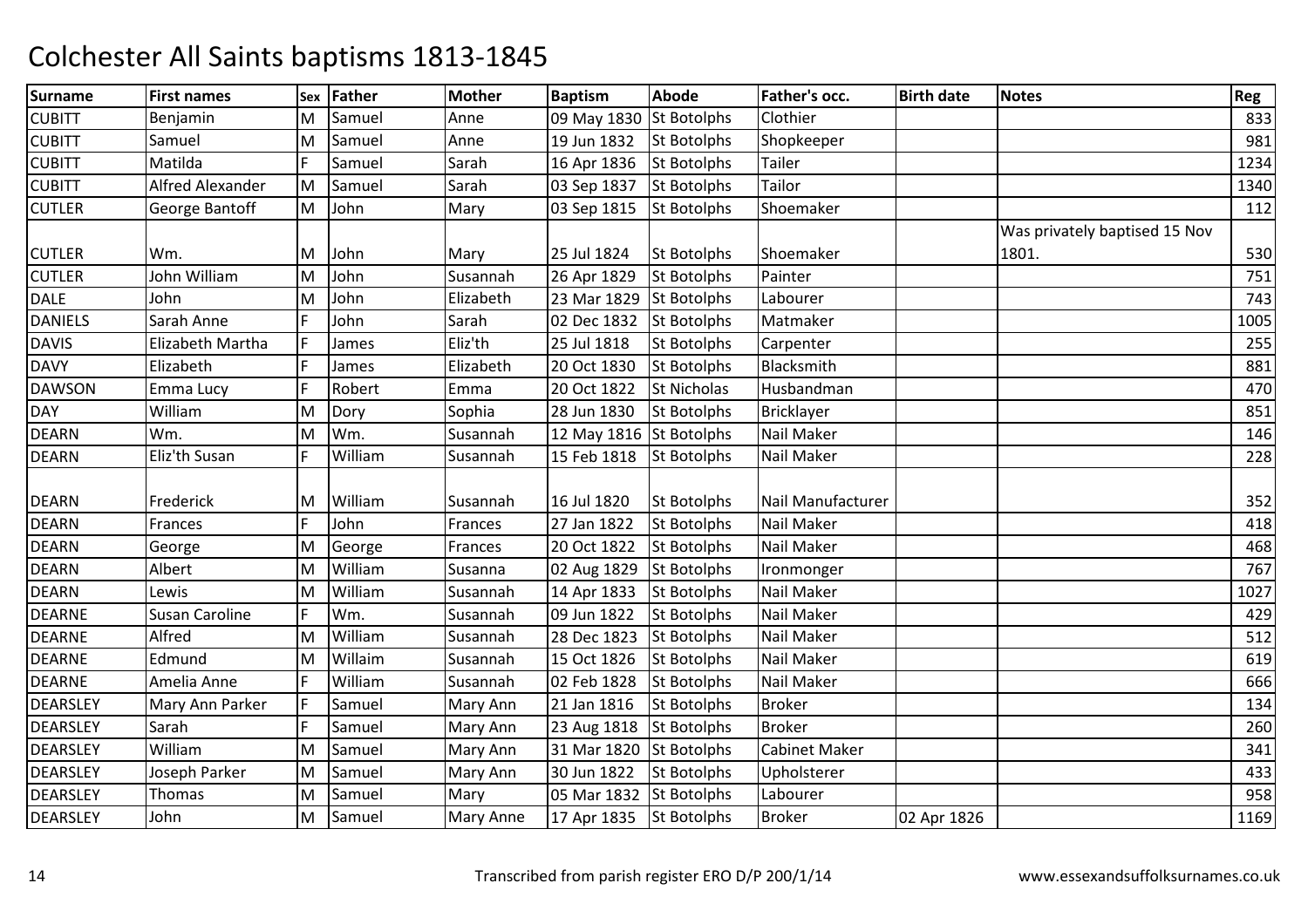# Colchester All Saints baptisms 1813-1845

| Surname | First names | Sex | Father | Mother | Baptism | Abode | Father's occ. | Birth date | Notes | Reg |
|---|---|---|---|---|---|---|---|---|---|---|
| CUBITT | Benjamin | M | Samuel | Anne | 09 May 1830 | St Botolphs | Clothier | | | 833 |
| CUBITT | Samuel | M | Samuel | Anne | 19 Jun 1832 | St Botolphs | Shopkeeper | | | 981 |
| CUBITT | Matilda | F | Samuel | Sarah | 16 Apr 1836 | St Botolphs | Tailer | | | 1234 |
| CUBITT | Alfred Alexander | M | Samuel | Sarah | 03 Sep 1837 | St Botolphs | Tailor | | | 1340 |
| CUTLER | George Bantoff | M | John | Mary | 03 Sep 1815 | St Botolphs | Shoemaker | | | 112 |
| CUTLER | Wm. | M | John | Mary | 25 Jul 1824 | St Botolphs | Shoemaker | | Was privately baptised 15 Nov 1801. | 530 |
| CUTLER | John William | M | John | Susannah | 26 Apr 1829 | St Botolphs | Painter | | | 751 |
| DALE | John | M | John | Elizabeth | 23 Mar 1829 | St Botolphs | Labourer | | | 743 |
| DANIELS | Sarah Anne | F | John | Sarah | 02 Dec 1832 | St Botolphs | Matmaker | | | 1005 |
| DAVIS | Elizabeth Martha | F | James | Eliz'th | 25 Jul 1818 | St Botolphs | Carpenter | | | 255 |
| DAVY | Elizabeth | F | James | Elizabeth | 20 Oct 1830 | St Botolphs | Blacksmith | | | 881 |
| DAWSON | Emma Lucy | F | Robert | Emma | 20 Oct 1822 | St Nicholas | Husbandman | | | 470 |
| DAY | William | M | Dory | Sophia | 28 Jun 1830 | St Botolphs | Bricklayer | | | 851 |
| DEARN | Wm. | M | Wm. | Susannah | 12 May 1816 | St Botolphs | Nail Maker | | | 146 |
| DEARN | Eliz'th Susan | F | William | Susannah | 15 Feb 1818 | St Botolphs | Nail Maker | | | 228 |
| DEARN | Frederick | M | William | Susannah | 16 Jul 1820 | St Botolphs | Nail Manufacturer | | | 352 |
| DEARN | Frances | F | John | Frances | 27 Jan 1822 | St Botolphs | Nail Maker | | | 418 |
| DEARN | George | M | George | Frances | 20 Oct 1822 | St Botolphs | Nail Maker | | | 468 |
| DEARN | Albert | M | William | Susanna | 02 Aug 1829 | St Botolphs | Ironmonger | | | 767 |
| DEARN | Lewis | M | William | Susannah | 14 Apr 1833 | St Botolphs | Nail Maker | | | 1027 |
| DEARNE | Susan Caroline | F | Wm. | Susannah | 09 Jun 1822 | St Botolphs | Nail Maker | | | 429 |
| DEARNE | Alfred | M | William | Susannah | 28 Dec 1823 | St Botolphs | Nail Maker | | | 512 |
| DEARNE | Edmund | M | Willaim | Susannah | 15 Oct 1826 | St Botolphs | Nail Maker | | | 619 |
| DEARNE | Amelia Anne | F | William | Susannah | 02 Feb 1828 | St Botolphs | Nail Maker | | | 666 |
| DEARSLEY | Mary Ann Parker | F | Samuel | Mary Ann | 21 Jan 1816 | St Botolphs | Broker | | | 134 |
| DEARSLEY | Sarah | F | Samuel | Mary Ann | 23 Aug 1818 | St Botolphs | Broker | | | 260 |
| DEARSLEY | William | M | Samuel | Mary Ann | 31 Mar 1820 | St Botolphs | Cabinet Maker | | | 341 |
| DEARSLEY | Joseph Parker | M | Samuel | Mary Ann | 30 Jun 1822 | St Botolphs | Upholsterer | | | 433 |
| DEARSLEY | Thomas | M | Samuel | Mary | 05 Mar 1832 | St Botolphs | Labourer | | | 958 |
| DEARSLEY | John | M | Samuel | Mary Anne | 17 Apr 1835 | St Botolphs | Broker | 02 Apr 1826 | | 1169 |

Transcribed from parish register ERO D/P 200/1/14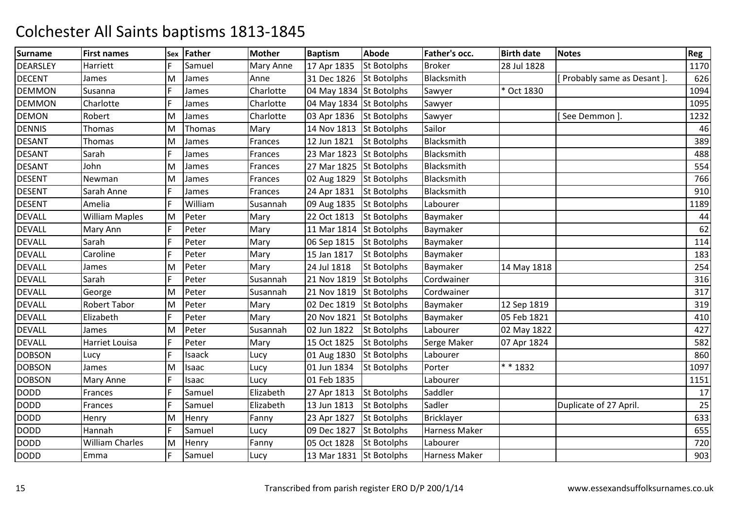# Colchester All Saints baptisms 1813-1845

| Surname | First names | Sex | Father | Mother | Baptism | Abode | Father's occ. | Birth date | Notes | Reg |
|---|---|---|---|---|---|---|---|---|---|---|
| DEARSLEY | Harriett | F | Samuel | Mary Anne | 17 Apr 1835 | St Botolphs | Broker | 28 Jul 1828 | | 1170 |
| DECENT | James | M | James | Anne | 31 Dec 1826 | St Botolphs | Blacksmith | | [ Probably same as Desant ]. | 626 |
| DEMMON | Susanna | F | James | Charlotte | 04 May 1834 | St Botolphs | Sawyer | * Oct 1830 | | 1094 |
| DEMMON | Charlotte | F | James | Charlotte | 04 May 1834 | St Botolphs | Sawyer | | | 1095 |
| DEMON | Robert | M | James | Charlotte | 03 Apr 1836 | St Botolphs | Sawyer | | [ See Demmon ]. | 1232 |
| DENNIS | Thomas | M | Thomas | Mary | 14 Nov 1813 | St Botolphs | Sailor | | | 46 |
| DESANT | Thomas | M | James | Frances | 12 Jun 1821 | St Botolphs | Blacksmith | | | 389 |
| DESANT | Sarah | F | James | Frances | 23 Mar 1823 | St Botolphs | Blacksmith | | | 488 |
| DESANT | John | M | James | Frances | 27 Mar 1825 | St Botolphs | Blacksmith | | | 554 |
| DESENT | Newman | M | James | Frances | 02 Aug 1829 | St Botolphs | Blacksmith | | | 766 |
| DESENT | Sarah Anne | F | James | Frances | 24 Apr 1831 | St Botolphs | Blacksmith | | | 910 |
| DESENT | Amelia | F | William | Susannah | 09 Aug 1835 | St Botolphs | Labourer | | | 1189 |
| DEVALL | William Maples | M | Peter | Mary | 22 Oct 1813 | St Botolphs | Baymaker | | | 44 |
| DEVALL | Mary Ann | F | Peter | Mary | 11 Mar 1814 | St Botolphs | Baymaker | | | 62 |
| DEVALL | Sarah | F | Peter | Mary | 06 Sep 1815 | St Botolphs | Baymaker | | | 114 |
| DEVALL | Caroline | F | Peter | Mary | 15 Jan 1817 | St Botolphs | Baymaker | | | 183 |
| DEVALL | James | M | Peter | Mary | 24 Jul 1818 | St Botolphs | Baymaker | 14 May 1818 | | 254 |
| DEVALL | Sarah | F | Peter | Susannah | 21 Nov 1819 | St Botolphs | Cordwainer | | | 316 |
| DEVALL | George | M | Peter | Susannah | 21 Nov 1819 | St Botolphs | Cordwainer | | | 317 |
| DEVALL | Robert Tabor | M | Peter | Mary | 02 Dec 1819 | St Botolphs | Baymaker | 12 Sep 1819 | | 319 |
| DEVALL | Elizabeth | F | Peter | Mary | 20 Nov 1821 | St Botolphs | Baymaker | 05 Feb 1821 | | 410 |
| DEVALL | James | M | Peter | Susannah | 02 Jun 1822 | St Botolphs | Labourer | 02 May 1822 | | 427 |
| DEVALL | Harriet Louisa | F | Peter | Mary | 15 Oct 1825 | St Botolphs | Serge Maker | 07 Apr 1824 | | 582 |
| DOBSON | Lucy | F | Isaack | Lucy | 01 Aug 1830 | St Botolphs | Labourer | | | 860 |
| DOBSON | James | M | Isaac | Lucy | 01 Jun 1834 | St Botolphs | Porter | * * 1832 | | 1097 |
| DOBSON | Mary Anne | F | Isaac | Lucy | 01 Feb 1835 | | Labourer | | | 1151 |
| DODD | Frances | F | Samuel | Elizabeth | 27 Apr 1813 | St Botolphs | Saddler | | | 17 |
| DODD | Frances | F | Samuel | Elizabeth | 13 Jun 1813 | St Botolphs | Sadler | | Duplicate of 27 April. | 25 |
| DODD | Henry | M | Henry | Fanny | 23 Apr 1827 | St Botolphs | Bricklayer | | | 633 |
| DODD | Hannah | F | Samuel | Lucy | 09 Dec 1827 | St Botolphs | Harness Maker | | | 655 |
| DODD | William Charles | M | Henry | Fanny | 05 Oct 1828 | St Botolphs | Labourer | | | 720 |
| DODD | Emma | F | Samuel | Lucy | 13 Mar 1831 | St Botolphs | Harness Maker | | | 903 |

Transcribed from parish register ERO D/P 200/1/14 www.essexandsuffolksurnames.co.uk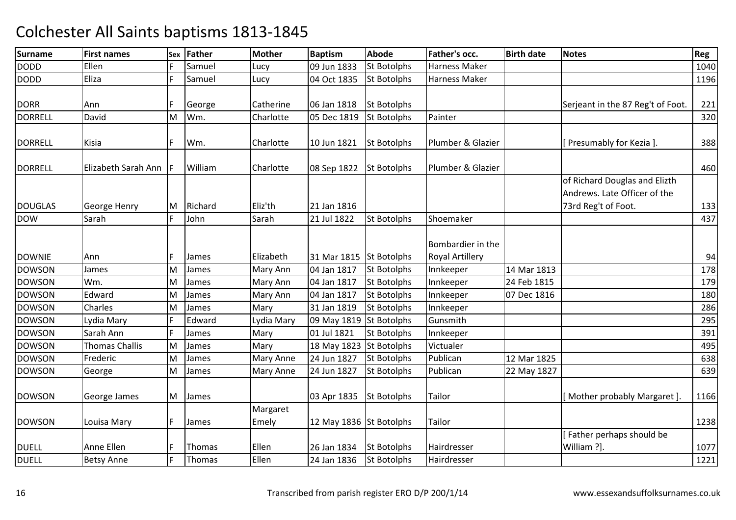# Colchester All Saints baptisms 1813-1845

| Surname | First names | Sex | Father | Mother | Baptism | Abode | Father's occ. | Birth date | Notes | Reg |
|---|---|---|---|---|---|---|---|---|---|---|
| DODD | Ellen | F | Samuel | Lucy | 09 Jun 1833 | St Botolphs | Harness Maker | | | 1040 |
| DODD | Eliza | F | Samuel | Lucy | 04 Oct 1835 | St Botolphs | Harness Maker | | | 1196 |
| DORR | Ann | F | George | Catherine | 06 Jan 1818 | St Botolphs | | | Serjeant in the 87 Reg't of Foot. | 221 |
| DORRELL | David | M | Wm. | Charlotte | 05 Dec 1819 | St Botolphs | Painter | | | 320 |
| DORRELL | Kisia | F | Wm. | Charlotte | 10 Jun 1821 | St Botolphs | Plumber & Glazier | | [ Presumably for Kezia ]. | 388 |
| DORRELL | Elizabeth Sarah Ann | F | William | Charlotte | 08 Sep 1822 | St Botolphs | Plumber & Glazier | | | 460 |
| DOUGLAS | George Henry | M | Richard | Eliz'th | 21 Jan 1816 | | | | of Richard Douglas and Elizth Andrews. Late Officer of the 73rd Reg't of Foot. | 133 |
| DOW | Sarah | F | John | Sarah | 21 Jul 1822 | St Botolphs | Shoemaker | | | 437 |
| DOWNIE | Ann | F | James | Elizabeth | 31 Mar 1815 | St Botolphs | Bombardier in the Royal Artillery | | | 94 |
| DOWSON | James | M | James | Mary Ann | 04 Jan 1817 | St Botolphs | Innkeeper | 14 Mar 1813 | | 178 |
| DOWSON | Wm. | M | James | Mary Ann | 04 Jan 1817 | St Botolphs | Innkeeper | 24 Feb 1815 | | 179 |
| DOWSON | Edward | M | James | Mary Ann | 04 Jan 1817 | St Botolphs | Innkeeper | 07 Dec 1816 | | 180 |
| DOWSON | Charles | M | James | Mary | 31 Jan 1819 | St Botolphs | Innkeeper | | | 286 |
| DOWSON | Lydia Mary | F | Edward | Lydia Mary | 09 May 1819 | St Botolphs | Gunsmith | | | 295 |
| DOWSON | Sarah Ann | F | James | Mary | 01 Jul 1821 | St Botolphs | Innkeeper | | | 391 |
| DOWSON | Thomas Challis | M | James | Mary | 18 May 1823 | St Botolphs | Victualer | | | 495 |
| DOWSON | Frederic | M | James | Mary Anne | 24 Jun 1827 | St Botolphs | Publican | 12 Mar 1825 | | 638 |
| DOWSON | George | M | James | Mary Anne | 24 Jun 1827 | St Botolphs | Publican | 22 May 1827 | | 639 |
| DOWSON | George James | M | James | | 03 Apr 1835 | St Botolphs | Tailor | | [ Mother probably Margaret ]. | 1166 |
| DOWSON | Louisa Mary | F | James | Margaret Emely | 12 May 1836 | St Botolphs | Tailor | | | 1238 |
| DUELL | Anne Ellen | F | Thomas | Ellen | 26 Jan 1834 | St Botolphs | Hairdresser | | [ Father perhaps should be William ?]. | 1077 |
| DUELL | Betsy Anne | F | Thomas | Ellen | 24 Jan 1836 | St Botolphs | Hairdresser | | | 1221 |

Transcribed from parish register ERO D/P 200/1/14 www.essexandsuffolksurnames.co.uk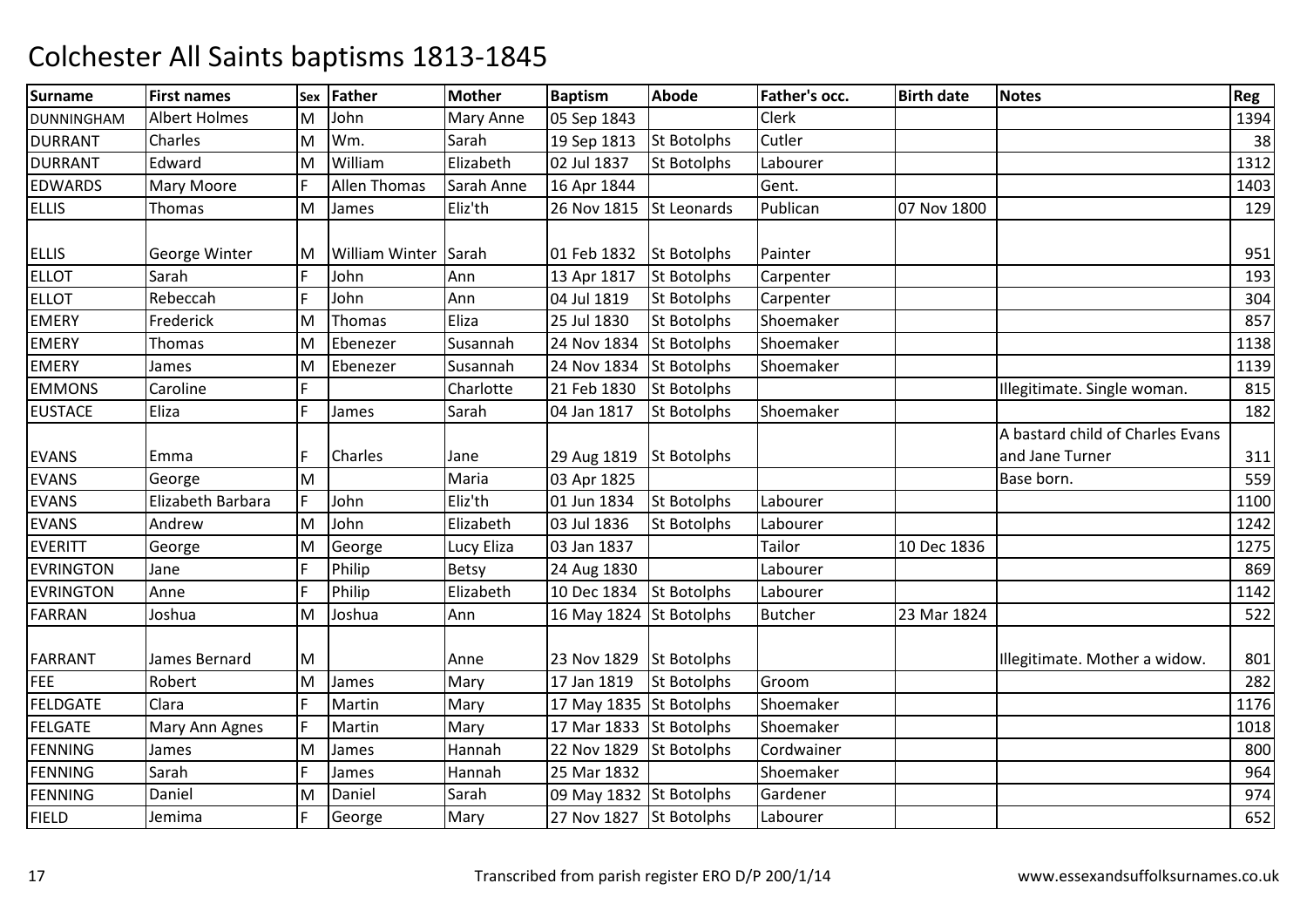# Colchester All Saints baptisms 1813-1845

| Surname | First names | Sex | Father | Mother | Baptism | Abode | Father's occ. | Birth date | Notes | Reg |
|---|---|---|---|---|---|---|---|---|---|---|
| DUNNINGHAM | Albert Holmes | M | John | Mary Anne | 05 Sep 1843 | | Clerk | | | 1394 |
| DURRANT | Charles | M | Wm. | Sarah | 19 Sep 1813 | St Botolphs | Cutler | | | 38 |
| DURRANT | Edward | M | William | Elizabeth | 02 Jul 1837 | St Botolphs | Labourer | | | 1312 |
| EDWARDS | Mary Moore | F | Allen Thomas | Sarah Anne | 16 Apr 1844 | | Gent. | | | 1403 |
| ELLIS | Thomas | M | James | Eliz'th | 26 Nov 1815 | St Leonards | Publican | 07 Nov 1800 | | 129 |
| ELLIS | George Winter | M | William Winter | Sarah | 01 Feb 1832 | St Botolphs | Painter | | | 951 |
| ELLOT | Sarah | F | John | Ann | 13 Apr 1817 | St Botolphs | Carpenter | | | 193 |
| ELLOT | Rebeccah | F | John | Ann | 04 Jul 1819 | St Botolphs | Carpenter | | | 304 |
| EMERY | Frederick | M | Thomas | Eliza | 25 Jul 1830 | St Botolphs | Shoemaker | | | 857 |
| EMERY | Thomas | M | Ebenezer | Susannah | 24 Nov 1834 | St Botolphs | Shoemaker | | | 1138 |
| EMERY | James | M | Ebenezer | Susannah | 24 Nov 1834 | St Botolphs | Shoemaker | | | 1139 |
| EMMONS | Caroline | F | | Charlotte | 21 Feb 1830 | St Botolphs | | | Illegitimate. Single woman. | 815 |
| EUSTACE | Eliza | F | James | Sarah | 04 Jan 1817 | St Botolphs | Shoemaker | | | 182 |
| EVANS | Emma | F | Charles | Jane | 29 Aug 1819 | St Botolphs | | | A bastard child of Charles Evans and Jane Turner | 311 |
| EVANS | George | M | | Maria | 03 Apr 1825 | | | | Base born. | 559 |
| EVANS | Elizabeth Barbara | F | John | Eliz'th | 01 Jun 1834 | St Botolphs | Labourer | | | 1100 |
| EVANS | Andrew | M | John | Elizabeth | 03 Jul 1836 | St Botolphs | Labourer | | | 1242 |
| EVERITT | George | M | George | Lucy Eliza | 03 Jan 1837 | | Tailor | 10 Dec 1836 | | 1275 |
| EVRINGTON | Jane | F | Philip | Betsy | 24 Aug 1830 | | Labourer | | | 869 |
| EVRINGTON | Anne | F | Philip | Elizabeth | 10 Dec 1834 | St Botolphs | Labourer | | | 1142 |
| FARRAN | Joshua | M | Joshua | Ann | 16 May 1824 | St Botolphs | Butcher | 23 Mar 1824 | | 522 |
| FARRANT | James Bernard | M | | Anne | 23 Nov 1829 | St Botolphs | | | Illegitimate. Mother a widow. | 801 |
| FEE | Robert | M | James | Mary | 17 Jan 1819 | St Botolphs | Groom | | | 282 |
| FELDGATE | Clara | F | Martin | Mary | 17 May 1835 | St Botolphs | Shoemaker | | | 1176 |
| FELGATE | Mary Ann Agnes | F | Martin | Mary | 17 Mar 1833 | St Botolphs | Shoemaker | | | 1018 |
| FENNING | James | M | James | Hannah | 22 Nov 1829 | St Botolphs | Cordwainer | | | 800 |
| FENNING | Sarah | F | James | Hannah | 25 Mar 1832 | | Shoemaker | | | 964 |
| FENNING | Daniel | M | Daniel | Sarah | 09 May 1832 | St Botolphs | Gardener | | | 974 |
| FIELD | Jemima | F | George | Mary | 27 Nov 1827 | St Botolphs | Labourer | | | 652 |

Transcribed from parish register ERO D/P 200/1/14 www.essexandsuffolksurnames.co.uk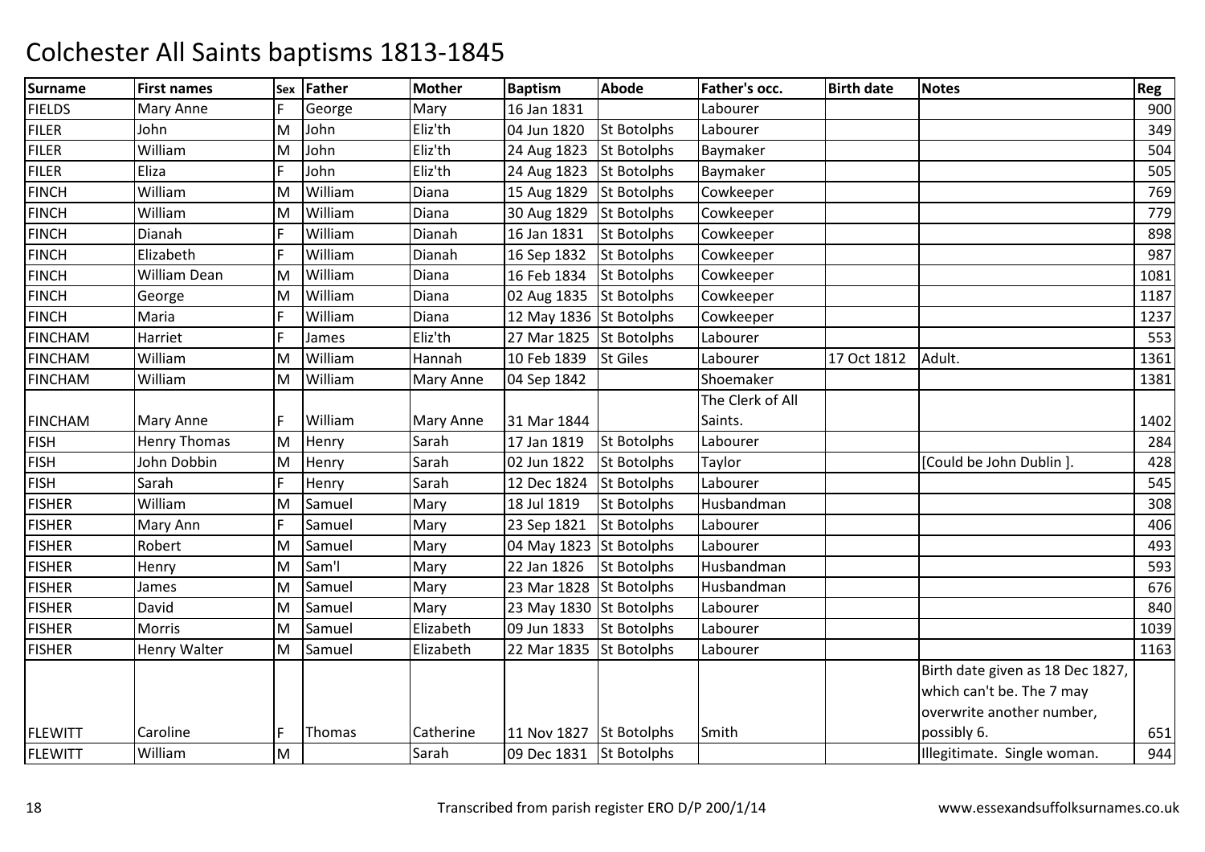# Colchester All Saints baptisms 1813-1845

| Surname | First names | Sex | Father | Mother | Baptism | Abode | Father's occ. | Birth date | Notes | Reg |
|---|---|---|---|---|---|---|---|---|---|---|
| FIELDS | Mary Anne | F | George | Mary | 16 Jan 1831 | | Labourer | | | 900 |
| FILER | John | M | John | Eliz'th | 04 Jun 1820 | St Botolphs | Labourer | | | 349 |
| FILER | William | M | John | Eliz'th | 24 Aug 1823 | St Botolphs | Baymaker | | | 504 |
| FILER | Eliza | F | John | Eliz'th | 24 Aug 1823 | St Botolphs | Baymaker | | | 505 |
| FINCH | William | M | William | Diana | 15 Aug 1829 | St Botolphs | Cowkeeper | | | 769 |
| FINCH | William | M | William | Diana | 30 Aug 1829 | St Botolphs | Cowkeeper | | | 779 |
| FINCH | Dianah | F | William | Dianah | 16 Jan 1831 | St Botolphs | Cowkeeper | | | 898 |
| FINCH | Elizabeth | F | William | Dianah | 16 Sep 1832 | St Botolphs | Cowkeeper | | | 987 |
| FINCH | William Dean | M | William | Diana | 16 Feb 1834 | St Botolphs | Cowkeeper | | | 1081 |
| FINCH | George | M | William | Diana | 02 Aug 1835 | St Botolphs | Cowkeeper | | | 1187 |
| FINCH | Maria | F | William | Diana | 12 May 1836 | St Botolphs | Cowkeeper | | | 1237 |
| FINCHAM | Harriet | F | James | Eliz'th | 27 Mar 1825 | St Botolphs | Labourer | | | 553 |
| FINCHAM | William | M | William | Hannah | 10 Feb 1839 | St Giles | Labourer | 17 Oct 1812 | Adult. | 1361 |
| FINCHAM | William | M | William | Mary Anne | 04 Sep 1842 | | Shoemaker | | | 1381 |
| FINCHAM | Mary Anne | F | William | Mary Anne | 31 Mar 1844 | | The Clerk of All Saints. | | | 1402 |
| FISH | Henry Thomas | M | Henry | Sarah | 17 Jan 1819 | St Botolphs | Labourer | | | 284 |
| FISH | John Dobbin | M | Henry | Sarah | 02 Jun 1822 | St Botolphs | Taylor | | [Could be John Dublin ]. | 428 |
| FISH | Sarah | F | Henry | Sarah | 12 Dec 1824 | St Botolphs | Labourer | | | 545 |
| FISHER | William | M | Samuel | Mary | 18 Jul 1819 | St Botolphs | Husbandman | | | 308 |
| FISHER | Mary Ann | F | Samuel | Mary | 23 Sep 1821 | St Botolphs | Labourer | | | 406 |
| FISHER | Robert | M | Samuel | Mary | 04 May 1823 | St Botolphs | Labourer | | | 493 |
| FISHER | Henry | M | Sam'l | Mary | 22 Jan 1826 | St Botolphs | Husbandman | | | 593 |
| FISHER | James | M | Samuel | Mary | 23 Mar 1828 | St Botolphs | Husbandman | | | 676 |
| FISHER | David | M | Samuel | Mary | 23 May 1830 | St Botolphs | Labourer | | | 840 |
| FISHER | Morris | M | Samuel | Elizabeth | 09 Jun 1833 | St Botolphs | Labourer | | | 1039 |
| FISHER | Henry Walter | M | Samuel | Elizabeth | 22 Mar 1835 | St Botolphs | Labourer | | | 1163 |
| FLEWITT | Caroline | F | Thomas | Catherine | 11 Nov 1827 | St Botolphs | Smith | | Birth date given as 18 Dec 1827, which can't be. The 7 may overwrite another number, possibly 6. | 651 |
| FLEWITT | William | M | | Sarah | 09 Dec 1831 | St Botolphs | | | Illegitimate. Single woman. | 944 |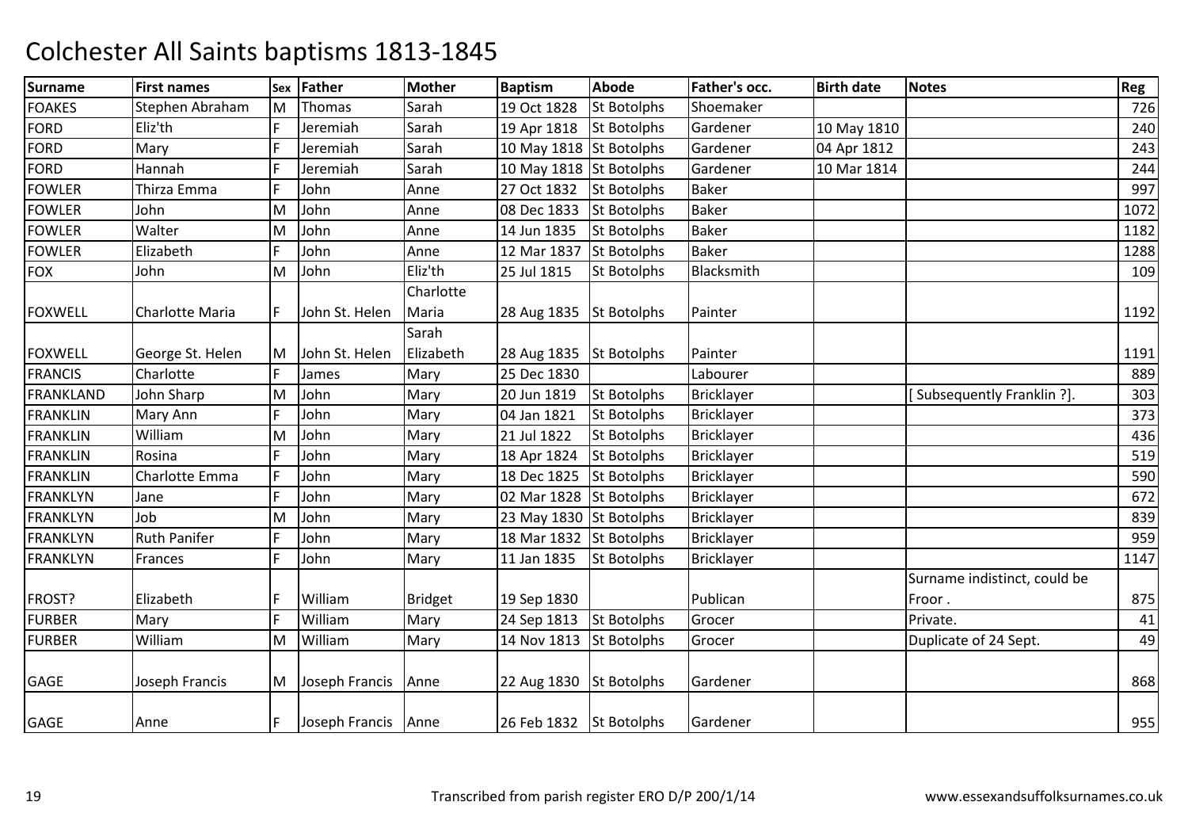# Colchester All Saints baptisms 1813-1845

| Surname | First names | Sex | Father | Mother | Baptism | Abode | Father's occ. | Birth date | Notes | Reg |
|---|---|---|---|---|---|---|---|---|---|---|
| FOAKES | Stephen Abraham | M | Thomas | Sarah | 19 Oct 1828 | St Botolphs | Shoemaker | | | 726 |
| FORD | Eliz'th | F | Jeremiah | Sarah | 19 Apr 1818 | St Botolphs | Gardener | 10 May 1810 | | 240 |
| FORD | Mary | F | Jeremiah | Sarah | 10 May 1818 | St Botolphs | Gardener | 04 Apr 1812 | | 243 |
| FORD | Hannah | F | Jeremiah | Sarah | 10 May 1818 | St Botolphs | Gardener | 10 Mar 1814 | | 244 |
| FOWLER | Thirza Emma | F | John | Anne | 27 Oct 1832 | St Botolphs | Baker | | | 997 |
| FOWLER | John | M | John | Anne | 08 Dec 1833 | St Botolphs | Baker | | | 1072 |
| FOWLER | Walter | M | John | Anne | 14 Jun 1835 | St Botolphs | Baker | | | 1182 |
| FOWLER | Elizabeth | F | John | Anne | 12 Mar 1837 | St Botolphs | Baker | | | 1288 |
| FOX | John | M | John | Eliz'th | 25 Jul 1815 | St Botolphs | Blacksmith | | | 109 |
| FOXWELL | Charlotte Maria | F | John St. Helen | Charlotte Maria | 28 Aug 1835 | St Botolphs | Painter | | | 1192 |
| FOXWELL | George St. Helen | M | John St. Helen | Sarah Elizabeth | 28 Aug 1835 | St Botolphs | Painter | | | 1191 |
| FRANCIS | Charlotte | F | James | Mary | 25 Dec 1830 | | Labourer | | | 889 |
| FRANKLAND | John Sharp | M | John | Mary | 20 Jun 1819 | St Botolphs | Bricklayer | | [ Subsequently Franklin ?]. | 303 |
| FRANKLIN | Mary Ann | F | John | Mary | 04 Jan 1821 | St Botolphs | Bricklayer | | | 373 |
| FRANKLIN | William | M | John | Mary | 21 Jul 1822 | St Botolphs | Bricklayer | | | 436 |
| FRANKLIN | Rosina | F | John | Mary | 18 Apr 1824 | St Botolphs | Bricklayer | | | 519 |
| FRANKLIN | Charlotte Emma | F | John | Mary | 18 Dec 1825 | St Botolphs | Bricklayer | | | 590 |
| FRANKLYN | Jane | F | John | Mary | 02 Mar 1828 | St Botolphs | Bricklayer | | | 672 |
| FRANKLYN | Job | M | John | Mary | 23 May 1830 | St Botolphs | Bricklayer | | | 839 |
| FRANKLYN | Ruth Panifer | F | John | Mary | 18 Mar 1832 | St Botolphs | Bricklayer | | | 959 |
| FRANKLYN | Frances | F | John | Mary | 11 Jan 1835 | St Botolphs | Bricklayer | | | 1147 |
| FROST? | Elizabeth | F | William | Bridget | 19 Sep 1830 | | Publican | | Surname indistinct, could be Froor . | 875 |
| FURBER | Mary | F | William | Mary | 24 Sep 1813 | St Botolphs | Grocer | | Private. | 41 |
| FURBER | William | M | William | Mary | 14 Nov 1813 | St Botolphs | Grocer | | Duplicate of 24 Sept. | 49 |
| GAGE | Joseph Francis | M | Joseph Francis | Anne | 22 Aug 1830 | St Botolphs | Gardener | | | 868 |
| GAGE | Anne | F | Joseph Francis | Anne | 26 Feb 1832 | St Botolphs | Gardener | | | 955 |

Transcribed from parish register ERO D/P 200/1/14 www.essexandsuffolksurnames.co.uk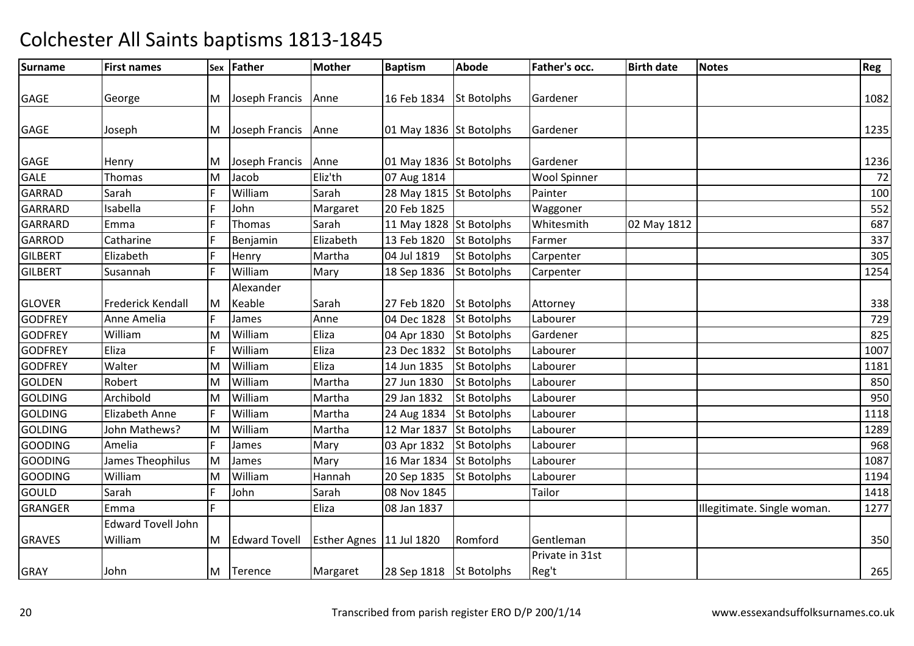# Colchester All Saints baptisms 1813-1845

| Surname | First names | Sex | Father | Mother | Baptism | Abode | Father's occ. | Birth date | Notes | Reg |
|---|---|---|---|---|---|---|---|---|---|---|
| GAGE | George | M | Joseph Francis | Anne | 16 Feb 1834 | St Botolphs | Gardener | | | 1082 |
| GAGE | Joseph | M | Joseph Francis | Anne | 01 May 1836 | St Botolphs | Gardener | | | 1235 |
| GAGE | Henry | M | Joseph Francis | Anne | 01 May 1836 | St Botolphs | Gardener | | | 1236 |
| GALE | Thomas | M | Jacob | Eliz'th | 07 Aug 1814 | | Wool Spinner | | | 72 |
| GARRAD | Sarah | F | William | Sarah | 28 May 1815 | St Botolphs | Painter | | | 100 |
| GARRARD | Isabella | F | John | Margaret | 20 Feb 1825 | | Waggoner | | | 552 |
| GARRARD | Emma | F | Thomas | Sarah | 11 May 1828 | St Botolphs | Whitesmith | 02 May 1812 | | 687 |
| GARROD | Catharine | F | Benjamin | Elizabeth | 13 Feb 1820 | St Botolphs | Farmer | | | 337 |
| GILBERT | Elizabeth | F | Henry | Martha | 04 Jul 1819 | St Botolphs | Carpenter | | | 305 |
| GILBERT | Susannah | F | William | Mary | 18 Sep 1836 | St Botolphs | Carpenter | | | 1254 |
| GLOVER | Frederick Kendall | M | Alexander Keable | Sarah | 27 Feb 1820 | St Botolphs | Attorney | | | 338 |
| GODFREY | Anne Amelia | F | James | Anne | 04 Dec 1828 | St Botolphs | Labourer | | | 729 |
| GODFREY | William | M | William | Eliza | 04 Apr 1830 | St Botolphs | Gardener | | | 825 |
| GODFREY | Eliza | F | William | Eliza | 23 Dec 1832 | St Botolphs | Labourer | | | 1007 |
| GODFREY | Walter | M | William | Eliza | 14 Jun 1835 | St Botolphs | Labourer | | | 1181 |
| GOLDEN | Robert | M | William | Martha | 27 Jun 1830 | St Botolphs | Labourer | | | 850 |
| GOLDING | Archibold | M | William | Martha | 29 Jan 1832 | St Botolphs | Labourer | | | 950 |
| GOLDING | Elizabeth Anne | F | William | Martha | 24 Aug 1834 | St Botolphs | Labourer | | | 1118 |
| GOLDING | John Mathews? | M | William | Martha | 12 Mar 1837 | St Botolphs | Labourer | | | 1289 |
| GOODING | Amelia | F | James | Mary | 03 Apr 1832 | St Botolphs | Labourer | | | 968 |
| GOODING | James Theophilus | M | James | Mary | 16 Mar 1834 | St Botolphs | Labourer | | | 1087 |
| GOODING | William | M | William | Hannah | 20 Sep 1835 | St Botolphs | Labourer | | | 1194 |
| GOULD | Sarah | F | John | Sarah | 08 Nov 1845 | | Tailor | | | 1418 |
| GRANGER | Emma | F | | Eliza | 08 Jan 1837 | | | | Illegitimate. Single woman. | 1277 |
| GRAVES | Edward Tovell John William | M | Edward Tovell | Esther Agnes | 11 Jul 1820 | Romford | Gentleman | | | 350 |
| GRAY | John | M | Terence | Margaret | 28 Sep 1818 | St Botolphs | Private in 31st Reg't | | | 265 |

Transcribed from parish register ERO D/P 200/1/14

www.essexandsuffolksurnames.co.uk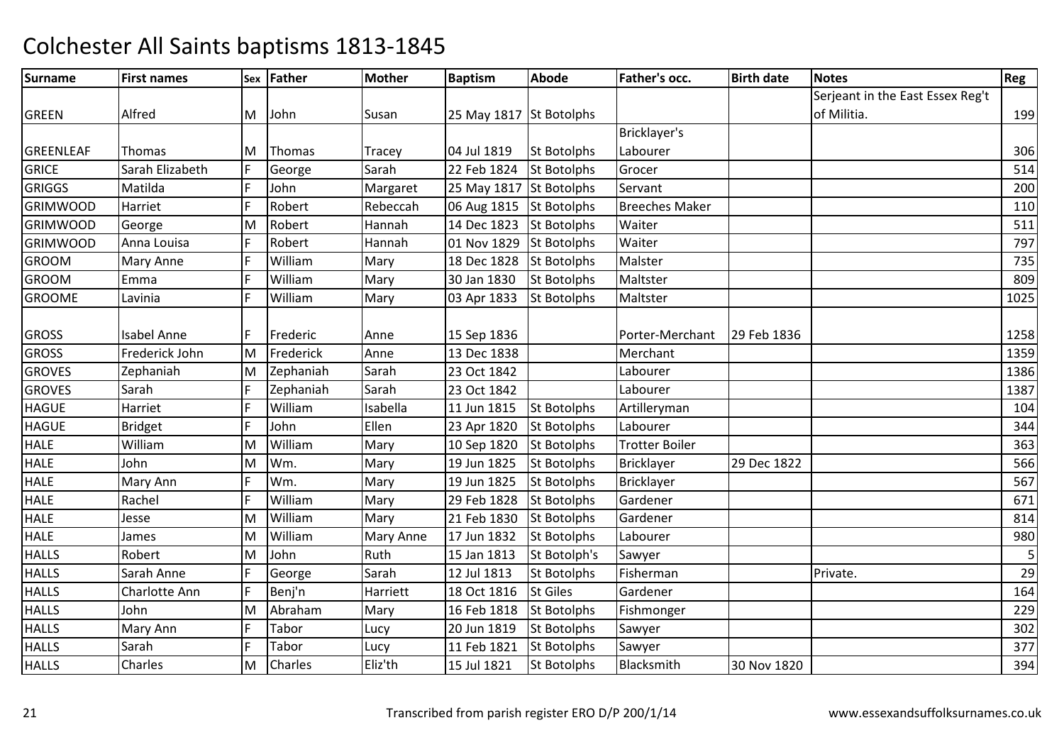# Colchester All Saints baptisms 1813-1845

| Surname | First names | Sex | Father | Mother | Baptism | Abode | Father's occ. | Birth date | Notes | Reg |
|---|---|---|---|---|---|---|---|---|---|---|
| GREEN | Alfred | M | John | Susan | 25 May 1817 | St Botolphs | | | Serjeant in the East Essex Reg't of Militia. | 199 |
| GREENLEAF | Thomas | M | Thomas | Tracey | 04 Jul 1819 | St Botolphs | Bricklayer's Labourer | | | 306 |
| GRICE | Sarah Elizabeth | F | George | Sarah | 22 Feb 1824 | St Botolphs | Grocer | | | 514 |
| GRIGGS | Matilda | F | John | Margaret | 25 May 1817 | St Botolphs | Servant | | | 200 |
| GRIMWOOD | Harriet | F | Robert | Rebeccah | 06 Aug 1815 | St Botolphs | Breeches Maker | | | 110 |
| GRIMWOOD | George | M | Robert | Hannah | 14 Dec 1823 | St Botolphs | Waiter | | | 511 |
| GRIMWOOD | Anna Louisa | F | Robert | Hannah | 01 Nov 1829 | St Botolphs | Waiter | | | 797 |
| GROOM | Mary Anne | F | William | Mary | 18 Dec 1828 | St Botolphs | Malster | | | 735 |
| GROOM | Emma | F | William | Mary | 30 Jan 1830 | St Botolphs | Maltster | | | 809 |
| GROOME | Lavinia | F | William | Mary | 03 Apr 1833 | St Botolphs | Maltster | | | 1025 |
| GROSS | Isabel Anne | F | Frederic | Anne | 15 Sep 1836 | | Porter-Merchant | 29 Feb 1836 | | 1258 |
| GROSS | Frederick John | M | Frederick | Anne | 13 Dec 1838 | | Merchant | | | 1359 |
| GROVES | Zephaniah | M | Zephaniah | Sarah | 23 Oct 1842 | | Labourer | | | 1386 |
| GROVES | Sarah | F | Zephaniah | Sarah | 23 Oct 1842 | | Labourer | | | 1387 |
| HAGUE | Harriet | F | William | Isabella | 11 Jun 1815 | St Botolphs | Artilleryman | | | 104 |
| HAGUE | Bridget | F | John | Ellen | 23 Apr 1820 | St Botolphs | Labourer | | | 344 |
| HALE | William | M | William | Mary | 10 Sep 1820 | St Botolphs | Trotter Boiler | | | 363 |
| HALE | John | M | Wm. | Mary | 19 Jun 1825 | St Botolphs | Bricklayer | 29 Dec 1822 | | 566 |
| HALE | Mary Ann | F | Wm. | Mary | 19 Jun 1825 | St Botolphs | Bricklayer | | | 567 |
| HALE | Rachel | F | William | Mary | 29 Feb 1828 | St Botolphs | Gardener | | | 671 |
| HALE | Jesse | M | William | Mary | 21 Feb 1830 | St Botolphs | Gardener | | | 814 |
| HALE | James | M | William | Mary Anne | 17 Jun 1832 | St Botolphs | Labourer | | | 980 |
| HALLS | Robert | M | John | Ruth | 15 Jan 1813 | St Botolph's | Sawyer | | | 5 |
| HALLS | Sarah Anne | F | George | Sarah | 12 Jul 1813 | St Botolphs | Fisherman | | Private. | 29 |
| HALLS | Charlotte Ann | F | Benj'n | Harriett | 18 Oct 1816 | St Giles | Gardener | | | 164 |
| HALLS | John | M | Abraham | Mary | 16 Feb 1818 | St Botolphs | Fishmonger | | | 229 |
| HALLS | Mary Ann | F | Tabor | Lucy | 20 Jun 1819 | St Botolphs | Sawyer | | | 302 |
| HALLS | Sarah | F | Tabor | Lucy | 11 Feb 1821 | St Botolphs | Sawyer | | | 377 |
| HALLS | Charles | M | Charles | Eliz'th | 15 Jul 1821 | St Botolphs | Blacksmith | 30 Nov 1820 | | 394 |

Transcribed from parish register ERO D/P 200/1/14

www.essexandsuffolksurnames.co.uk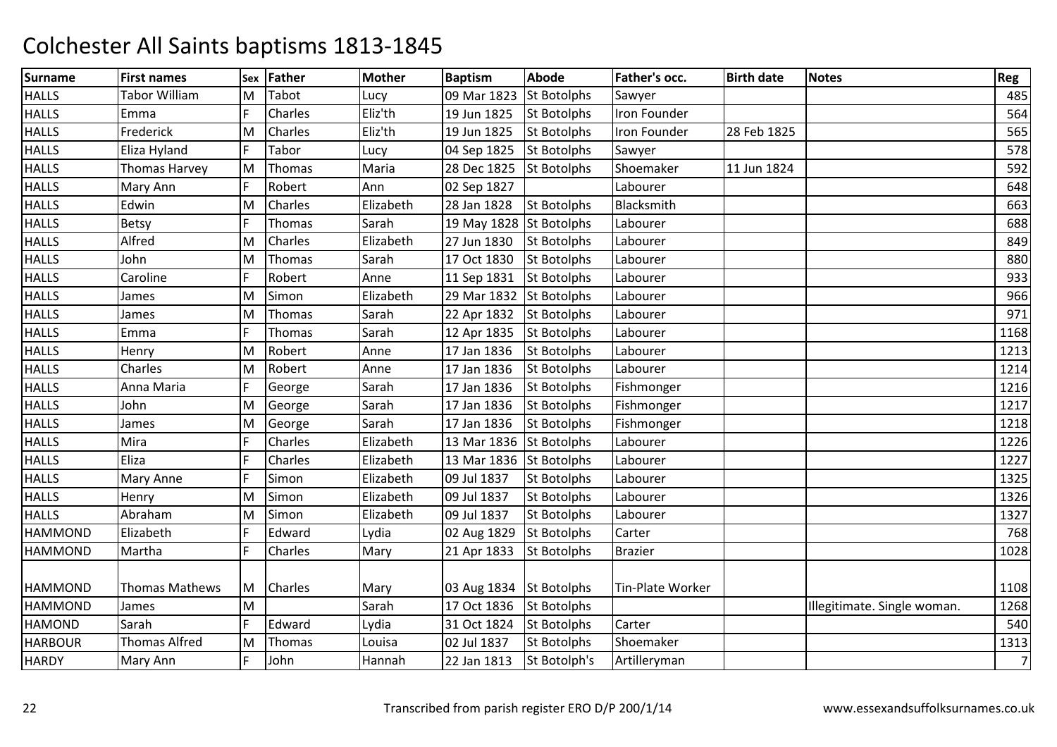# Colchester All Saints baptisms 1813-1845

| Surname | First names | Sex | Father | Mother | Baptism | Abode | Father's occ. | Birth date | Notes | Reg |
|---|---|---|---|---|---|---|---|---|---|---|
| HALLS | Tabor William | M | Tabot | Lucy | 09 Mar 1823 | St Botolphs | Sawyer | | | 485 |
| HALLS | Emma | F | Charles | Eliz'th | 19 Jun 1825 | St Botolphs | Iron Founder | | | 564 |
| HALLS | Frederick | M | Charles | Eliz'th | 19 Jun 1825 | St Botolphs | Iron Founder | 28 Feb 1825 | | 565 |
| HALLS | Eliza Hyland | F | Tabor | Lucy | 04 Sep 1825 | St Botolphs | Sawyer | | | 578 |
| HALLS | Thomas Harvey | M | Thomas | Maria | 28 Dec 1825 | St Botolphs | Shoemaker | 11 Jun 1824 | | 592 |
| HALLS | Mary Ann | F | Robert | Ann | 02 Sep 1827 | | Labourer | | | 648 |
| HALLS | Edwin | M | Charles | Elizabeth | 28 Jan 1828 | St Botolphs | Blacksmith | | | 663 |
| HALLS | Betsy | F | Thomas | Sarah | 19 May 1828 | St Botolphs | Labourer | | | 688 |
| HALLS | Alfred | M | Charles | Elizabeth | 27 Jun 1830 | St Botolphs | Labourer | | | 849 |
| HALLS | John | M | Thomas | Sarah | 17 Oct 1830 | St Botolphs | Labourer | | | 880 |
| HALLS | Caroline | F | Robert | Anne | 11 Sep 1831 | St Botolphs | Labourer | | | 933 |
| HALLS | James | M | Simon | Elizabeth | 29 Mar 1832 | St Botolphs | Labourer | | | 966 |
| HALLS | James | M | Thomas | Sarah | 22 Apr 1832 | St Botolphs | Labourer | | | 971 |
| HALLS | Emma | F | Thomas | Sarah | 12 Apr 1835 | St Botolphs | Labourer | | | 1168 |
| HALLS | Henry | M | Robert | Anne | 17 Jan 1836 | St Botolphs | Labourer | | | 1213 |
| HALLS | Charles | M | Robert | Anne | 17 Jan 1836 | St Botolphs | Labourer | | | 1214 |
| HALLS | Anna Maria | F | George | Sarah | 17 Jan 1836 | St Botolphs | Fishmonger | | | 1216 |
| HALLS | John | M | George | Sarah | 17 Jan 1836 | St Botolphs | Fishmonger | | | 1217 |
| HALLS | James | M | George | Sarah | 17 Jan 1836 | St Botolphs | Fishmonger | | | 1218 |
| HALLS | Mira | F | Charles | Elizabeth | 13 Mar 1836 | St Botolphs | Labourer | | | 1226 |
| HALLS | Eliza | F | Charles | Elizabeth | 13 Mar 1836 | St Botolphs | Labourer | | | 1227 |
| HALLS | Mary Anne | F | Simon | Elizabeth | 09 Jul 1837 | St Botolphs | Labourer | | | 1325 |
| HALLS | Henry | M | Simon | Elizabeth | 09 Jul 1837 | St Botolphs | Labourer | | | 1326 |
| HALLS | Abraham | M | Simon | Elizabeth | 09 Jul 1837 | St Botolphs | Labourer | | | 1327 |
| HAMMOND | Elizabeth | F | Edward | Lydia | 02 Aug 1829 | St Botolphs | Carter | | | 768 |
| HAMMOND | Martha | F | Charles | Mary | 21 Apr 1833 | St Botolphs | Brazier | | | 1028 |
| HAMMOND | Thomas Mathews | M | Charles | Mary | 03 Aug 1834 | St Botolphs | Tin-Plate Worker | | | 1108 |
| HAMMOND | James | M | | Sarah | 17 Oct 1836 | St Botolphs | | | Illegitimate. Single woman. | 1268 |
| HAMOND | Sarah | F | Edward | Lydia | 31 Oct 1824 | St Botolphs | Carter | | | 540 |
| HARBOUR | Thomas Alfred | M | Thomas | Louisa | 02 Jul 1837 | St Botolphs | Shoemaker | | | 1313 |
| HARDY | Mary Ann | F | John | Hannah | 22 Jan 1813 | St Botolph's | Artilleryman | | | 7 |

Transcribed from parish register ERO D/P 200/1/14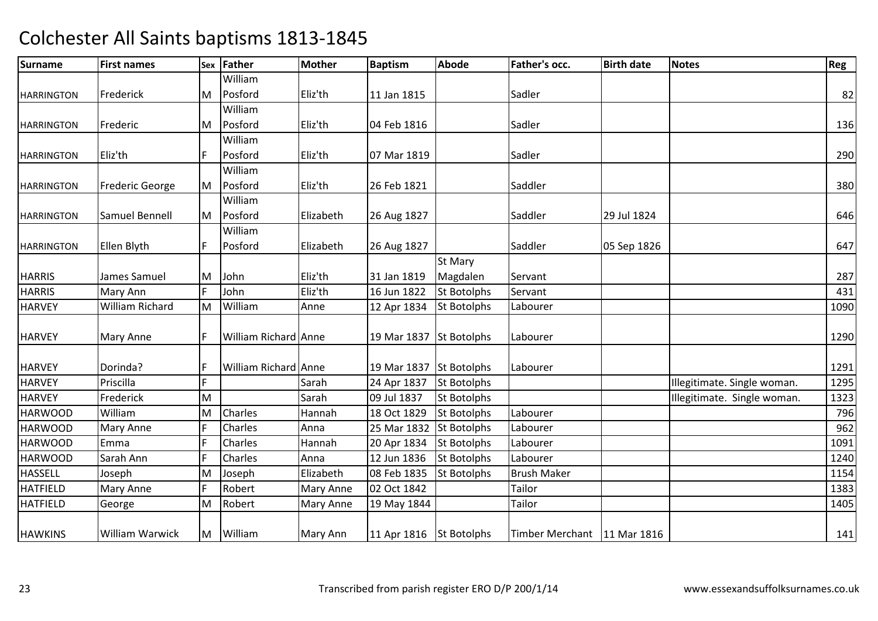# Colchester All Saints baptisms 1813-1845

| Surname | First names | Sex | Father | Mother | Baptism | Abode | Father's occ. | Birth date | Notes | Reg |
|---|---|---|---|---|---|---|---|---|---|---|
| HARRINGTON | Frederick | M | William Posford | Eliz'th | 11 Jan 1815 | | Sadler | | | 82 |
| HARRINGTON | Frederic | M | William Posford | Eliz'th | 04 Feb 1816 | | Sadler | | | 136 |
| HARRINGTON | Eliz'th | F | William Posford | Eliz'th | 07 Mar 1819 | | Sadler | | | 290 |
| HARRINGTON | Frederic George | M | William Posford | Eliz'th | 26 Feb 1821 | | Saddler | | | 380 |
| HARRINGTON | Samuel Bennell | M | William Posford | Elizabeth | 26 Aug 1827 | | Saddler | 29 Jul 1824 | | 646 |
| HARRINGTON | Ellen Blyth | F | William Posford | Elizabeth | 26 Aug 1827 | | Saddler | 05 Sep 1826 | | 647 |
| HARRIS | James Samuel | M | John | Eliz'th | 31 Jan 1819 | St Mary Magdalen | Servant | | | 287 |
| HARRIS | Mary Ann | F | John | Eliz'th | 16 Jun 1822 | St Botolphs | Servant | | | 431 |
| HARVEY | William Richard | M | William | Anne | 12 Apr 1834 | St Botolphs | Labourer | | | 1090 |
| HARVEY | Mary Anne | F | William Richard | Anne | 19 Mar 1837 | St Botolphs | Labourer | | | 1290 |
| HARVEY | Dorinda? | F | William Richard | Anne | 19 Mar 1837 | St Botolphs | Labourer | | | 1291 |
| HARVEY | Priscilla | F | | Sarah | 24 Apr 1837 | St Botolphs | | | Illegitimate. Single woman. | 1295 |
| HARVEY | Frederick | M | | Sarah | 09 Jul 1837 | St Botolphs | | | Illegitimate. Single woman. | 1323 |
| HARWOOD | William | M | Charles | Hannah | 18 Oct 1829 | St Botolphs | Labourer | | | 796 |
| HARWOOD | Mary Anne | F | Charles | Anna | 25 Mar 1832 | St Botolphs | Labourer | | | 962 |
| HARWOOD | Emma | F | Charles | Hannah | 20 Apr 1834 | St Botolphs | Labourer | | | 1091 |
| HARWOOD | Sarah Ann | F | Charles | Anna | 12 Jun 1836 | St Botolphs | Labourer | | | 1240 |
| HASSELL | Joseph | M | Joseph | Elizabeth | 08 Feb 1835 | St Botolphs | Brush Maker | | | 1154 |
| HATFIELD | Mary Anne | F | Robert | Mary Anne | 02 Oct 1842 | | Tailor | | | 1383 |
| HATFIELD | George | M | Robert | Mary Anne | 19 May 1844 | | Tailor | | | 1405 |
| HAWKINS | William Warwick | M | William | Mary Ann | 11 Apr 1816 | St Botolphs | Timber Merchant | 11 Mar 1816 | | 141 |

Transcribed from parish register ERO D/P 200/1/14

www.essexandsuffolksurnames.co.uk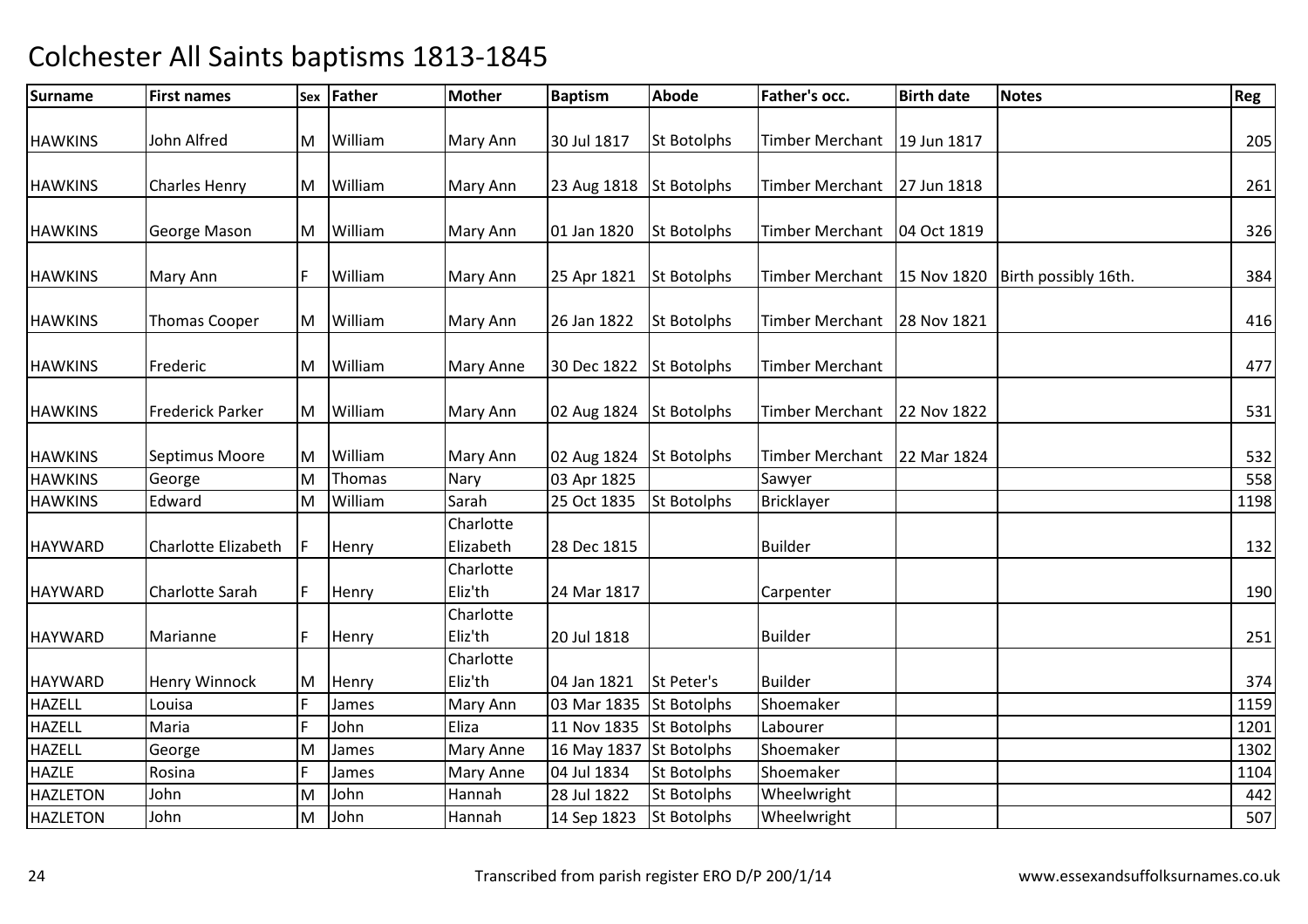# Colchester All Saints baptisms 1813-1845

| Surname | First names | Sex | Father | Mother | Baptism | Abode | Father's occ. | Birth date | Notes | Reg |
|---|---|---|---|---|---|---|---|---|---|---|
| HAWKINS | John Alfred | M | William | Mary Ann | 30 Jul 1817 | St Botolphs | Timber Merchant | 19 Jun 1817 | | 205 |
| HAWKINS | Charles Henry | M | William | Mary Ann | 23 Aug 1818 | St Botolphs | Timber Merchant | 27 Jun 1818 | | 261 |
| HAWKINS | George Mason | M | William | Mary Ann | 01 Jan 1820 | St Botolphs | Timber Merchant | 04 Oct 1819 | | 326 |
| HAWKINS | Mary Ann | F | William | Mary Ann | 25 Apr 1821 | St Botolphs | Timber Merchant | 15 Nov 1820 | Birth possibly 16th. | 384 |
| HAWKINS | Thomas Cooper | M | William | Mary Ann | 26 Jan 1822 | St Botolphs | Timber Merchant | 28 Nov 1821 | | 416 |
| HAWKINS | Frederic | M | William | Mary Anne | 30 Dec 1822 | St Botolphs | Timber Merchant | | | 477 |
| HAWKINS | Frederick Parker | M | William | Mary Ann | 02 Aug 1824 | St Botolphs | Timber Merchant | 22 Nov 1822 | | 531 |
| HAWKINS | Septimus Moore | M | William | Mary Ann | 02 Aug 1824 | St Botolphs | Timber Merchant | 22 Mar 1824 | | 532 |
| HAWKINS | George | M | Thomas | Nary | 03 Apr 1825 | | Sawyer | | | 558 |
| HAWKINS | Edward | M | William | Sarah | 25 Oct 1835 | St Botolphs | Bricklayer | | | 1198 |
| HAYWARD | Charlotte Elizabeth | F | Henry | Charlotte Elizabeth | 28 Dec 1815 | | Builder | | | 132 |
| HAYWARD | Charlotte Sarah | F | Henry | Charlotte Eliz'th | 24 Mar 1817 | | Carpenter | | | 190 |
| HAYWARD | Marianne | F | Henry | Charlotte Eliz'th | 20 Jul 1818 | | Builder | | | 251 |
| HAYWARD | Henry Winnock | M | Henry | Charlotte Eliz'th | 04 Jan 1821 | St Peter's | Builder | | | 374 |
| HAZELL | Louisa | F | James | Mary Ann | 03 Mar 1835 | St Botolphs | Shoemaker | | | 1159 |
| HAZELL | Maria | F | John | Eliza | 11 Nov 1835 | St Botolphs | Labourer | | | 1201 |
| HAZELL | George | M | James | Mary Anne | 16 May 1837 | St Botolphs | Shoemaker | | | 1302 |
| HAZLE | Rosina | F | James | Mary Anne | 04 Jul 1834 | St Botolphs | Shoemaker | | | 1104 |
| HAZLETON | John | M | John | Hannah | 28 Jul 1822 | St Botolphs | Wheelwright | | | 442 |
| HAZLETON | John | M | John | Hannah | 14 Sep 1823 | St Botolphs | Wheelwright | | | 507 |

Transcribed from parish register ERO D/P 200/1/14

www.essexandsuffolksurnames.co.uk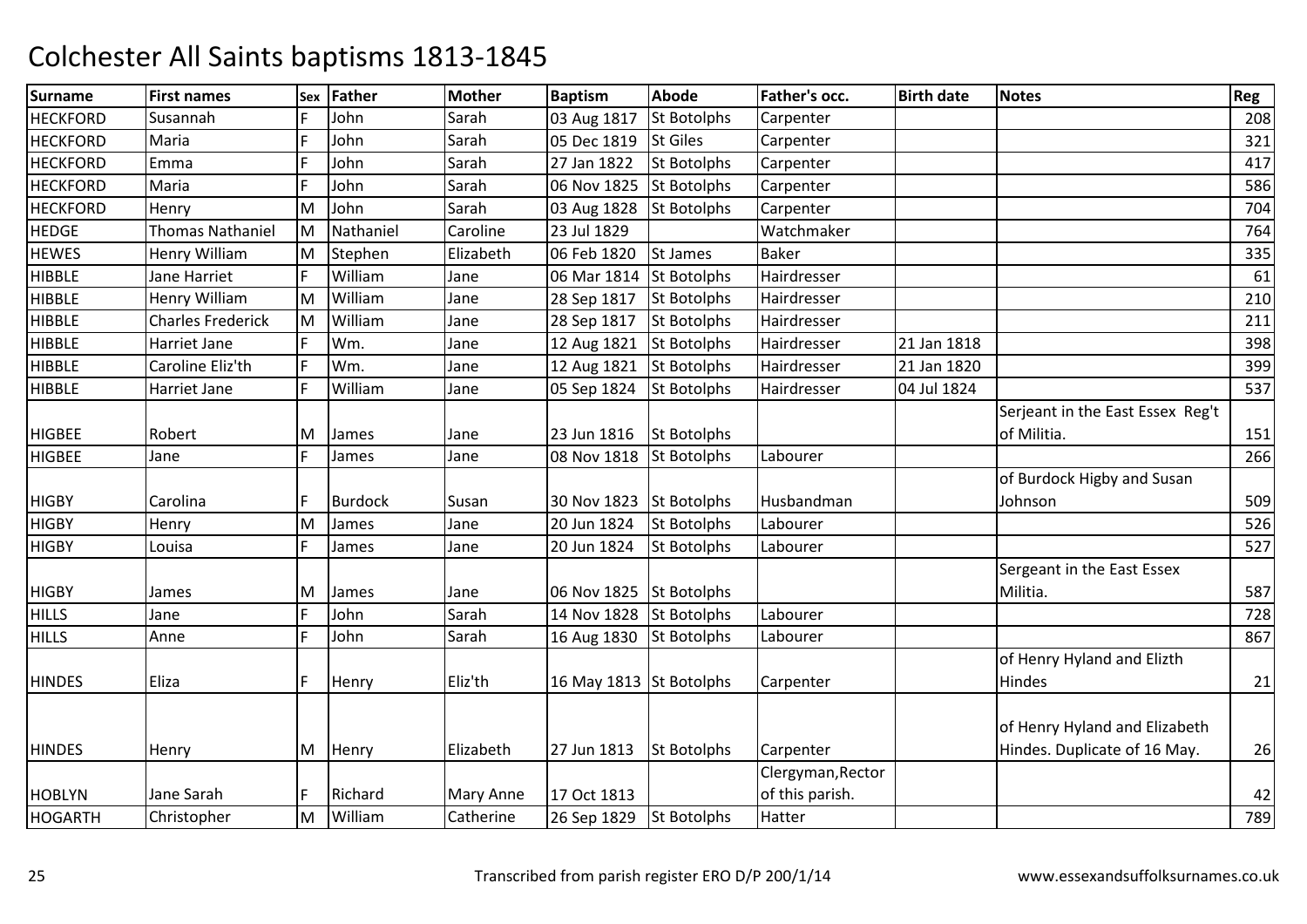# Colchester All Saints baptisms 1813-1845

| Surname | First names | Sex | Father | Mother | Baptism | Abode | Father's occ. | Birth date | Notes | Reg |
|---|---|---|---|---|---|---|---|---|---|---|
| HECKFORD | Susannah | F | John | Sarah | 03 Aug 1817 | St Botolphs | Carpenter | | | 208 |
| HECKFORD | Maria | F | John | Sarah | 05 Dec 1819 | St Giles | Carpenter | | | 321 |
| HECKFORD | Emma | F | John | Sarah | 27 Jan 1822 | St Botolphs | Carpenter | | | 417 |
| HECKFORD | Maria | F | John | Sarah | 06 Nov 1825 | St Botolphs | Carpenter | | | 586 |
| HECKFORD | Henry | M | John | Sarah | 03 Aug 1828 | St Botolphs | Carpenter | | | 704 |
| HEDGE | Thomas Nathaniel | M | Nathaniel | Caroline | 23 Jul 1829 | | Watchmaker | | | 764 |
| HEWES | Henry William | M | Stephen | Elizabeth | 06 Feb 1820 | St James | Baker | | | 335 |
| HIBBLE | Jane Harriet | F | William | Jane | 06 Mar 1814 | St Botolphs | Hairdresser | | | 61 |
| HIBBLE | Henry William | M | William | Jane | 28 Sep 1817 | St Botolphs | Hairdresser | | | 210 |
| HIBBLE | Charles Frederick | M | William | Jane | 28 Sep 1817 | St Botolphs | Hairdresser | | | 211 |
| HIBBLE | Harriet Jane | F | Wm. | Jane | 12 Aug 1821 | St Botolphs | Hairdresser | 21 Jan 1818 | | 398 |
| HIBBLE | Caroline Eliz'th | F | Wm. | Jane | 12 Aug 1821 | St Botolphs | Hairdresser | 21 Jan 1820 | | 399 |
| HIBBLE | Harriet Jane | F | William | Jane | 05 Sep 1824 | St Botolphs | Hairdresser | 04 Jul 1824 | | 537 |
| HIGBEE | Robert | M | James | Jane | 23 Jun 1816 | St Botolphs | | | Serjeant in the East Essex Reg't of Militia. | 151 |
| HIGBEE | Jane | F | James | Jane | 08 Nov 1818 | St Botolphs | Labourer | | | 266 |
| HIGBY | Carolina | F | Burdock | Susan | 30 Nov 1823 | St Botolphs | Husbandman | | of Burdock Higby and Susan Johnson | 509 |
| HIGBY | Henry | M | James | Jane | 20 Jun 1824 | St Botolphs | Labourer | | | 526 |
| HIGBY | Louisa | F | James | Jane | 20 Jun 1824 | St Botolphs | Labourer | | | 527 |
| HIGBY | James | M | James | Jane | 06 Nov 1825 | St Botolphs | | | Sergeant in the East Essex Militia. | 587 |
| HILLS | Jane | F | John | Sarah | 14 Nov 1828 | St Botolphs | Labourer | | | 728 |
| HILLS | Anne | F | John | Sarah | 16 Aug 1830 | St Botolphs | Labourer | | | 867 |
| HINDES | Eliza | F | Henry | Eliz'th | 16 May 1813 | St Botolphs | Carpenter | | of Henry Hyland and Elizth Hindes | 21 |
| HINDES | Henry | M | Henry | Elizabeth | 27 Jun 1813 | St Botolphs | Carpenter | | of Henry Hyland and Elizabeth Hindes. Duplicate of 16 May. | 26 |
| HOBLYN | Jane Sarah | F | Richard | Mary Anne | 17 Oct 1813 | | Clergyman,Rector of this parish. | | | 42 |
| HOGARTH | Christopher | M | William | Catherine | 26 Sep 1829 | St Botolphs | Hatter | | | 789 |

Transcribed from parish register ERO D/P 200/1/14 www.essexandsuffolksurnames.co.uk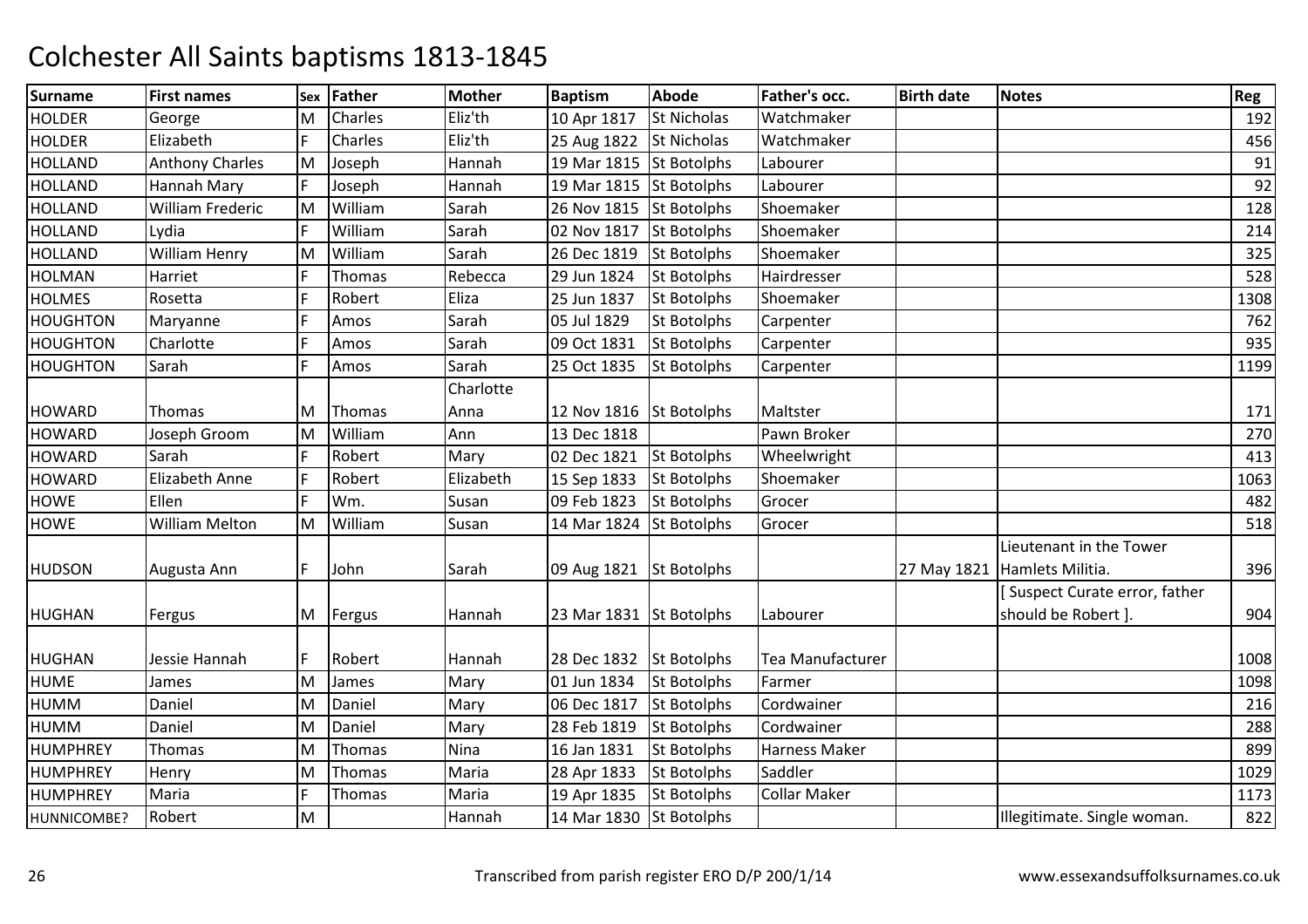# Colchester All Saints baptisms 1813-1845

| Surname | First names | Sex | Father | Mother | Baptism | Abode | Father's occ. | Birth date | Notes | Reg |
|---|---|---|---|---|---|---|---|---|---|---|
| HOLDER | George | M | Charles | Eliz'th | 10 Apr 1817 | St Nicholas | Watchmaker | | | 192 |
| HOLDER | Elizabeth | F | Charles | Eliz'th | 25 Aug 1822 | St Nicholas | Watchmaker | | | 456 |
| HOLLAND | Anthony Charles | M | Joseph | Hannah | 19 Mar 1815 | St Botolphs | Labourer | | | 91 |
| HOLLAND | Hannah Mary | F | Joseph | Hannah | 19 Mar 1815 | St Botolphs | Labourer | | | 92 |
| HOLLAND | William Frederic | M | William | Sarah | 26 Nov 1815 | St Botolphs | Shoemaker | | | 128 |
| HOLLAND | Lydia | F | William | Sarah | 02 Nov 1817 | St Botolphs | Shoemaker | | | 214 |
| HOLLAND | William Henry | M | William | Sarah | 26 Dec 1819 | St Botolphs | Shoemaker | | | 325 |
| HOLMAN | Harriet | F | Thomas | Rebecca | 29 Jun 1824 | St Botolphs | Hairdresser | | | 528 |
| HOLMES | Rosetta | F | Robert | Eliza | 25 Jun 1837 | St Botolphs | Shoemaker | | | 1308 |
| HOUGHTON | Maryanne | F | Amos | Sarah | 05 Jul 1829 | St Botolphs | Carpenter | | | 762 |
| HOUGHTON | Charlotte | F | Amos | Sarah | 09 Oct 1831 | St Botolphs | Carpenter | | | 935 |
| HOUGHTON | Sarah | F | Amos | Sarah | 25 Oct 1835 | St Botolphs | Carpenter | | | 1199 |
| HOWARD | Thomas | M | Thomas | Charlotte Anna | 12 Nov 1816 | St Botolphs | Maltster | | | 171 |
| HOWARD | Joseph Groom | M | William | Ann | 13 Dec 1818 | | Pawn Broker | | | 270 |
| HOWARD | Sarah | F | Robert | Mary | 02 Dec 1821 | St Botolphs | Wheelwright | | | 413 |
| HOWARD | Elizabeth Anne | F | Robert | Elizabeth | 15 Sep 1833 | St Botolphs | Shoemaker | | | 1063 |
| HOWE | Ellen | F | Wm. | Susan | 09 Feb 1823 | St Botolphs | Grocer | | | 482 |
| HOWE | William Melton | M | William | Susan | 14 Mar 1824 | St Botolphs | Grocer | | | 518 |
| HUDSON | Augusta Ann | F | John | Sarah | 09 Aug 1821 | St Botolphs | | 27 May 1821 | Lieutenant in the Tower Hamlets Militia. | 396 |
| HUGHAN | Fergus | M | Fergus | Hannah | 23 Mar 1831 | St Botolphs | Labourer | | [ Suspect Curate error, father should be Robert ]. | 904 |
| HUGHAN | Jessie Hannah | F | Robert | Hannah | 28 Dec 1832 | St Botolphs | Tea Manufacturer | | | 1008 |
| HUME | James | M | James | Mary | 01 Jun 1834 | St Botolphs | Farmer | | | 1098 |
| HUMM | Daniel | M | Daniel | Mary | 06 Dec 1817 | St Botolphs | Cordwainer | | | 216 |
| HUMM | Daniel | M | Daniel | Mary | 28 Feb 1819 | St Botolphs | Cordwainer | | | 288 |
| HUMPHREY | Thomas | M | Thomas | Nina | 16 Jan 1831 | St Botolphs | Harness Maker | | | 899 |
| HUMPHREY | Henry | M | Thomas | Maria | 28 Apr 1833 | St Botolphs | Saddler | | | 1029 |
| HUMPHREY | Maria | F | Thomas | Maria | 19 Apr 1835 | St Botolphs | Collar Maker | | | 1173 |
| HUNNICOMBE? | Robert | M | | Hannah | 14 Mar 1830 | St Botolphs | | | Illegitimate. Single woman. | 822 |

Transcribed from parish register ERO D/P 200/1/14

www.essexandsuffolksurnames.co.uk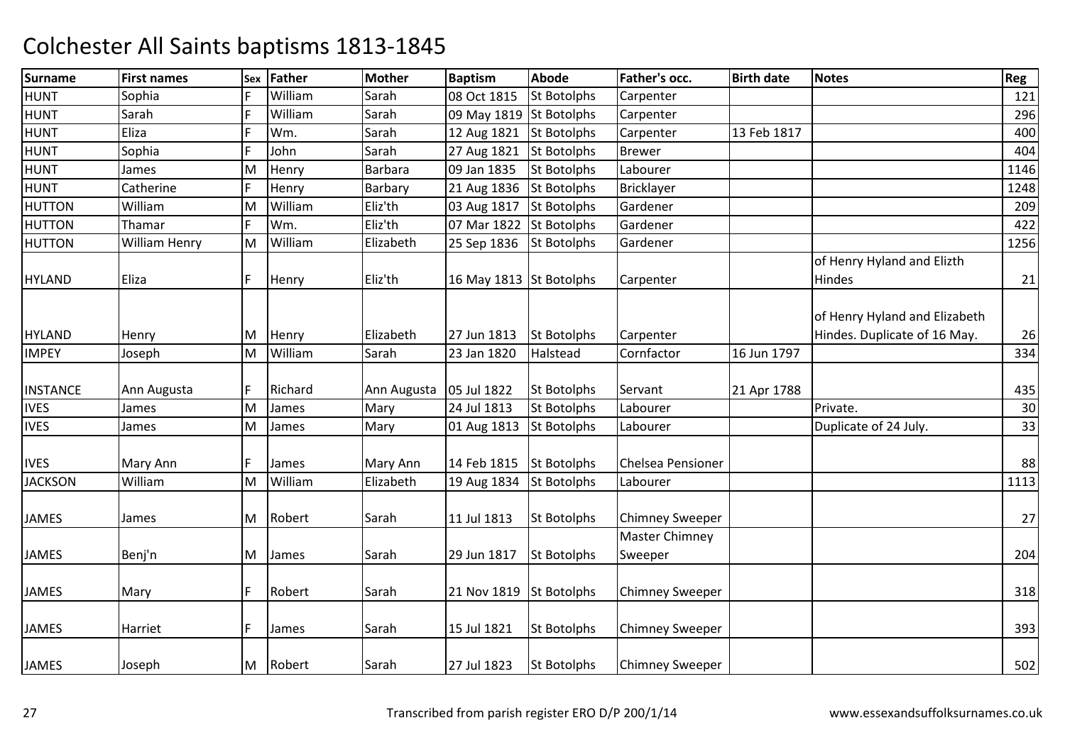# Colchester All Saints baptisms 1813-1845

| Surname | First names | Sex | Father | Mother | Baptism | Abode | Father's occ. | Birth date | Notes | Reg |
|---|---|---|---|---|---|---|---|---|---|---|
| HUNT | Sophia | F | William | Sarah | 08 Oct 1815 | St Botolphs | Carpenter | | | 121 |
| HUNT | Sarah | F | William | Sarah | 09 May 1819 | St Botolphs | Carpenter | | | 296 |
| HUNT | Eliza | F | Wm. | Sarah | 12 Aug 1821 | St Botolphs | Carpenter | 13 Feb 1817 | | 400 |
| HUNT | Sophia | F | John | Sarah | 27 Aug 1821 | St Botolphs | Brewer | | | 404 |
| HUNT | James | M | Henry | Barbara | 09 Jan 1835 | St Botolphs | Labourer | | | 1146 |
| HUNT | Catherine | F | Henry | Barbary | 21 Aug 1836 | St Botolphs | Bricklayer | | | 1248 |
| HUTTON | William | M | William | Eliz'th | 03 Aug 1817 | St Botolphs | Gardener | | | 209 |
| HUTTON | Thamar | F | Wm. | Eliz'th | 07 Mar 1822 | St Botolphs | Gardener | | | 422 |
| HUTTON | William Henry | M | William | Elizabeth | 25 Sep 1836 | St Botolphs | Gardener | | | 1256 |
| HYLAND | Eliza | F | Henry | Eliz'th | 16 May 1813 | St Botolphs | Carpenter | | of Henry Hyland and Elizth Hindes | 21 |
| HYLAND | Henry | M | Henry | Elizabeth | 27 Jun 1813 | St Botolphs | Carpenter | | of Henry Hyland and Elizabeth Hindes. Duplicate of 16 May. | 26 |
| IMPEY | Joseph | M | William | Sarah | 23 Jan 1820 | Halstead | Cornfactor | 16 Jun 1797 | | 334 |
| INSTANCE | Ann Augusta | F | Richard | Ann Augusta | 05 Jul 1822 | St Botolphs | Servant | 21 Apr 1788 | | 435 |
| IVES | James | M | James | Mary | 24 Jul 1813 | St Botolphs | Labourer | | Private. | 30 |
| IVES | James | M | James | Mary | 01 Aug 1813 | St Botolphs | Labourer | | Duplicate of 24 July. | 33 |
| IVES | Mary Ann | F | James | Mary Ann | 14 Feb 1815 | St Botolphs | Chelsea Pensioner | | | 88 |
| JACKSON | William | M | William | Elizabeth | 19 Aug 1834 | St Botolphs | Labourer | | | 1113 |
| JAMES | James | M | Robert | Sarah | 11 Jul 1813 | St Botolphs | Chimney Sweeper | | | 27 |
| JAMES | Benj'n | M | James | Sarah | 29 Jun 1817 | St Botolphs | Master Chimney Sweeper | | | 204 |
| JAMES | Mary | F | Robert | Sarah | 21 Nov 1819 | St Botolphs | Chimney Sweeper | | | 318 |
| JAMES | Harriet | F | James | Sarah | 15 Jul 1821 | St Botolphs | Chimney Sweeper | | | 393 |
| JAMES | Joseph | M | Robert | Sarah | 27 Jul 1823 | St Botolphs | Chimney Sweeper | | | 502 |

Transcribed from parish register ERO D/P 200/1/14 www.essexandsuffolksurnames.co.uk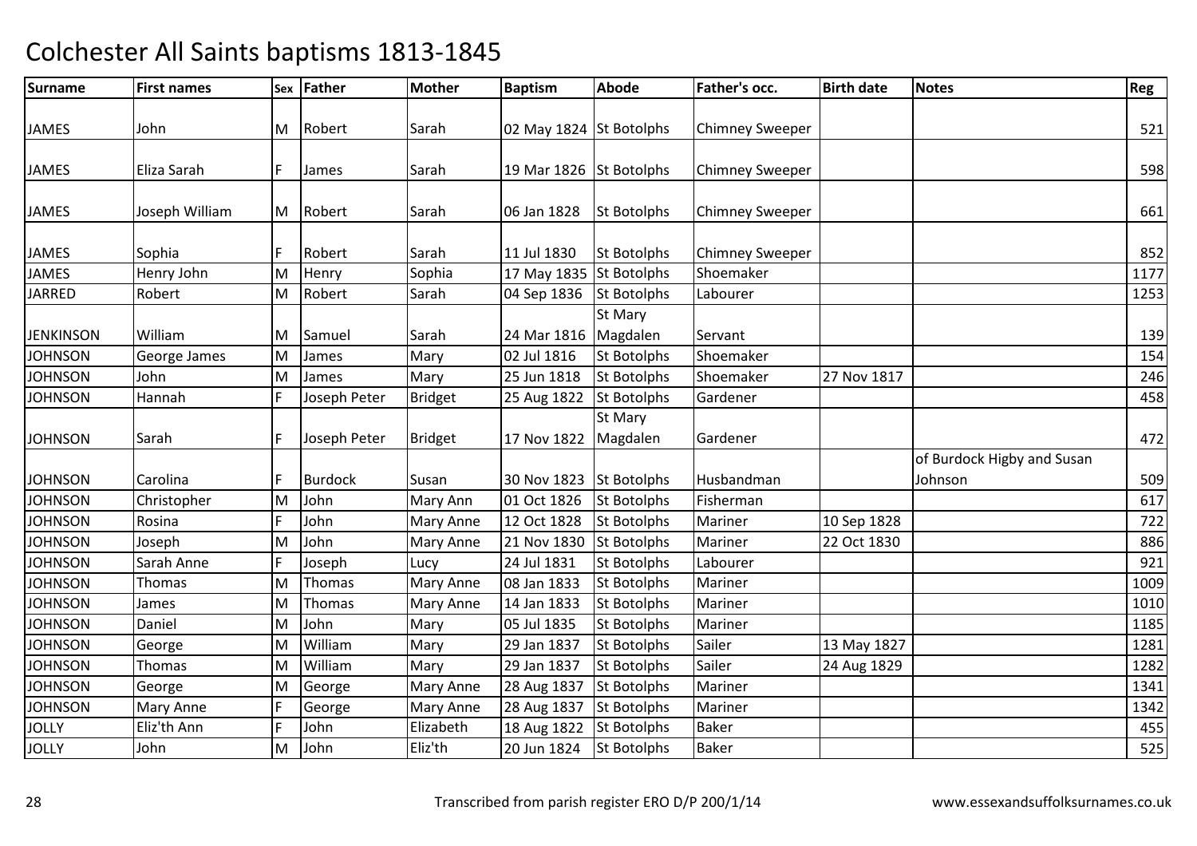# Colchester All Saints baptisms 1813-1845

| Surname | First names | Sex | Father | Mother | Baptism | Abode | Father's occ. | Birth date | Notes | Reg |
|---|---|---|---|---|---|---|---|---|---|---|
| JAMES | John | M | Robert | Sarah | 02 May 1824 | St Botolphs | Chimney Sweeper | | | 521 |
| JAMES | Eliza Sarah | F | James | Sarah | 19 Mar 1826 | St Botolphs | Chimney Sweeper | | | 598 |
| JAMES | Joseph William | M | Robert | Sarah | 06 Jan 1828 | St Botolphs | Chimney Sweeper | | | 661 |
| JAMES | Sophia | F | Robert | Sarah | 11 Jul 1830 | St Botolphs | Chimney Sweeper | | | 852 |
| JAMES | Henry John | M | Henry | Sophia | 17 May 1835 | St Botolphs | Shoemaker | | | 1177 |
| JARRED | Robert | M | Robert | Sarah | 04 Sep 1836 | St Botolphs | Labourer | | | 1253 |
| JENKINSON | William | M | Samuel | Sarah | 24 Mar 1816 | St Mary Magdalen | Servant | | | 139 |
| JOHNSON | George James | M | James | Mary | 02 Jul 1816 | St Botolphs | Shoemaker | | | 154 |
| JOHNSON | John | M | James | Mary | 25 Jun 1818 | St Botolphs | Shoemaker | 27 Nov 1817 | | 246 |
| JOHNSON | Hannah | F | Joseph Peter | Bridget | 25 Aug 1822 | St Botolphs | Gardener | | | 458 |
| JOHNSON | Sarah | F | Joseph Peter | Bridget | 17 Nov 1822 | St Mary Magdalen | Gardener | | | 472 |
| JOHNSON | Carolina | F | Burdock | Susan | 30 Nov 1823 | St Botolphs | Husbandman | | of Burdock Higby and Susan Johnson | 509 |
| JOHNSON | Christopher | M | John | Mary Ann | 01 Oct 1826 | St Botolphs | Fisherman | | | 617 |
| JOHNSON | Rosina | F | John | Mary Anne | 12 Oct 1828 | St Botolphs | Mariner | 10 Sep 1828 | | 722 |
| JOHNSON | Joseph | M | John | Mary Anne | 21 Nov 1830 | St Botolphs | Mariner | 22 Oct 1830 | | 886 |
| JOHNSON | Sarah Anne | F | Joseph | Lucy | 24 Jul 1831 | St Botolphs | Labourer | | | 921 |
| JOHNSON | Thomas | M | Thomas | Mary Anne | 08 Jan 1833 | St Botolphs | Mariner | | | 1009 |
| JOHNSON | James | M | Thomas | Mary Anne | 14 Jan 1833 | St Botolphs | Mariner | | | 1010 |
| JOHNSON | Daniel | M | John | Mary | 05 Jul 1835 | St Botolphs | Mariner | | | 1185 |
| JOHNSON | George | M | William | Mary | 29 Jan 1837 | St Botolphs | Sailer | 13 May 1827 | | 1281 |
| JOHNSON | Thomas | M | William | Mary | 29 Jan 1837 | St Botolphs | Sailer | 24 Aug 1829 | | 1282 |
| JOHNSON | George | M | George | Mary Anne | 28 Aug 1837 | St Botolphs | Mariner | | | 1341 |
| JOHNSON | Mary Anne | F | George | Mary Anne | 28 Aug 1837 | St Botolphs | Mariner | | | 1342 |
| JOLLY | Eliz'th Ann | F | John | Elizabeth | 18 Aug 1822 | St Botolphs | Baker | | | 455 |
| JOLLY | John | M | John | Eliz'th | 20 Jun 1824 | St Botolphs | Baker | | | 525 |

Transcribed from parish register ERO D/P 200/1/14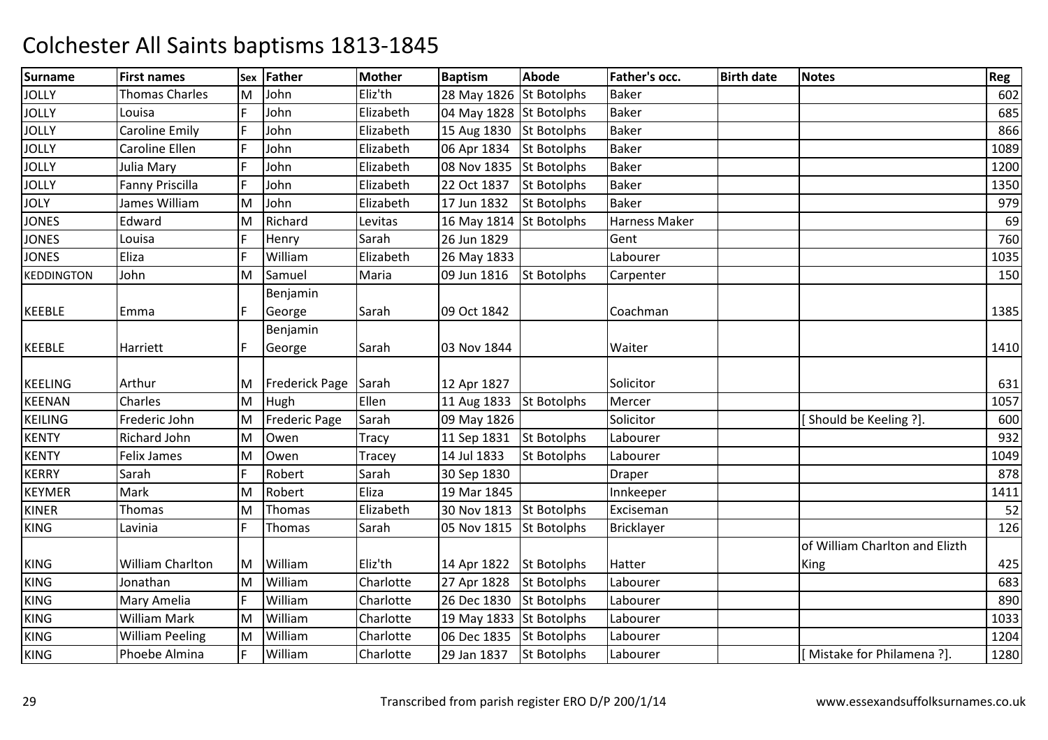# Colchester All Saints baptisms 1813-1845

| Surname | First names | Sex | Father | Mother | Baptism | Abode | Father's occ. | Birth date | Notes | Reg |
|---|---|---|---|---|---|---|---|---|---|---|
| JOLLY | Thomas Charles | M | John | Eliz'th | 28 May 1826 | St Botolphs | Baker | | | 602 |
| JOLLY | Louisa | F | John | Elizabeth | 04 May 1828 | St Botolphs | Baker | | | 685 |
| JOLLY | Caroline Emily | F | John | Elizabeth | 15 Aug 1830 | St Botolphs | Baker | | | 866 |
| JOLLY | Caroline Ellen | F | John | Elizabeth | 06 Apr 1834 | St Botolphs | Baker | | | 1089 |
| JOLLY | Julia Mary | F | John | Elizabeth | 08 Nov 1835 | St Botolphs | Baker | | | 1200 |
| JOLLY | Fanny Priscilla | F | John | Elizabeth | 22 Oct 1837 | St Botolphs | Baker | | | 1350 |
| JOLY | James William | M | John | Elizabeth | 17 Jun 1832 | St Botolphs | Baker | | | 979 |
| JONES | Edward | M | Richard | Levitas | 16 May 1814 | St Botolphs | Harness Maker | | | 69 |
| JONES | Louisa | F | Henry | Sarah | 26 Jun 1829 | | Gent | | | 760 |
| JONES | Eliza | F | William | Elizabeth | 26 May 1833 | | Labourer | | | 1035 |
| KEDDINGTON | John | M | Samuel | Maria | 09 Jun 1816 | St Botolphs | Carpenter | | | 150 |
| KEEBLE | Emma | F | Benjamin George | Sarah | 09 Oct 1842 | | Coachman | | | 1385 |
| KEEBLE | Harriett | F | Benjamin George | Sarah | 03 Nov 1844 | | Waiter | | | 1410 |
| KEELING | Arthur | M | Frederick Page | Sarah | 12 Apr 1827 | | Solicitor | | | 631 |
| KEENAN | Charles | M | Hugh | Ellen | 11 Aug 1833 | St Botolphs | Mercer | | | 1057 |
| KEILING | Frederic John | M | Frederic Page | Sarah | 09 May 1826 | | Solicitor | | [ Should be Keeling ?]. | 600 |
| KENTY | Richard John | M | Owen | Tracy | 11 Sep 1831 | St Botolphs | Labourer | | | 932 |
| KENTY | Felix James | M | Owen | Tracey | 14 Jul 1833 | St Botolphs | Labourer | | | 1049 |
| KERRY | Sarah | F | Robert | Sarah | 30 Sep 1830 | | Draper | | | 878 |
| KEYMER | Mark | M | Robert | Eliza | 19 Mar 1845 | | Innkeeper | | | 1411 |
| KINER | Thomas | M | Thomas | Elizabeth | 30 Nov 1813 | St Botolphs | Exciseman | | | 52 |
| KING | Lavinia | F | Thomas | Sarah | 05 Nov 1815 | St Botolphs | Bricklayer | | | 126 |
| KING | William Charlton | M | William | Eliz'th | 14 Apr 1822 | St Botolphs | Hatter | | of William Charlton and Elizth King | 425 |
| KING | Jonathan | M | William | Charlotte | 27 Apr 1828 | St Botolphs | Labourer | | | 683 |
| KING | Mary Amelia | F | William | Charlotte | 26 Dec 1830 | St Botolphs | Labourer | | | 890 |
| KING | William Mark | M | William | Charlotte | 19 May 1833 | St Botolphs | Labourer | | | 1033 |
| KING | William Peeling | M | William | Charlotte | 06 Dec 1835 | St Botolphs | Labourer | | | 1204 |
| KING | Phoebe Almina | F | William | Charlotte | 29 Jan 1837 | St Botolphs | Labourer | | [ Mistake for Philamena ?]. | 1280 |

Transcribed from parish register ERO D/P 200/1/14 www.essexandsuffolksurnames.co.uk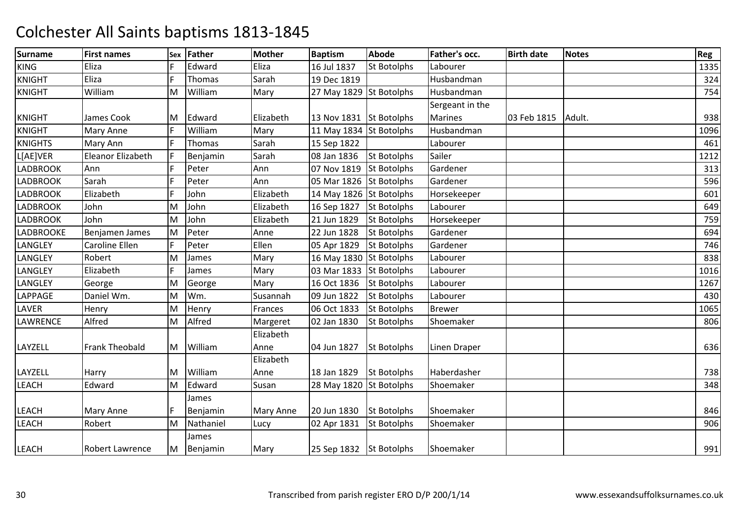# Colchester All Saints baptisms 1813-1845

| Surname | First names | Sex | Father | Mother | Baptism | Abode | Father's occ. | Birth date | Notes | Reg |
|---|---|---|---|---|---|---|---|---|---|---|
| KING | Eliza | F | Edward | Eliza | 16 Jul 1837 | St Botolphs | Labourer | | | 1335 |
| KNIGHT | Eliza | F | Thomas | Sarah | 19 Dec 1819 | | Husbandman | | | 324 |
| KNIGHT | William | M | William | Mary | 27 May 1829 | St Botolphs | Husbandman | | | 754 |
| KNIGHT | James Cook | M | Edward | Elizabeth | 13 Nov 1831 | St Botolphs | Sergeant in the Marines | 03 Feb 1815 | Adult. | 938 |
| KNIGHT | Mary Anne | F | William | Mary | 11 May 1834 | St Botolphs | Husbandman | | | 1096 |
| KNIGHTS | Mary Ann | F | Thomas | Sarah | 15 Sep 1822 | | Labourer | | | 461 |
| L[AE]VER | Eleanor Elizabeth | F | Benjamin | Sarah | 08 Jan 1836 | St Botolphs | Sailer | | | 1212 |
| LADBROOK | Ann | F | Peter | Ann | 07 Nov 1819 | St Botolphs | Gardener | | | 313 |
| LADBROOK | Sarah | F | Peter | Ann | 05 Mar 1826 | St Botolphs | Gardener | | | 596 |
| LADBROOK | Elizabeth | F | John | Elizabeth | 14 May 1826 | St Botolphs | Horsekeeper | | | 601 |
| LADBROOK | John | M | John | Elizabeth | 16 Sep 1827 | St Botolphs | Labourer | | | 649 |
| LADBROOK | John | M | John | Elizabeth | 21 Jun 1829 | St Botolphs | Horsekeeper | | | 759 |
| LADBROOKE | Benjamen James | M | Peter | Anne | 22 Jun 1828 | St Botolphs | Gardener | | | 694 |
| LANGLEY | Caroline Ellen | F | Peter | Ellen | 05 Apr 1829 | St Botolphs | Gardener | | | 746 |
| LANGLEY | Robert | M | James | Mary | 16 May 1830 | St Botolphs | Labourer | | | 838 |
| LANGLEY | Elizabeth | F | James | Mary | 03 Mar 1833 | St Botolphs | Labourer | | | 1016 |
| LANGLEY | George | M | George | Mary | 16 Oct 1836 | St Botolphs | Labourer | | | 1267 |
| LAPPAGE | Daniel Wm. | M | Wm. | Susannah | 09 Jun 1822 | St Botolphs | Labourer | | | 430 |
| LAVER | Henry | M | Henry | Frances | 06 Oct 1833 | St Botolphs | Brewer | | | 1065 |
| LAWRENCE | Alfred | M | Alfred | Margeret | 02 Jan 1830 | St Botolphs | Shoemaker | | | 806 |
| LAYZELL | Frank Theobald | M | William | Elizabeth Anne | 04 Jun 1827 | St Botolphs | Linen Draper | | | 636 |
| LAYZELL | Harry | M | William | Elizabeth Anne | 18 Jan 1829 | St Botolphs | Haberdasher | | | 738 |
| LEACH | Edward | M | Edward | Susan | 28 May 1820 | St Botolphs | Shoemaker | | | 348 |
| LEACH | Mary Anne | F | James Benjamin | Mary Anne | 20 Jun 1830 | St Botolphs | Shoemaker | | | 846 |
| LEACH | Robert | M | Nathaniel | Lucy | 02 Apr 1831 | St Botolphs | Shoemaker | | | 906 |
| LEACH | Robert Lawrence | M | James Benjamin | Mary | 25 Sep 1832 | St Botolphs | Shoemaker | | | 991 |

Transcribed from parish register ERO D/P 200/1/14

www.essexandsuffolksurnames.co.uk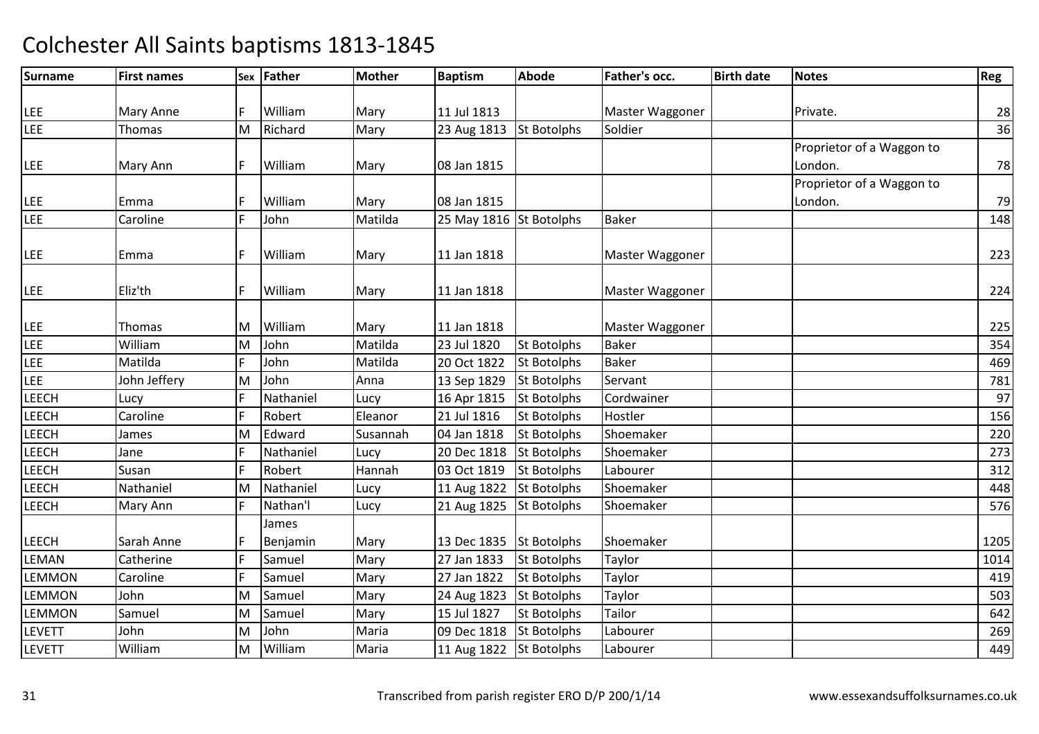# Colchester All Saints baptisms 1813-1845

| Surname | First names | Sex | Father | Mother | Baptism | Abode | Father's occ. | Birth date | Notes | Reg |
|---|---|---|---|---|---|---|---|---|---|---|
| LEE | Mary Anne | F | William | Mary | 11 Jul 1813 | | Master Waggoner | | Private. | 28 |
| LEE | Thomas | M | Richard | Mary | 23 Aug 1813 | St Botolphs | Soldier | | | 36 |
| LEE | Mary Ann | F | William | Mary | 08 Jan 1815 | | | | Proprietor of a Waggon to London. | 78 |
| LEE | Emma | F | William | Mary | 08 Jan 1815 | | | | Proprietor of a Waggon to London. | 79 |
| LEE | Caroline | F | John | Matilda | 25 May 1816 | St Botolphs | Baker | | | 148 |
| LEE | Emma | F | William | Mary | 11 Jan 1818 | | Master Waggoner | | | 223 |
| LEE | Eliz'th | F | William | Mary | 11 Jan 1818 | | Master Waggoner | | | 224 |
| LEE | Thomas | M | William | Mary | 11 Jan 1818 | | Master Waggoner | | | 225 |
| LEE | William | M | John | Matilda | 23 Jul 1820 | St Botolphs | Baker | | | 354 |
| LEE | Matilda | F | John | Matilda | 20 Oct 1822 | St Botolphs | Baker | | | 469 |
| LEE | John Jeffery | M | John | Anna | 13 Sep 1829 | St Botolphs | Servant | | | 781 |
| LEECH | Lucy | F | Nathaniel | Lucy | 16 Apr 1815 | St Botolphs | Cordwainer | | | 97 |
| LEECH | Caroline | F | Robert | Eleanor | 21 Jul 1816 | St Botolphs | Hostler | | | 156 |
| LEECH | James | M | Edward | Susannah | 04 Jan 1818 | St Botolphs | Shoemaker | | | 220 |
| LEECH | Jane | F | Nathaniel | Lucy | 20 Dec 1818 | St Botolphs | Shoemaker | | | 273 |
| LEECH | Susan | F | Robert | Hannah | 03 Oct 1819 | St Botolphs | Labourer | | | 312 |
| LEECH | Nathaniel | M | Nathaniel | Lucy | 11 Aug 1822 | St Botolphs | Shoemaker | | | 448 |
| LEECH | Mary Ann | F | Nathan'l | Lucy | 21 Aug 1825 | St Botolphs | Shoemaker | | | 576 |
| LEECH | Sarah Anne | F | James Benjamin | Mary | 13 Dec 1835 | St Botolphs | Shoemaker | | | 1205 |
| LEMAN | Catherine | F | Samuel | Mary | 27 Jan 1833 | St Botolphs | Taylor | | | 1014 |
| LEMMON | Caroline | F | Samuel | Mary | 27 Jan 1822 | St Botolphs | Taylor | | | 419 |
| LEMMON | John | M | Samuel | Mary | 24 Aug 1823 | St Botolphs | Taylor | | | 503 |
| LEMMON | Samuel | M | Samuel | Mary | 15 Jul 1827 | St Botolphs | Tailor | | | 642 |
| LEVETT | John | M | John | Maria | 09 Dec 1818 | St Botolphs | Labourer | | | 269 |
| LEVETT | William | M | William | Maria | 11 Aug 1822 | St Botolphs | Labourer | | | 449 |

Transcribed from parish register ERO D/P 200/1/14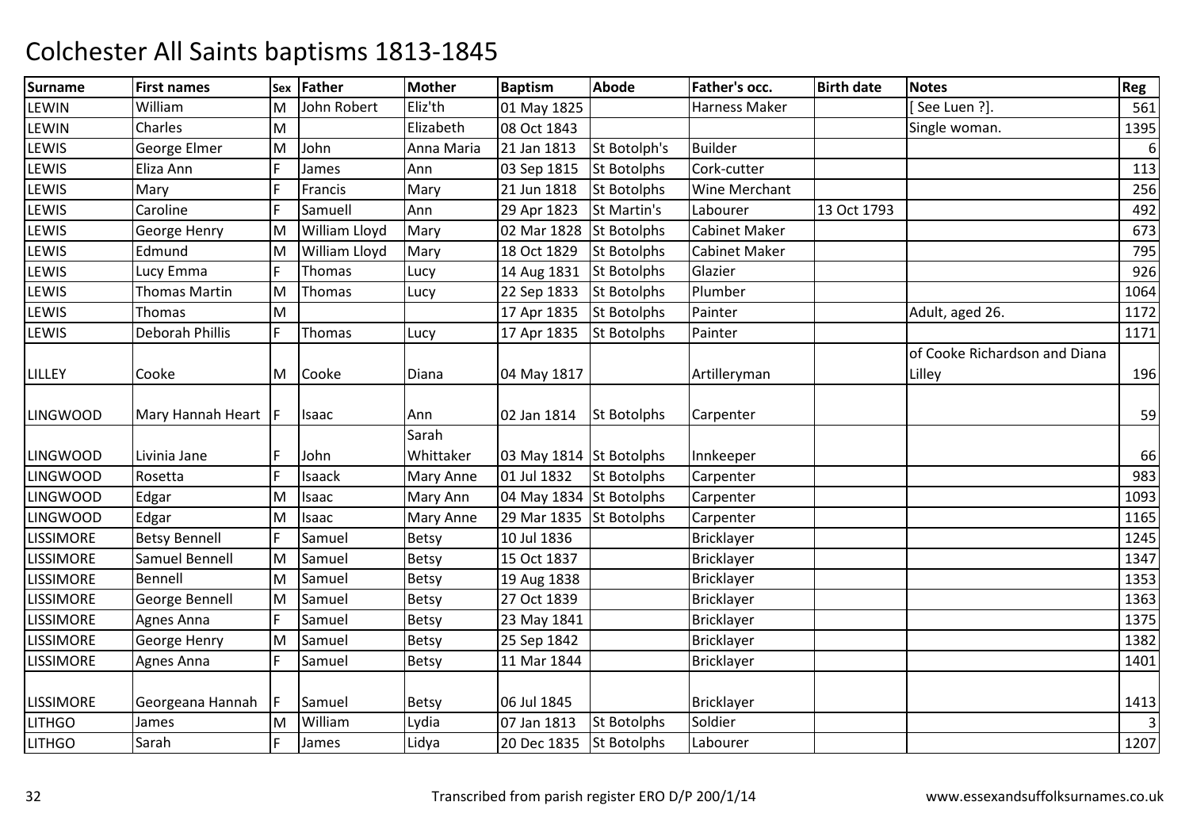# Colchester All Saints baptisms 1813-1845

| Surname | First names | Sex | Father | Mother | Baptism | Abode | Father's occ. | Birth date | Notes | Reg |
|---|---|---|---|---|---|---|---|---|---|---|
| LEWIN | William | M | John Robert | Eliz'th | 01 May 1825 | | Harness Maker | | [ See Luen ?]. | 561 |
| LEWIN | Charles | M | | Elizabeth | 08 Oct 1843 | | | | Single woman. | 1395 |
| LEWIS | George Elmer | M | John | Anna Maria | 21 Jan 1813 | St Botolph's | Builder | | | 6 |
| LEWIS | Eliza Ann | F | James | Ann | 03 Sep 1815 | St Botolphs | Cork-cutter | | | 113 |
| LEWIS | Mary | F | Francis | Mary | 21 Jun 1818 | St Botolphs | Wine Merchant | | | 256 |
| LEWIS | Caroline | F | Samuell | Ann | 29 Apr 1823 | St Martin's | Labourer | 13 Oct 1793 | | 492 |
| LEWIS | George Henry | M | William Lloyd | Mary | 02 Mar 1828 | St Botolphs | Cabinet Maker | | | 673 |
| LEWIS | Edmund | M | William Lloyd | Mary | 18 Oct 1829 | St Botolphs | Cabinet Maker | | | 795 |
| LEWIS | Lucy Emma | F | Thomas | Lucy | 14 Aug 1831 | St Botolphs | Glazier | | | 926 |
| LEWIS | Thomas Martin | M | Thomas | Lucy | 22 Sep 1833 | St Botolphs | Plumber | | | 1064 |
| LEWIS | Thomas | M | | | 17 Apr 1835 | St Botolphs | Painter | | Adult, aged 26. | 1172 |
| LEWIS | Deborah Phillis | F | Thomas | Lucy | 17 Apr 1835 | St Botolphs | Painter | | | 1171 |
| LILLEY | Cooke | M | Cooke | Diana | 04 May 1817 | | Artilleryman | | of Cooke Richardson and Diana Lilley | 196 |
| LINGWOOD | Mary Hannah Heart | F | Isaac | Ann | 02 Jan 1814 | St Botolphs | Carpenter | | | 59 |
| LINGWOOD | Livinia Jane | F | John | Sarah Whittaker | 03 May 1814 | St Botolphs | Innkeeper | | | 66 |
| LINGWOOD | Rosetta | F | Isaack | Mary Anne | 01 Jul 1832 | St Botolphs | Carpenter | | | 983 |
| LINGWOOD | Edgar | M | Isaac | Mary Ann | 04 May 1834 | St Botolphs | Carpenter | | | 1093 |
| LINGWOOD | Edgar | M | Isaac | Mary Anne | 29 Mar 1835 | St Botolphs | Carpenter | | | 1165 |
| LISSIMORE | Betsy Bennell | F | Samuel | Betsy | 10 Jul 1836 | | Bricklayer | | | 1245 |
| LISSIMORE | Samuel Bennell | M | Samuel | Betsy | 15 Oct 1837 | | Bricklayer | | | 1347 |
| LISSIMORE | Bennell | M | Samuel | Betsy | 19 Aug 1838 | | Bricklayer | | | 1353 |
| LISSIMORE | George Bennell | M | Samuel | Betsy | 27 Oct 1839 | | Bricklayer | | | 1363 |
| LISSIMORE | Agnes Anna | F | Samuel | Betsy | 23 May 1841 | | Bricklayer | | | 1375 |
| LISSIMORE | George Henry | M | Samuel | Betsy | 25 Sep 1842 | | Bricklayer | | | 1382 |
| LISSIMORE | Agnes Anna | F | Samuel | Betsy | 11 Mar 1844 | | Bricklayer | | | 1401 |
| LISSIMORE | Georgeana Hannah | F | Samuel | Betsy | 06 Jul 1845 | | Bricklayer | | | 1413 |
| LITHGO | James | M | William | Lydia | 07 Jan 1813 | St Botolphs | Soldier | | | 3 |
| LITHGO | Sarah | F | James | Lidya | 20 Dec 1835 | St Botolphs | Labourer | | | 1207 |

Transcribed from parish register ERO D/P 200/1/14

www.essexandsuffolksurnames.co.uk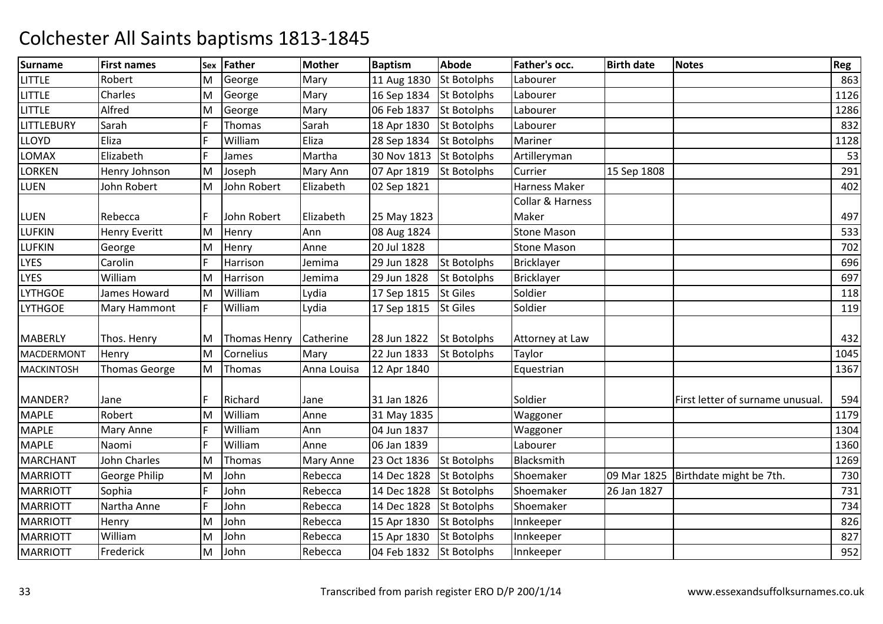# Colchester All Saints baptisms 1813-1845

| Surname | First names | Sex | Father | Mother | Baptism | Abode | Father's occ. | Birth date | Notes | Reg |
|---|---|---|---|---|---|---|---|---|---|---|
| LITTLE | Robert | M | George | Mary | 11 Aug 1830 | St Botolphs | Labourer | | | 863 |
| LITTLE | Charles | M | George | Mary | 16 Sep 1834 | St Botolphs | Labourer | | | 1126 |
| LITTLE | Alfred | M | George | Mary | 06 Feb 1837 | St Botolphs | Labourer | | | 1286 |
| LITTLEBURY | Sarah | F | Thomas | Sarah | 18 Apr 1830 | St Botolphs | Labourer | | | 832 |
| LLOYD | Eliza | F | William | Eliza | 28 Sep 1834 | St Botolphs | Mariner | | | 1128 |
| LOMAX | Elizabeth | F | James | Martha | 30 Nov 1813 | St Botolphs | Artilleryman | | | 53 |
| LORKEN | Henry Johnson | M | Joseph | Mary Ann | 07 Apr 1819 | St Botolphs | Currier | 15 Sep 1808 | | 291 |
| LUEN | John Robert | M | John Robert | Elizabeth | 02 Sep 1821 | | Harness Maker | | | 402 |
| LUEN | Rebecca | F | John Robert | Elizabeth | 25 May 1823 | | Collar & Harness Maker | | | 497 |
| LUFKIN | Henry Everitt | M | Henry | Ann | 08 Aug 1824 | | Stone Mason | | | 533 |
| LUFKIN | George | M | Henry | Anne | 20 Jul 1828 | | Stone Mason | | | 702 |
| LYES | Carolin | F | Harrison | Jemima | 29 Jun 1828 | St Botolphs | Bricklayer | | | 696 |
| LYES | William | M | Harrison | Jemima | 29 Jun 1828 | St Botolphs | Bricklayer | | | 697 |
| LYTHGOE | James Howard | M | William | Lydia | 17 Sep 1815 | St Giles | Soldier | | | 118 |
| LYTHGOE | Mary Hammont | F | William | Lydia | 17 Sep 1815 | St Giles | Soldier | | | 119 |
| MABERLY | Thos. Henry | M | Thomas Henry | Catherine | 28 Jun 1822 | St Botolphs | Attorney at Law | | | 432 |
| MACDERMONT | Henry | M | Cornelius | Mary | 22 Jun 1833 | St Botolphs | Taylor | | | 1045 |
| MACKINTOSH | Thomas George | M | Thomas | Anna Louisa | 12 Apr 1840 | | Equestrian | | | 1367 |
| MANDER? | Jane | F | Richard | Jane | 31 Jan 1826 | | Soldier | | First letter of surname unusual. | 594 |
| MAPLE | Robert | M | William | Anne | 31 May 1835 | | Waggoner | | | 1179 |
| MAPLE | Mary Anne | F | William | Ann | 04 Jun 1837 | | Waggoner | | | 1304 |
| MAPLE | Naomi | F | William | Anne | 06 Jan 1839 | | Labourer | | | 1360 |
| MARCHANT | John Charles | M | Thomas | Mary Anne | 23 Oct 1836 | St Botolphs | Blacksmith | | | 1269 |
| MARRIOTT | George Philip | M | John | Rebecca | 14 Dec 1828 | St Botolphs | Shoemaker | 09 Mar 1825 | Birthdate might be 7th. | 730 |
| MARRIOTT | Sophia | F | John | Rebecca | 14 Dec 1828 | St Botolphs | Shoemaker | 26 Jan 1827 | | 731 |
| MARRIOTT | Nartha Anne | F | John | Rebecca | 14 Dec 1828 | St Botolphs | Shoemaker | | | 734 |
| MARRIOTT | Henry | M | John | Rebecca | 15 Apr 1830 | St Botolphs | Innkeeper | | | 826 |
| MARRIOTT | William | M | John | Rebecca | 15 Apr 1830 | St Botolphs | Innkeeper | | | 827 |
| MARRIOTT | Frederick | M | John | Rebecca | 04 Feb 1832 | St Botolphs | Innkeeper | | | 952 |

Transcribed from parish register ERO D/P 200/1/14

www.essexandsuffolksurnames.co.uk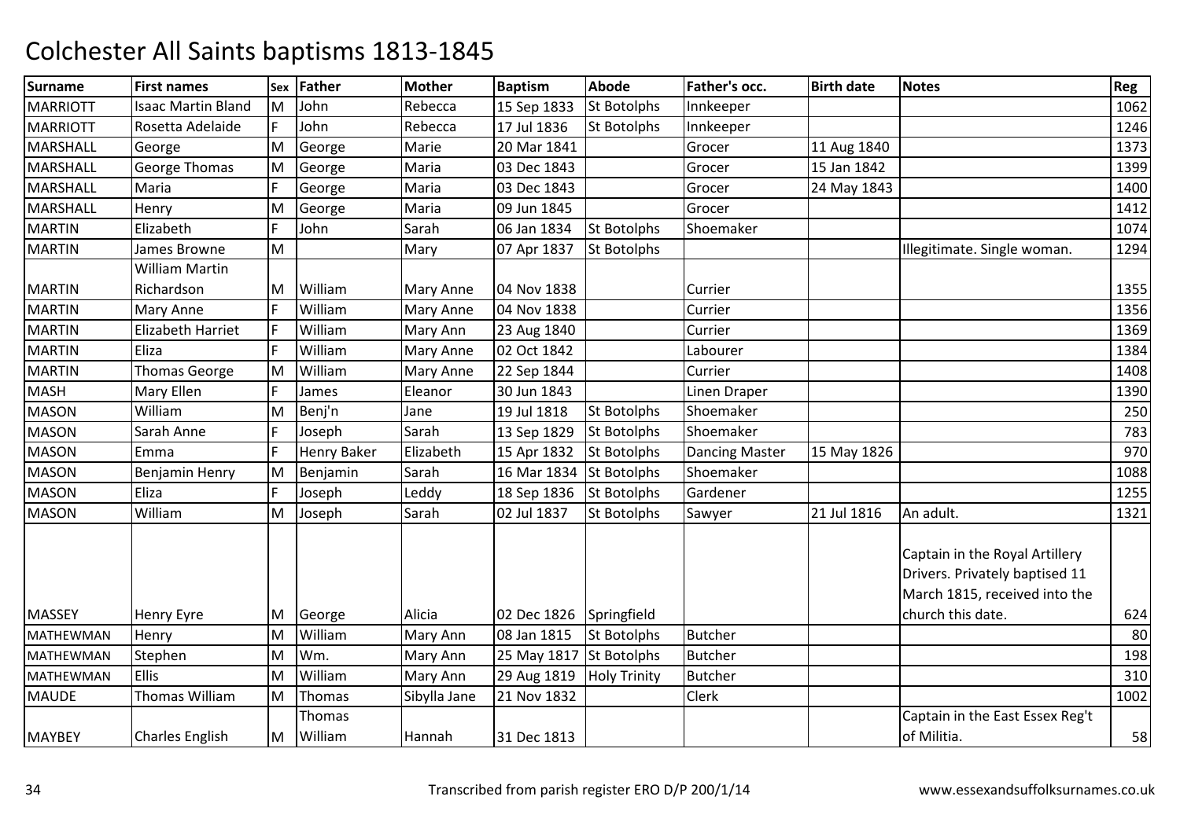# Colchester All Saints baptisms 1813-1845

| Surname | First names | Sex | Father | Mother | Baptism | Abode | Father's occ. | Birth date | Notes | Reg |
|---|---|---|---|---|---|---|---|---|---|---|
| MARRIOTT | Isaac Martin Bland | M | John | Rebecca | 15 Sep 1833 | St Botolphs | Innkeeper | | | 1062 |
| MARRIOTT | Rosetta Adelaide | F | John | Rebecca | 17 Jul 1836 | St Botolphs | Innkeeper | | | 1246 |
| MARSHALL | George | M | George | Marie | 20 Mar 1841 | | Grocer | 11 Aug 1840 | | 1373 |
| MARSHALL | George Thomas | M | George | Maria | 03 Dec 1843 | | Grocer | 15 Jan 1842 | | 1399 |
| MARSHALL | Maria | F | George | Maria | 03 Dec 1843 | | Grocer | 24 May 1843 | | 1400 |
| MARSHALL | Henry | M | George | Maria | 09 Jun 1845 | | Grocer | | | 1412 |
| MARTIN | Elizabeth | F | John | Sarah | 06 Jan 1834 | St Botolphs | Shoemaker | | | 1074 |
| MARTIN | James Browne | M | | Mary | 07 Apr 1837 | St Botolphs | | | Illegitimate. Single woman. | 1294 |
| MARTIN | William Martin Richardson | M | William | Mary Anne | 04 Nov 1838 | | Currier | | | 1355 |
| MARTIN | Mary Anne | F | William | Mary Anne | 04 Nov 1838 | | Currier | | | 1356 |
| MARTIN | Elizabeth Harriet | F | William | Mary Ann | 23 Aug 1840 | | Currier | | | 1369 |
| MARTIN | Eliza | F | William | Mary Anne | 02 Oct 1842 | | Labourer | | | 1384 |
| MARTIN | Thomas George | M | William | Mary Anne | 22 Sep 1844 | | Currier | | | 1408 |
| MASH | Mary Ellen | F | James | Eleanor | 30 Jun 1843 | | Linen Draper | | | 1390 |
| MASON | William | M | Benj'n | Jane | 19 Jul 1818 | St Botolphs | Shoemaker | | | 250 |
| MASON | Sarah Anne | F | Joseph | Sarah | 13 Sep 1829 | St Botolphs | Shoemaker | | | 783 |
| MASON | Emma | F | Henry Baker | Elizabeth | 15 Apr 1832 | St Botolphs | Dancing Master | 15 May 1826 | | 970 |
| MASON | Benjamin Henry | M | Benjamin | Sarah | 16 Mar 1834 | St Botolphs | Shoemaker | | | 1088 |
| MASON | Eliza | F | Joseph | Leddy | 18 Sep 1836 | St Botolphs | Gardener | | | 1255 |
| MASON | William | M | Joseph | Sarah | 02 Jul 1837 | St Botolphs | Sawyer | 21 Jul 1816 | An adult. | 1321 |
| MASSEY | Henry Eyre | M | George | Alicia | 02 Dec 1826 | Springfield | | | Captain in the Royal Artillery Drivers. Privately baptised 11 March 1815, received into the church this date. | 624 |
| MATHEWMAN | Henry | M | William | Mary Ann | 08 Jan 1815 | St Botolphs | Butcher | | | 80 |
| MATHEWMAN | Stephen | M | Wm. | Mary Ann | 25 May 1817 | St Botolphs | Butcher | | | 198 |
| MATHEWMAN | Ellis | M | William | Mary Ann | 29 Aug 1819 | Holy Trinity | Butcher | | | 310 |
| MAUDE | Thomas William | M | Thomas | Sibylla Jane | 21 Nov 1832 | | Clerk | | | 1002 |
| MAYBEY | Charles English | M | Thomas William | Hannah | 31 Dec 1813 | | | | Captain in the East Essex Reg't of Militia. | 58 |

Transcribed from parish register ERO D/P 200/1/14 www.essexandsuffolksurnames.co.uk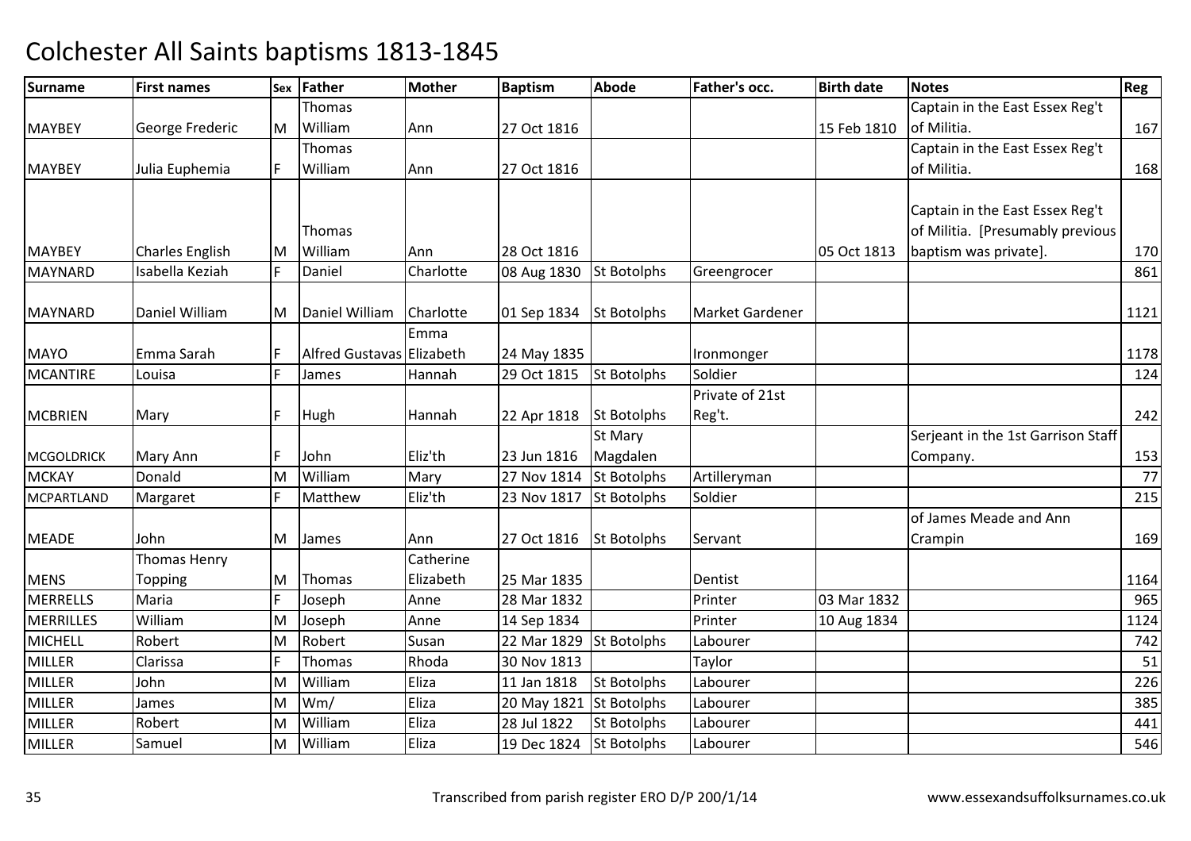# Colchester All Saints baptisms 1813-1845

| Surname | First names | Sex | Father | Mother | Baptism | Abode | Father's occ. | Birth date | Notes | Reg |
|---|---|---|---|---|---|---|---|---|---|---|
| MAYBEY | George Frederic | M | Thomas William | Ann | 27 Oct 1816 | | | 15 Feb 1810 | Captain in the East Essex Reg't of Militia. | 167 |
| MAYBEY | Julia Euphemia | F | Thomas William | Ann | 27 Oct 1816 | | | | Captain in the East Essex Reg't of Militia. | 168 |
| MAYBEY | Charles English | M | Thomas William | Ann | 28 Oct 1816 | | | 05 Oct 1813 | Captain in the East Essex Reg't of Militia. [Presumably previous baptism was private]. | 170 |
| MAYNARD | Isabella Keziah | F | Daniel | Charlotte | 08 Aug 1830 | St Botolphs | Greengrocer | | | 861 |
| MAYNARD | Daniel William | M | Daniel William | Charlotte | 01 Sep 1834 | St Botolphs | Market Gardener | | | 1121 |
| MAYO | Emma Sarah | F | Alfred Gustavas | Emma Elizabeth | 24 May 1835 | | Ironmonger | | | 1178 |
| MCANTIRE | Louisa | F | James | Hannah | 29 Oct 1815 | St Botolphs | Soldier | | | 124 |
| MCBRIEN | Mary | F | Hugh | Hannah | 22 Apr 1818 | St Botolphs | Private of 21st Reg't. | | | 242 |
| MCGOLDRICK | Mary Ann | F | John | Eliz'th | 23 Jun 1816 | St Mary Magdalen | | | Serjeant in the 1st Garrison Staff Company. | 153 |
| MCKAY | Donald | M | William | Mary | 27 Nov 1814 | St Botolphs | Artilleryman | | | 77 |
| MCPARTLAND | Margaret | F | Matthew | Eliz'th | 23 Nov 1817 | St Botolphs | Soldier | | | 215 |
| MEADE | John | M | James | Ann | 27 Oct 1816 | St Botolphs | Servant | | of James Meade and Ann Crampin | 169 |
| MENS | Thomas Henry Topping | M | Thomas | Catherine Elizabeth | 25 Mar 1835 | | Dentist | | | 1164 |
| MERRELLS | Maria | F | Joseph | Anne | 28 Mar 1832 | | Printer | 03 Mar 1832 | | 965 |
| MERRILLES | William | M | Joseph | Anne | 14 Sep 1834 | | Printer | 10 Aug 1834 | | 1124 |
| MICHELL | Robert | M | Robert | Susan | 22 Mar 1829 | St Botolphs | Labourer | | | 742 |
| MILLER | Clarissa | F | Thomas | Rhoda | 30 Nov 1813 | | Taylor | | | 51 |
| MILLER | John | M | William | Eliza | 11 Jan 1818 | St Botolphs | Labourer | | | 226 |
| MILLER | James | M | Wm/ | Eliza | 20 May 1821 | St Botolphs | Labourer | | | 385 |
| MILLER | Robert | M | William | Eliza | 28 Jul 1822 | St Botolphs | Labourer | | | 441 |
| MILLER | Samuel | M | William | Eliza | 19 Dec 1824 | St Botolphs | Labourer | | | 546 |

Transcribed from parish register ERO D/P 200/1/14 www.essexandsuffolksurnames.co.uk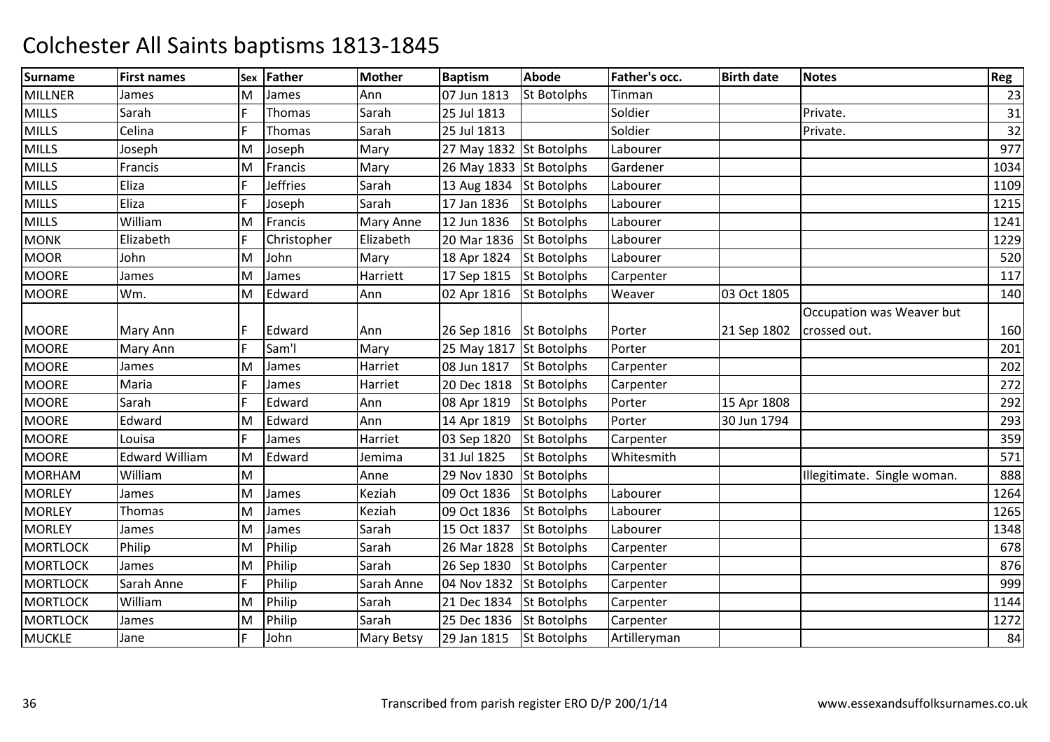# Colchester All Saints baptisms 1813-1845

| Surname | First names | Sex | Father | Mother | Baptism | Abode | Father's occ. | Birth date | Notes | Reg |
|---|---|---|---|---|---|---|---|---|---|---|
| MILLNER | James | M | James | Ann | 07 Jun 1813 | St Botolphs | Tinman | | | 23 |
| MILLS | Sarah | F | Thomas | Sarah | 25 Jul 1813 | | Soldier | | Private. | 31 |
| MILLS | Celina | F | Thomas | Sarah | 25 Jul 1813 | | Soldier | | Private. | 32 |
| MILLS | Joseph | M | Joseph | Mary | 27 May 1832 | St Botolphs | Labourer | | | 977 |
| MILLS | Francis | M | Francis | Mary | 26 May 1833 | St Botolphs | Gardener | | | 1034 |
| MILLS | Eliza | F | Jeffries | Sarah | 13 Aug 1834 | St Botolphs | Labourer | | | 1109 |
| MILLS | Eliza | F | Joseph | Sarah | 17 Jan 1836 | St Botolphs | Labourer | | | 1215 |
| MILLS | William | M | Francis | Mary Anne | 12 Jun 1836 | St Botolphs | Labourer | | | 1241 |
| MONK | Elizabeth | F | Christopher | Elizabeth | 20 Mar 1836 | St Botolphs | Labourer | | | 1229 |
| MOOR | John | M | John | Mary | 18 Apr 1824 | St Botolphs | Labourer | | | 520 |
| MOORE | James | M | James | Harriett | 17 Sep 1815 | St Botolphs | Carpenter | | | 117 |
| MOORE | Wm. | M | Edward | Ann | 02 Apr 1816 | St Botolphs | Weaver | 03 Oct 1805 | | 140 |
| MOORE | Mary Ann | F | Edward | Ann | 26 Sep 1816 | St Botolphs | Porter | 21 Sep 1802 | Occupation was Weaver but crossed out. | 160 |
| MOORE | Mary Ann | F | Sam'l | Mary | 25 May 1817 | St Botolphs | Porter | | | 201 |
| MOORE | James | M | James | Harriet | 08 Jun 1817 | St Botolphs | Carpenter | | | 202 |
| MOORE | Maria | F | James | Harriet | 20 Dec 1818 | St Botolphs | Carpenter | | | 272 |
| MOORE | Sarah | F | Edward | Ann | 08 Apr 1819 | St Botolphs | Porter | 15 Apr 1808 | | 292 |
| MOORE | Edward | M | Edward | Ann | 14 Apr 1819 | St Botolphs | Porter | 30 Jun 1794 | | 293 |
| MOORE | Louisa | F | James | Harriet | 03 Sep 1820 | St Botolphs | Carpenter | | | 359 |
| MOORE | Edward William | M | Edward | Jemima | 31 Jul 1825 | St Botolphs | Whitesmith | | | 571 |
| MORHAM | William | M | | Anne | 29 Nov 1830 | St Botolphs | | | Illegitimate. Single woman. | 888 |
| MORLEY | James | M | James | Keziah | 09 Oct 1836 | St Botolphs | Labourer | | | 1264 |
| MORLEY | Thomas | M | James | Keziah | 09 Oct 1836 | St Botolphs | Labourer | | | 1265 |
| MORLEY | James | M | James | Sarah | 15 Oct 1837 | St Botolphs | Labourer | | | 1348 |
| MORTLOCK | Philip | M | Philip | Sarah | 26 Mar 1828 | St Botolphs | Carpenter | | | 678 |
| MORTLOCK | James | M | Philip | Sarah | 26 Sep 1830 | St Botolphs | Carpenter | | | 876 |
| MORTLOCK | Sarah Anne | F | Philip | Sarah Anne | 04 Nov 1832 | St Botolphs | Carpenter | | | 999 |
| MORTLOCK | William | M | Philip | Sarah | 21 Dec 1834 | St Botolphs | Carpenter | | | 1144 |
| MORTLOCK | James | M | Philip | Sarah | 25 Dec 1836 | St Botolphs | Carpenter | | | 1272 |
| MUCKLE | Jane | F | John | Mary Betsy | 29 Jan 1815 | St Botolphs | Artilleryman | | | 84 |

Transcribed from parish register ERO D/P 200/1/14 www.essexandsuffolksurnames.co.uk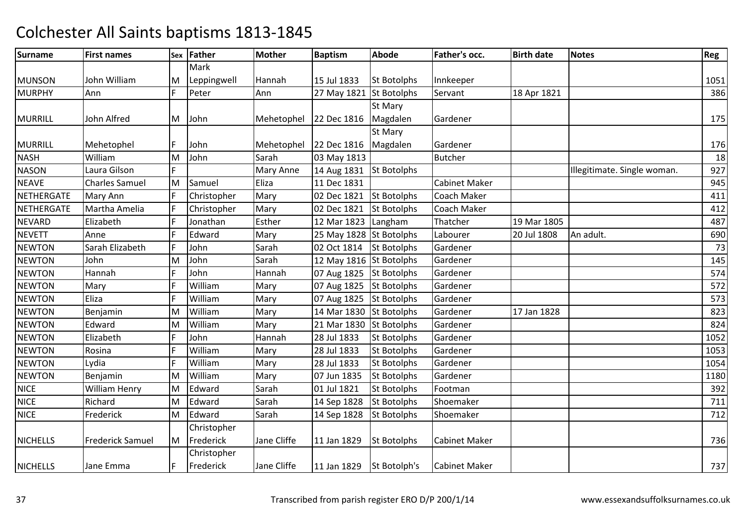# Colchester All Saints baptisms 1813-1845

| Surname | First names | Sex | Father | Mother | Baptism | Abode | Father's occ. | Birth date | Notes | Reg |
|---|---|---|---|---|---|---|---|---|---|---|
| MUNSON | John William | M | Mark Leppingwell | Hannah | 15 Jul 1833 | St Botolphs | Innkeeper | | | 1051 |
| MURPHY | Ann | F | Peter | Ann | 27 May 1821 | St Botolphs | Servant | 18 Apr 1821 | | 386 |
| MURRILL | John Alfred | M | John | Mehetophel | 22 Dec 1816 | St Mary Magdalen | Gardener | | | 175 |
| MURRILL | Mehetophel | F | John | Mehetophel | 22 Dec 1816 | St Mary Magdalen | Gardener | | | 176 |
| NASH | William | M | John | Sarah | 03 May 1813 | | Butcher | | | 18 |
| NASON | Laura Gilson | F | | Mary Anne | 14 Aug 1831 | St Botolphs | | | Illegitimate. Single woman. | 927 |
| NEAVE | Charles Samuel | M | Samuel | Eliza | 11 Dec 1831 | | Cabinet Maker | | | 945 |
| NETHERGATE | Mary Ann | F | Christopher | Mary | 02 Dec 1821 | St Botolphs | Coach Maker | | | 411 |
| NETHERGATE | Martha Amelia | F | Christopher | Mary | 02 Dec 1821 | St Botolphs | Coach Maker | | | 412 |
| NEVARD | Elizabeth | F | Jonathan | Esther | 12 Mar 1823 | Langham | Thatcher | 19 Mar 1805 | | 487 |
| NEVETT | Anne | F | Edward | Mary | 25 May 1828 | St Botolphs | Labourer | 20 Jul 1808 | An adult. | 690 |
| NEWTON | Sarah Elizabeth | F | John | Sarah | 02 Oct 1814 | St Botolphs | Gardener | | | 73 |
| NEWTON | John | M | John | Sarah | 12 May 1816 | St Botolphs | Gardener | | | 145 |
| NEWTON | Hannah | F | John | Hannah | 07 Aug 1825 | St Botolphs | Gardener | | | 574 |
| NEWTON | Mary | F | William | Mary | 07 Aug 1825 | St Botolphs | Gardener | | | 572 |
| NEWTON | Eliza | F | William | Mary | 07 Aug 1825 | St Botolphs | Gardener | | | 573 |
| NEWTON | Benjamin | M | William | Mary | 14 Mar 1830 | St Botolphs | Gardener | 17 Jan 1828 | | 823 |
| NEWTON | Edward | M | William | Mary | 21 Mar 1830 | St Botolphs | Gardener | | | 824 |
| NEWTON | Elizabeth | F | John | Hannah | 28 Jul 1833 | St Botolphs | Gardener | | | 1052 |
| NEWTON | Rosina | F | William | Mary | 28 Jul 1833 | St Botolphs | Gardener | | | 1053 |
| NEWTON | Lydia | F | William | Mary | 28 Jul 1833 | St Botolphs | Gardener | | | 1054 |
| NEWTON | Benjamin | M | William | Mary | 07 Jun 1835 | St Botolphs | Gardener | | | 1180 |
| NICE | William Henry | M | Edward | Sarah | 01 Jul 1821 | St Botolphs | Footman | | | 392 |
| NICE | Richard | M | Edward | Sarah | 14 Sep 1828 | St Botolphs | Shoemaker | | | 711 |
| NICE | Frederick | M | Edward | Sarah | 14 Sep 1828 | St Botolphs | Shoemaker | | | 712 |
| NICHELLS | Frederick Samuel | M | Christopher Frederick | Jane Cliffe | 11 Jan 1829 | St Botolphs | Cabinet Maker | | | 736 |
| NICHELLS | Jane Emma | F | Christopher Frederick | Jane Cliffe | 11 Jan 1829 | St Botolph's | Cabinet Maker | | | 737 |

Transcribed from parish register ERO D/P 200/1/14 www.essexandsuffolksurnames.co.uk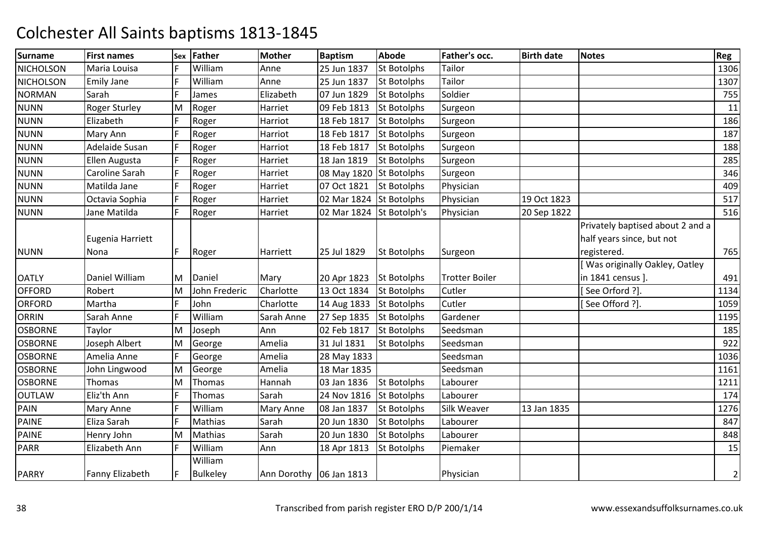# Colchester All Saints baptisms 1813-1845

| Surname | First names | Sex | Father | Mother | Baptism | Abode | Father's occ. | Birth date | Notes | Reg |
|---|---|---|---|---|---|---|---|---|---|---|
| NICHOLSON | Maria Louisa | F | William | Anne | 25 Jun 1837 | St Botolphs | Tailor | | | 1306 |
| NICHOLSON | Emily Jane | F | William | Anne | 25 Jun 1837 | St Botolphs | Tailor | | | 1307 |
| NORMAN | Sarah | F | James | Elizabeth | 07 Jun 1829 | St Botolphs | Soldier | | | 755 |
| NUNN | Roger Sturley | M | Roger | Harriet | 09 Feb 1813 | St Botolphs | Surgeon | | | 11 |
| NUNN | Elizabeth | F | Roger | Harriot | 18 Feb 1817 | St Botolphs | Surgeon | | | 186 |
| NUNN | Mary Ann | F | Roger | Harriot | 18 Feb 1817 | St Botolphs | Surgeon | | | 187 |
| NUNN | Adelaide Susan | F | Roger | Harriot | 18 Feb 1817 | St Botolphs | Surgeon | | | 188 |
| NUNN | Ellen Augusta | F | Roger | Harriet | 18 Jan 1819 | St Botolphs | Surgeon | | | 285 |
| NUNN | Caroline Sarah | F | Roger | Harriet | 08 May 1820 | St Botolphs | Surgeon | | | 346 |
| NUNN | Matilda Jane | F | Roger | Harriet | 07 Oct 1821 | St Botolphs | Physician | | | 409 |
| NUNN | Octavia Sophia | F | Roger | Harriet | 02 Mar 1824 | St Botolphs | Physician | 19 Oct 1823 | | 517 |
| NUNN | Jane Matilda | F | Roger | Harriet | 02 Mar 1824 | St Botolph's | Physician | 20 Sep 1822 | | 516 |
| NUNN | Eugenia Harriett Nona | F | Roger | Harriett | 25 Jul 1829 | St Botolphs | Surgeon | | Privately baptised about 2 and a half years since, but not registered. | 765 |
| OATLY | Daniel William | M | Daniel | Mary | 20 Apr 1823 | St Botolphs | Trotter Boiler | | [ Was originally Oakley, Oatley in 1841 census ]. | 491 |
| OFFORD | Robert | M | John Frederic | Charlotte | 13 Oct 1834 | St Botolphs | Cutler | | [ See Orford ?]. | 1134 |
| ORFORD | Martha | F | John | Charlotte | 14 Aug 1833 | St Botolphs | Cutler | | [ See Offord ?]. | 1059 |
| ORRIN | Sarah Anne | F | William | Sarah Anne | 27 Sep 1835 | St Botolphs | Gardener | | | 1195 |
| OSBORNE | Taylor | M | Joseph | Ann | 02 Feb 1817 | St Botolphs | Seedsman | | | 185 |
| OSBORNE | Joseph Albert | M | George | Amelia | 31 Jul 1831 | St Botolphs | Seedsman | | | 922 |
| OSBORNE | Amelia Anne | F | George | Amelia | 28 May 1833 | | Seedsman | | | 1036 |
| OSBORNE | John Lingwood | M | George | Amelia | 18 Mar 1835 | | Seedsman | | | 1161 |
| OSBORNE | Thomas | M | Thomas | Hannah | 03 Jan 1836 | St Botolphs | Labourer | | | 1211 |
| OUTLAW | Eliz'th Ann | F | Thomas | Sarah | 24 Nov 1816 | St Botolphs | Labourer | | | 174 |
| PAIN | Mary Anne | F | William | Mary Anne | 08 Jan 1837 | St Botolphs | Silk Weaver | 13 Jan 1835 | | 1276 |
| PAINE | Eliza Sarah | F | Mathias | Sarah | 20 Jun 1830 | St Botolphs | Labourer | | | 847 |
| PAINE | Henry John | M | Mathias | Sarah | 20 Jun 1830 | St Botolphs | Labourer | | | 848 |
| PARR | Elizabeth Ann | F | William | Ann | 18 Apr 1813 | St Botolphs | Piemaker | | | 15 |
| PARRY | Fanny Elizabeth | F | William Bulkeley | Ann Dorothy | 06 Jan 1813 | | Physician | | | 2 |

Transcribed from parish register ERO D/P 200/1/14

www.essexandsuffolksurnames.co.uk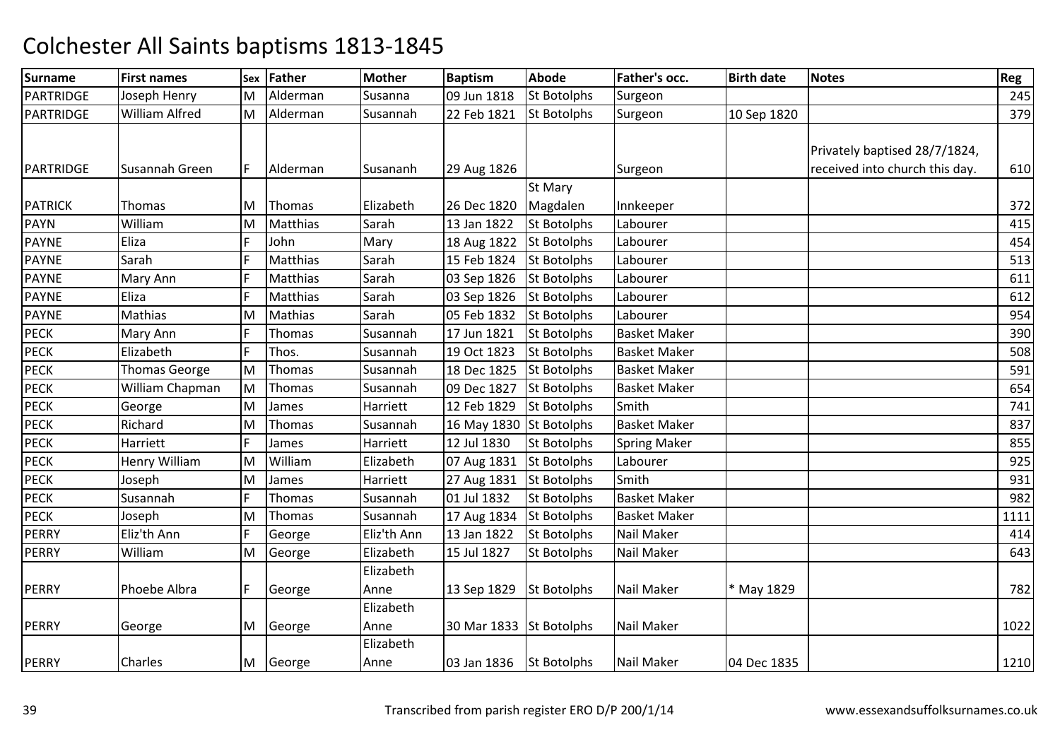# Colchester All Saints baptisms 1813-1845

| Surname | First names | Sex | Father | Mother | Baptism | Abode | Father's occ. | Birth date | Notes | Reg |
|---|---|---|---|---|---|---|---|---|---|---|
| PARTRIDGE | Joseph Henry | M | Alderman | Susanna | 09 Jun 1818 | St Botolphs | Surgeon | | | 245 |
| PARTRIDGE | William Alfred | M | Alderman | Susannah | 22 Feb 1821 | St Botolphs | Surgeon | 10 Sep 1820 | | 379 |
| PARTRIDGE | Susannah Green | F | Alderman | Susananh | 29 Aug 1826 | | Surgeon | | Privately baptised 28/7/1824, received into church this day. | 610 |
| PATRICK | Thomas | M | Thomas | Elizabeth | 26 Dec 1820 | St Mary Magdalen | Innkeeper | | | 372 |
| PAYN | William | M | Matthias | Sarah | 13 Jan 1822 | St Botolphs | Labourer | | | 415 |
| PAYNE | Eliza | F | John | Mary | 18 Aug 1822 | St Botolphs | Labourer | | | 454 |
| PAYNE | Sarah | F | Matthias | Sarah | 15 Feb 1824 | St Botolphs | Labourer | | | 513 |
| PAYNE | Mary Ann | F | Matthias | Sarah | 03 Sep 1826 | St Botolphs | Labourer | | | 611 |
| PAYNE | Eliza | F | Matthias | Sarah | 03 Sep 1826 | St Botolphs | Labourer | | | 612 |
| PAYNE | Mathias | M | Mathias | Sarah | 05 Feb 1832 | St Botolphs | Labourer | | | 954 |
| PECK | Mary Ann | F | Thomas | Susannah | 17 Jun 1821 | St Botolphs | Basket Maker | | | 390 |
| PECK | Elizabeth | F | Thos. | Susannah | 19 Oct 1823 | St Botolphs | Basket Maker | | | 508 |
| PECK | Thomas George | M | Thomas | Susannah | 18 Dec 1825 | St Botolphs | Basket Maker | | | 591 |
| PECK | William Chapman | M | Thomas | Susannah | 09 Dec 1827 | St Botolphs | Basket Maker | | | 654 |
| PECK | George | M | James | Harriett | 12 Feb 1829 | St Botolphs | Smith | | | 741 |
| PECK | Richard | M | Thomas | Susannah | 16 May 1830 | St Botolphs | Basket Maker | | | 837 |
| PECK | Harriett | F | James | Harriett | 12 Jul 1830 | St Botolphs | Spring Maker | | | 855 |
| PECK | Henry William | M | William | Elizabeth | 07 Aug 1831 | St Botolphs | Labourer | | | 925 |
| PECK | Joseph | M | James | Harriett | 27 Aug 1831 | St Botolphs | Smith | | | 931 |
| PECK | Susannah | F | Thomas | Susannah | 01 Jul 1832 | St Botolphs | Basket Maker | | | 982 |
| PECK | Joseph | M | Thomas | Susannah | 17 Aug 1834 | St Botolphs | Basket Maker | | | 1111 |
| PERRY | Eliz'th Ann | F | George | Eliz'th Ann | 13 Jan 1822 | St Botolphs | Nail Maker | | | 414 |
| PERRY | William | M | George | Elizabeth | 15 Jul 1827 | St Botolphs | Nail Maker | | | 643 |
| PERRY | Phoebe Albra | F | George | Elizabeth Anne | 13 Sep 1829 | St Botolphs | Nail Maker | * May 1829 | | 782 |
| PERRY | George | M | George | Elizabeth Anne | 30 Mar 1833 | St Botolphs | Nail Maker | | | 1022 |
| PERRY | Charles | M | George | Elizabeth Anne | 03 Jan 1836 | St Botolphs | Nail Maker | 04 Dec 1835 | | 1210 |

Transcribed from parish register ERO D/P 200/1/14 www.essexandsuffolksurnames.co.uk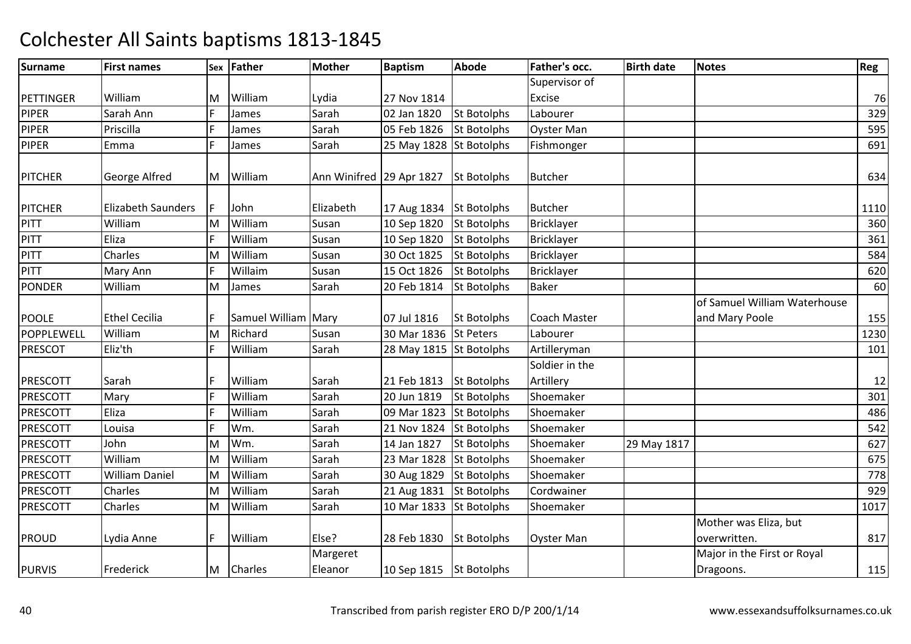# Colchester All Saints baptisms 1813-1845

| Surname | First names | Sex | Father | Mother | Baptism | Abode | Father's occ. | Birth date | Notes | Reg |
|---|---|---|---|---|---|---|---|---|---|---|
| PETTINGER | William | M | William | Lydia | 27 Nov 1814 | | Supervisor of Excise | | | 76 |
| PIPER | Sarah Ann | F | James | Sarah | 02 Jan 1820 | St Botolphs | Labourer | | | 329 |
| PIPER | Priscilla | F | James | Sarah | 05 Feb 1826 | St Botolphs | Oyster Man | | | 595 |
| PIPER | Emma | F | James | Sarah | 25 May 1828 | St Botolphs | Fishmonger | | | 691 |
| PITCHER | George Alfred | M | William | Ann Winifred | 29 Apr 1827 | St Botolphs | Butcher | | | 634 |
| PITCHER | Elizabeth Saunders | F | John | Elizabeth | 17 Aug 1834 | St Botolphs | Butcher | | | 1110 |
| PITT | William | M | William | Susan | 10 Sep 1820 | St Botolphs | Bricklayer | | | 360 |
| PITT | Eliza | F | William | Susan | 10 Sep 1820 | St Botolphs | Bricklayer | | | 361 |
| PITT | Charles | M | William | Susan | 30 Oct 1825 | St Botolphs | Bricklayer | | | 584 |
| PITT | Mary Ann | F | Willaim | Susan | 15 Oct 1826 | St Botolphs | Bricklayer | | | 620 |
| PONDER | William | M | James | Sarah | 20 Feb 1814 | St Botolphs | Baker | | | 60 |
| POOLE | Ethel Cecilia | F | Samuel William | Mary | 07 Jul 1816 | St Botolphs | Coach Master | | of Samuel William Waterhouse and Mary Poole | 155 |
| POPPLEWELL | William | M | Richard | Susan | 30 Mar 1836 | St Peters | Labourer | | | 1230 |
| PRESCOT | Eliz'th | F | William | Sarah | 28 May 1815 | St Botolphs | Artilleryman | | | 101 |
| PRESCOTT | Sarah | F | William | Sarah | 21 Feb 1813 | St Botolphs | Soldier in the Artillery | | | 12 |
| PRESCOTT | Mary | F | William | Sarah | 20 Jun 1819 | St Botolphs | Shoemaker | | | 301 |
| PRESCOTT | Eliza | F | William | Sarah | 09 Mar 1823 | St Botolphs | Shoemaker | | | 486 |
| PRESCOTT | Louisa | F | Wm. | Sarah | 21 Nov 1824 | St Botolphs | Shoemaker | | | 542 |
| PRESCOTT | John | M | Wm. | Sarah | 14 Jan 1827 | St Botolphs | Shoemaker | 29 May 1817 | | 627 |
| PRESCOTT | William | M | William | Sarah | 23 Mar 1828 | St Botolphs | Shoemaker | | | 675 |
| PRESCOTT | William Daniel | M | William | Sarah | 30 Aug 1829 | St Botolphs | Shoemaker | | | 778 |
| PRESCOTT | Charles | M | William | Sarah | 21 Aug 1831 | St Botolphs | Cordwainer | | | 929 |
| PRESCOTT | Charles | M | William | Sarah | 10 Mar 1833 | St Botolphs | Shoemaker | | | 1017 |
| PROUD | Lydia Anne | F | William | Else? | 28 Feb 1830 | St Botolphs | Oyster Man | | Mother was Eliza, but overwritten. | 817 |
| PURVIS | Frederick | M | Charles | Margeret Eleanor | 10 Sep 1815 | St Botolphs | | | Major in the First or Royal Dragoons. | 115 |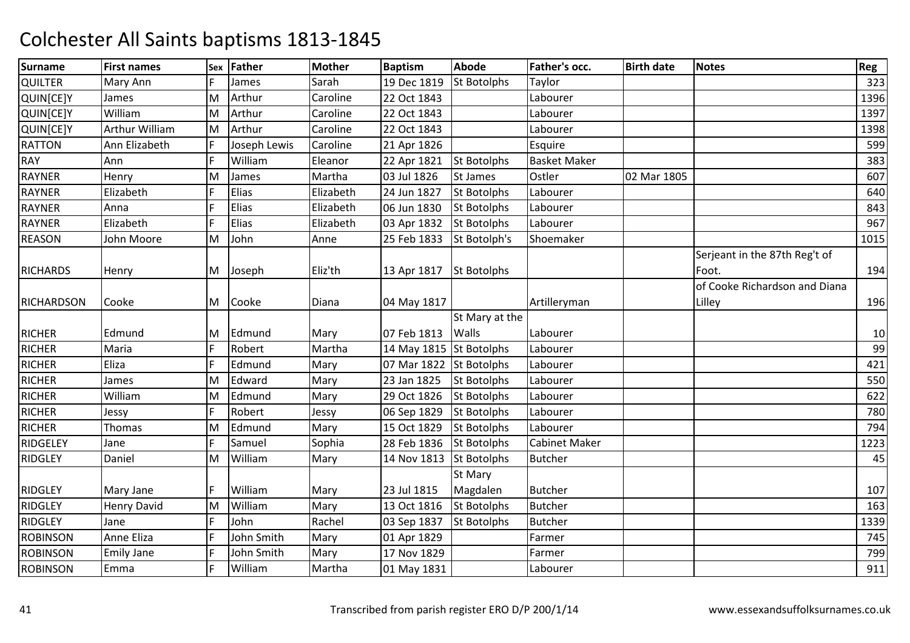# Colchester All Saints baptisms 1813-1845

| Surname | First names | Sex | Father | Mother | Baptism | Abode | Father's occ. | Birth date | Notes | Reg |
|---|---|---|---|---|---|---|---|---|---|---|
| QUILTER | Mary Ann | F | James | Sarah | 19 Dec 1819 | St Botolphs | Taylor | | | 323 |
| QUIN[CE]Y | James | M | Arthur | Caroline | 22 Oct 1843 | | Labourer | | | 1396 |
| QUIN[CE]Y | William | M | Arthur | Caroline | 22 Oct 1843 | | Labourer | | | 1397 |
| QUIN[CE]Y | Arthur William | M | Arthur | Caroline | 22 Oct 1843 | | Labourer | | | 1398 |
| RATTON | Ann Elizabeth | F | Joseph Lewis | Caroline | 21 Apr 1826 | | Esquire | | | 599 |
| RAY | Ann | F | William | Eleanor | 22 Apr 1821 | St Botolphs | Basket Maker | | | 383 |
| RAYNER | Henry | M | James | Martha | 03 Jul 1826 | St James | Ostler | 02 Mar 1805 | | 607 |
| RAYNER | Elizabeth | F | Elias | Elizabeth | 24 Jun 1827 | St Botolphs | Labourer | | | 640 |
| RAYNER | Anna | F | Elias | Elizabeth | 06 Jun 1830 | St Botolphs | Labourer | | | 843 |
| RAYNER | Elizabeth | F | Elias | Elizabeth | 03 Apr 1832 | St Botolphs | Labourer | | | 967 |
| REASON | John Moore | M | John | Anne | 25 Feb 1833 | St Botolph's | Shoemaker | | | 1015 |
| RICHARDS | Henry | M | Joseph | Eliz'th | 13 Apr 1817 | St Botolphs | | | Serjeant in the 87th Reg't of Foot. | 194 |
| RICHARDSON | Cooke | M | Cooke | Diana | 04 May 1817 | | Artilleryman | | of Cooke Richardson and Diana Lilley | 196 |
| RICHER | Edmund | M | Edmund | Mary | 07 Feb 1813 | St Mary at the Walls | Labourer | | | 10 |
| RICHER | Maria | F | Robert | Martha | 14 May 1815 | St Botolphs | Labourer | | | 99 |
| RICHER | Eliza | F | Edmund | Mary | 07 Mar 1822 | St Botolphs | Labourer | | | 421 |
| RICHER | James | M | Edward | Mary | 23 Jan 1825 | St Botolphs | Labourer | | | 550 |
| RICHER | William | M | Edmund | Mary | 29 Oct 1826 | St Botolphs | Labourer | | | 622 |
| RICHER | Jessy | F | Robert | Jessy | 06 Sep 1829 | St Botolphs | Labourer | | | 780 |
| RICHER | Thomas | M | Edmund | Mary | 15 Oct 1829 | St Botolphs | Labourer | | | 794 |
| RIDGELEY | Jane | F | Samuel | Sophia | 28 Feb 1836 | St Botolphs | Cabinet Maker | | | 1223 |
| RIDGLEY | Daniel | M | William | Mary | 14 Nov 1813 | St Botolphs | Butcher | | | 45 |
| RIDGLEY | Mary Jane | F | William | Mary | 23 Jul 1815 | St Mary Magdalen | Butcher | | | 107 |
| RIDGLEY | Henry David | M | William | Mary | 13 Oct 1816 | St Botolphs | Butcher | | | 163 |
| RIDGLEY | Jane | F | John | Rachel | 03 Sep 1837 | St Botolphs | Butcher | | | 1339 |
| ROBINSON | Anne Eliza | F | John Smith | Mary | 01 Apr 1829 | | Farmer | | | 745 |
| ROBINSON | Emily Jane | F | John Smith | Mary | 17 Nov 1829 | | Farmer | | | 799 |
| ROBINSON | Emma | F | William | Martha | 01 May 1831 | | Labourer | | | 911 |

Transcribed from parish register ERO D/P 200/1/14

www.essexandsuffolksurnames.co.uk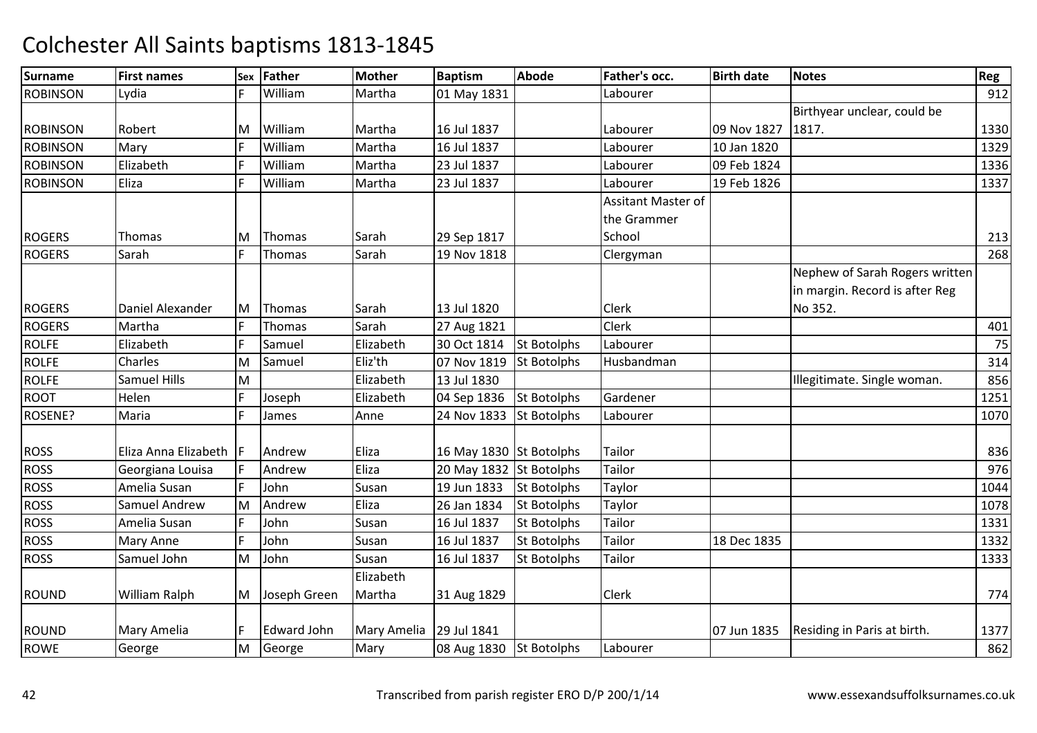# Colchester All Saints baptisms 1813-1845

| Surname | First names | Sex | Father | Mother | Baptism | Abode | Father's occ. | Birth date | Notes | Reg |
|---|---|---|---|---|---|---|---|---|---|---|
| ROBINSON | Lydia | F | William | Martha | 01 May 1831 | | Labourer | | | 912 |
| ROBINSON | Robert | M | William | Martha | 16 Jul 1837 | | Labourer | 09 Nov 1827 | Birthyear unclear, could be 1817. | 1330 |
| ROBINSON | Mary | F | William | Martha | 16 Jul 1837 | | Labourer | 10 Jan 1820 | | 1329 |
| ROBINSON | Elizabeth | F | William | Martha | 23 Jul 1837 | | Labourer | 09 Feb 1824 | | 1336 |
| ROBINSON | Eliza | F | William | Martha | 23 Jul 1837 | | Labourer | 19 Feb 1826 | | 1337 |
| ROGERS | Thomas | M | Thomas | Sarah | 29 Sep 1817 | | Assitant Master of the Grammer School | | | 213 |
| ROGERS | Sarah | F | Thomas | Sarah | 19 Nov 1818 | | Clergyman | | | 268 |
| ROGERS | Daniel Alexander | M | Thomas | Sarah | 13 Jul 1820 | | Clerk | | Nephew of Sarah Rogers written in margin. Record is after Reg No 352. | |
| ROGERS | Martha | F | Thomas | Sarah | 27 Aug 1821 | | Clerk | | | 401 |
| ROLFE | Elizabeth | F | Samuel | Elizabeth | 30 Oct 1814 | St Botolphs | Labourer | | | 75 |
| ROLFE | Charles | M | Samuel | Eliz'th | 07 Nov 1819 | St Botolphs | Husbandman | | | 314 |
| ROLFE | Samuel Hills | M | | Elizabeth | 13 Jul 1830 | | | | Illegitimate. Single woman. | 856 |
| ROOT | Helen | F | Joseph | Elizabeth | 04 Sep 1836 | St Botolphs | Gardener | | | 1251 |
| ROSENE? | Maria | F | James | Anne | 24 Nov 1833 | St Botolphs | Labourer | | | 1070 |
| ROSS | Eliza Anna Elizabeth | F | Andrew | Eliza | 16 May 1830 | St Botolphs | Tailor | | | 836 |
| ROSS | Georgiana Louisa | F | Andrew | Eliza | 20 May 1832 | St Botolphs | Tailor | | | 976 |
| ROSS | Amelia Susan | F | John | Susan | 19 Jun 1833 | St Botolphs | Taylor | | | 1044 |
| ROSS | Samuel Andrew | M | Andrew | Eliza | 26 Jan 1834 | St Botolphs | Taylor | | | 1078 |
| ROSS | Amelia Susan | F | John | Susan | 16 Jul 1837 | St Botolphs | Tailor | | | 1331 |
| ROSS | Mary Anne | F | John | Susan | 16 Jul 1837 | St Botolphs | Tailor | 18 Dec 1835 | | 1332 |
| ROSS | Samuel John | M | John | Susan | 16 Jul 1837 | St Botolphs | Tailor | | | 1333 |
| ROUND | William Ralph | M | Joseph Green | Elizabeth Martha | 31 Aug 1829 | | Clerk | | | 774 |
| ROUND | Mary Amelia | F | Edward John | Mary Amelia | 29 Jul 1841 | | | 07 Jun 1835 | Residing in Paris at birth. | 1377 |
| ROWE | George | M | George | Mary | 08 Aug 1830 | St Botolphs | Labourer | | | 862 |

Transcribed from parish register ERO D/P 200/1/14 www.essexandsuffolksurnames.co.uk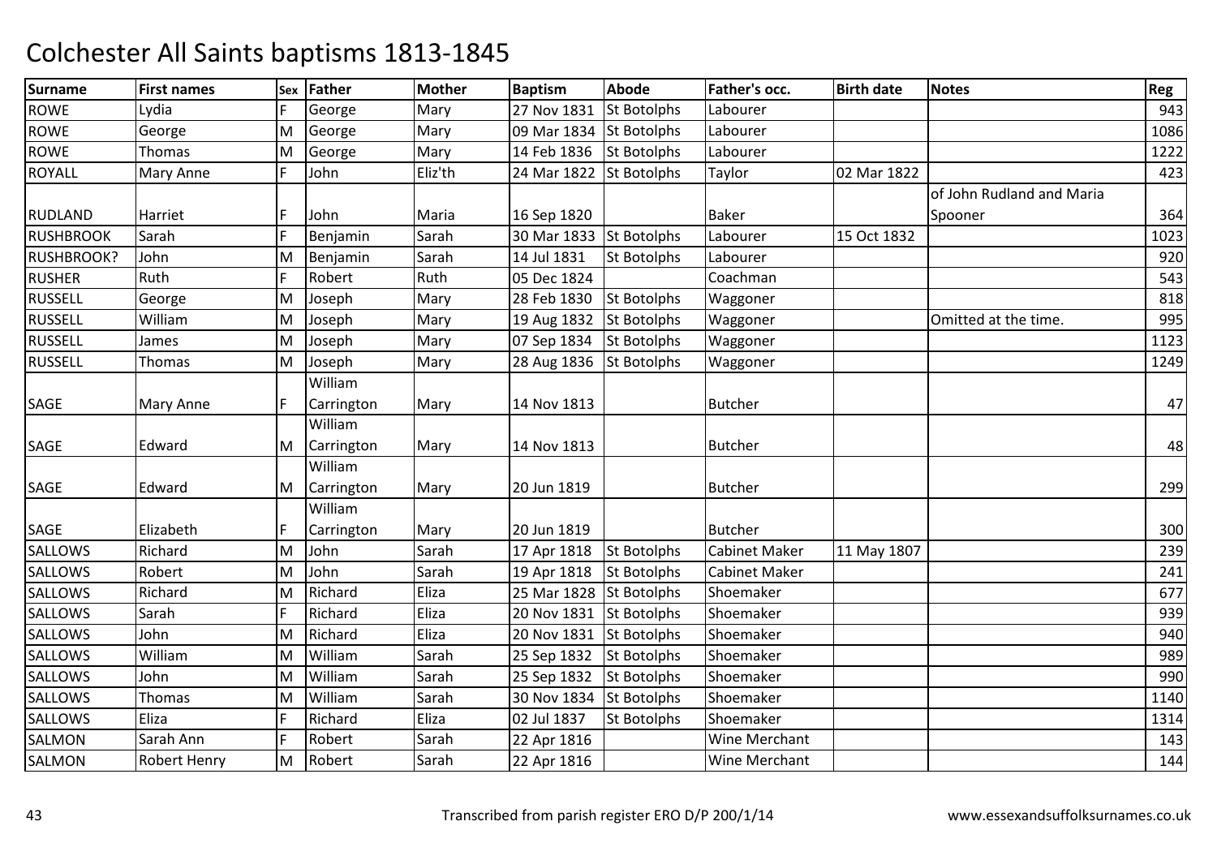# Colchester All Saints baptisms 1813-1845

| Surname | First names | Sex | Father | Mother | Baptism | Abode | Father's occ. | Birth date | Notes | Reg |
|---|---|---|---|---|---|---|---|---|---|---|
| ROWE | Lydia | F | George | Mary | 27 Nov 1831 | St Botolphs | Labourer | | | 943 |
| ROWE | George | M | George | Mary | 09 Mar 1834 | St Botolphs | Labourer | | | 1086 |
| ROWE | Thomas | M | George | Mary | 14 Feb 1836 | St Botolphs | Labourer | | | 1222 |
| ROYALL | Mary Anne | F | John | Eliz'th | 24 Mar 1822 | St Botolphs | Taylor | 02 Mar 1822 | | 423 |
| RUDLAND | Harriet | F | John | Maria | 16 Sep 1820 | | Baker | | of John Rudland and Maria Spooner | 364 |
| RUSHBROOK | Sarah | F | Benjamin | Sarah | 30 Mar 1833 | St Botolphs | Labourer | 15 Oct 1832 | | 1023 |
| RUSHBROOK? | John | M | Benjamin | Sarah | 14 Jul 1831 | St Botolphs | Labourer | | | 920 |
| RUSHER | Ruth | F | Robert | Ruth | 05 Dec 1824 | | Coachman | | | 543 |
| RUSSELL | George | M | Joseph | Mary | 28 Feb 1830 | St Botolphs | Waggoner | | | 818 |
| RUSSELL | William | M | Joseph | Mary | 19 Aug 1832 | St Botolphs | Waggoner | | Omitted at the time. | 995 |
| RUSSELL | James | M | Joseph | Mary | 07 Sep 1834 | St Botolphs | Waggoner | | | 1123 |
| RUSSELL | Thomas | M | Joseph | Mary | 28 Aug 1836 | St Botolphs | Waggoner | | | 1249 |
| SAGE | Mary Anne | F | William Carrington | Mary | 14 Nov 1813 | | Butcher | | | 47 |
| SAGE | Edward | M | William Carrington | Mary | 14 Nov 1813 | | Butcher | | | 48 |
| SAGE | Edward | M | William Carrington | Mary | 20 Jun 1819 | | Butcher | | | 299 |
| SAGE | Elizabeth | F | William Carrington | Mary | 20 Jun 1819 | | Butcher | | | 300 |
| SALLOWS | Richard | M | John | Sarah | 17 Apr 1818 | St Botolphs | Cabinet Maker | 11 May 1807 | | 239 |
| SALLOWS | Robert | M | John | Sarah | 19 Apr 1818 | St Botolphs | Cabinet Maker | | | 241 |
| SALLOWS | Richard | M | Richard | Eliza | 25 Mar 1828 | St Botolphs | Shoemaker | | | 677 |
| SALLOWS | Sarah | F | Richard | Eliza | 20 Nov 1831 | St Botolphs | Shoemaker | | | 939 |
| SALLOWS | John | M | Richard | Eliza | 20 Nov 1831 | St Botolphs | Shoemaker | | | 940 |
| SALLOWS | William | M | William | Sarah | 25 Sep 1832 | St Botolphs | Shoemaker | | | 989 |
| SALLOWS | John | M | William | Sarah | 25 Sep 1832 | St Botolphs | Shoemaker | | | 990 |
| SALLOWS | Thomas | M | William | Sarah | 30 Nov 1834 | St Botolphs | Shoemaker | | | 1140 |
| SALLOWS | Eliza | F | Richard | Eliza | 02 Jul 1837 | St Botolphs | Shoemaker | | | 1314 |
| SALMON | Sarah Ann | F | Robert | Sarah | 22 Apr 1816 | | Wine Merchant | | | 143 |
| SALMON | Robert Henry | M | Robert | Sarah | 22 Apr 1816 | | Wine Merchant | | | 144 |

Transcribed from parish register ERO D/P 200/1/14 www.essexandsuffolksurnames.co.uk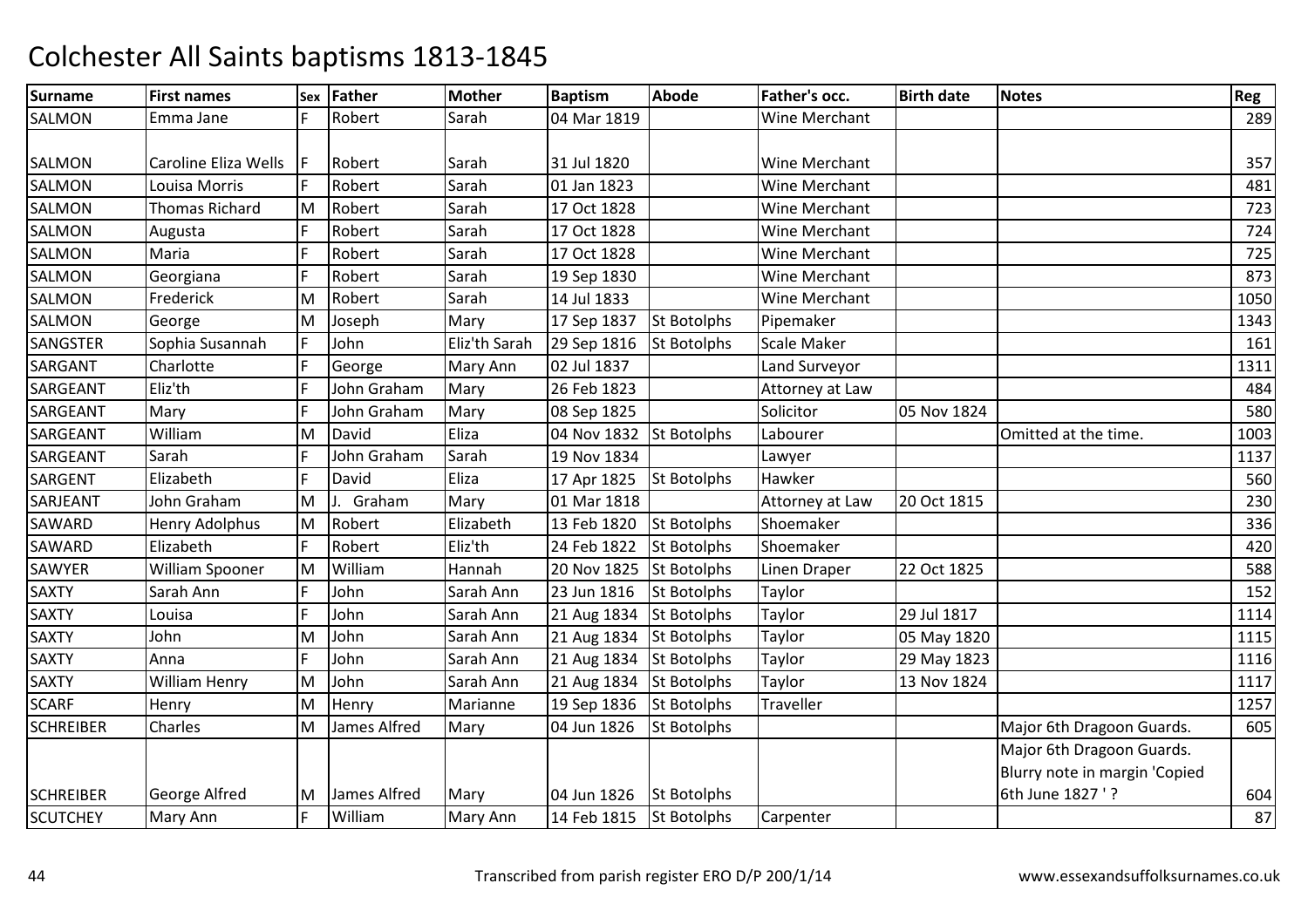# Colchester All Saints baptisms 1813-1845

| Surname | First names | Sex | Father | Mother | Baptism | Abode | Father's occ. | Birth date | Notes | Reg |
|---|---|---|---|---|---|---|---|---|---|---|
| SALMON | Emma Jane | F | Robert | Sarah | 04 Mar 1819 | | Wine Merchant | | | 289 |
| SALMON | Caroline Eliza Wells | F | Robert | Sarah | 31 Jul 1820 | | Wine Merchant | | | 357 |
| SALMON | Louisa Morris | F | Robert | Sarah | 01 Jan 1823 | | Wine Merchant | | | 481 |
| SALMON | Thomas Richard | M | Robert | Sarah | 17 Oct 1828 | | Wine Merchant | | | 723 |
| SALMON | Augusta | F | Robert | Sarah | 17 Oct 1828 | | Wine Merchant | | | 724 |
| SALMON | Maria | F | Robert | Sarah | 17 Oct 1828 | | Wine Merchant | | | 725 |
| SALMON | Georgiana | F | Robert | Sarah | 19 Sep 1830 | | Wine Merchant | | | 873 |
| SALMON | Frederick | M | Robert | Sarah | 14 Jul 1833 | | Wine Merchant | | | 1050 |
| SALMON | George | M | Joseph | Mary | 17 Sep 1837 | St Botolphs | Pipemaker | | | 1343 |
| SANGSTER | Sophia Susannah | F | John | Eliz'th Sarah | 29 Sep 1816 | St Botolphs | Scale Maker | | | 161 |
| SARGANT | Charlotte | F | George | Mary Ann | 02 Jul 1837 | | Land Surveyor | | | 1311 |
| SARGEANT | Eliz'th | F | John Graham | Mary | 26 Feb 1823 | | Attorney at Law | | | 484 |
| SARGEANT | Mary | F | John Graham | Mary | 08 Sep 1825 | | Solicitor | 05 Nov 1824 | | 580 |
| SARGEANT | William | M | David | Eliza | 04 Nov 1832 | St Botolphs | Labourer | | Omitted at the time. | 1003 |
| SARGEANT | Sarah | F | John Graham | Sarah | 19 Nov 1834 | | Lawyer | | | 1137 |
| SARGENT | Elizabeth | F | David | Eliza | 17 Apr 1825 | St Botolphs | Hawker | | | 560 |
| SARJEANT | John Graham | M | J. Graham | Mary | 01 Mar 1818 | | Attorney at Law | 20 Oct 1815 | | 230 |
| SAWARD | Henry Adolphus | M | Robert | Elizabeth | 13 Feb 1820 | St Botolphs | Shoemaker | | | 336 |
| SAWARD | Elizabeth | F | Robert | Eliz'th | 24 Feb 1822 | St Botolphs | Shoemaker | | | 420 |
| SAWYER | William Spooner | M | William | Hannah | 20 Nov 1825 | St Botolphs | Linen Draper | 22 Oct 1825 | | 588 |
| SAXTY | Sarah Ann | F | John | Sarah Ann | 23 Jun 1816 | St Botolphs | Taylor | | | 152 |
| SAXTY | Louisa | F | John | Sarah Ann | 21 Aug 1834 | St Botolphs | Taylor | 29 Jul 1817 | | 1114 |
| SAXTY | John | M | John | Sarah Ann | 21 Aug 1834 | St Botolphs | Taylor | 05 May 1820 | | 1115 |
| SAXTY | Anna | F | John | Sarah Ann | 21 Aug 1834 | St Botolphs | Taylor | 29 May 1823 | | 1116 |
| SAXTY | William Henry | M | John | Sarah Ann | 21 Aug 1834 | St Botolphs | Taylor | 13 Nov 1824 | | 1117 |
| SCARF | Henry | M | Henry | Marianne | 19 Sep 1836 | St Botolphs | Traveller | | | 1257 |
| SCHREIBER | Charles | M | James Alfred | Mary | 04 Jun 1826 | St Botolphs | | | Major 6th Dragoon Guards. | 605 |
| SCHREIBER | George Alfred | M | James Alfred | Mary | 04 Jun 1826 | St Botolphs | | | Major 6th Dragoon Guards. Blurry note in margin 'Copied 6th June 1827 ' ? | 604 |
| SCUTCHEY | Mary Ann | F | William | Mary Ann | 14 Feb 1815 | St Botolphs | Carpenter | | | 87 |

Transcribed from parish register ERO D/P 200/1/14 www.essexandsuffolksurnames.co.uk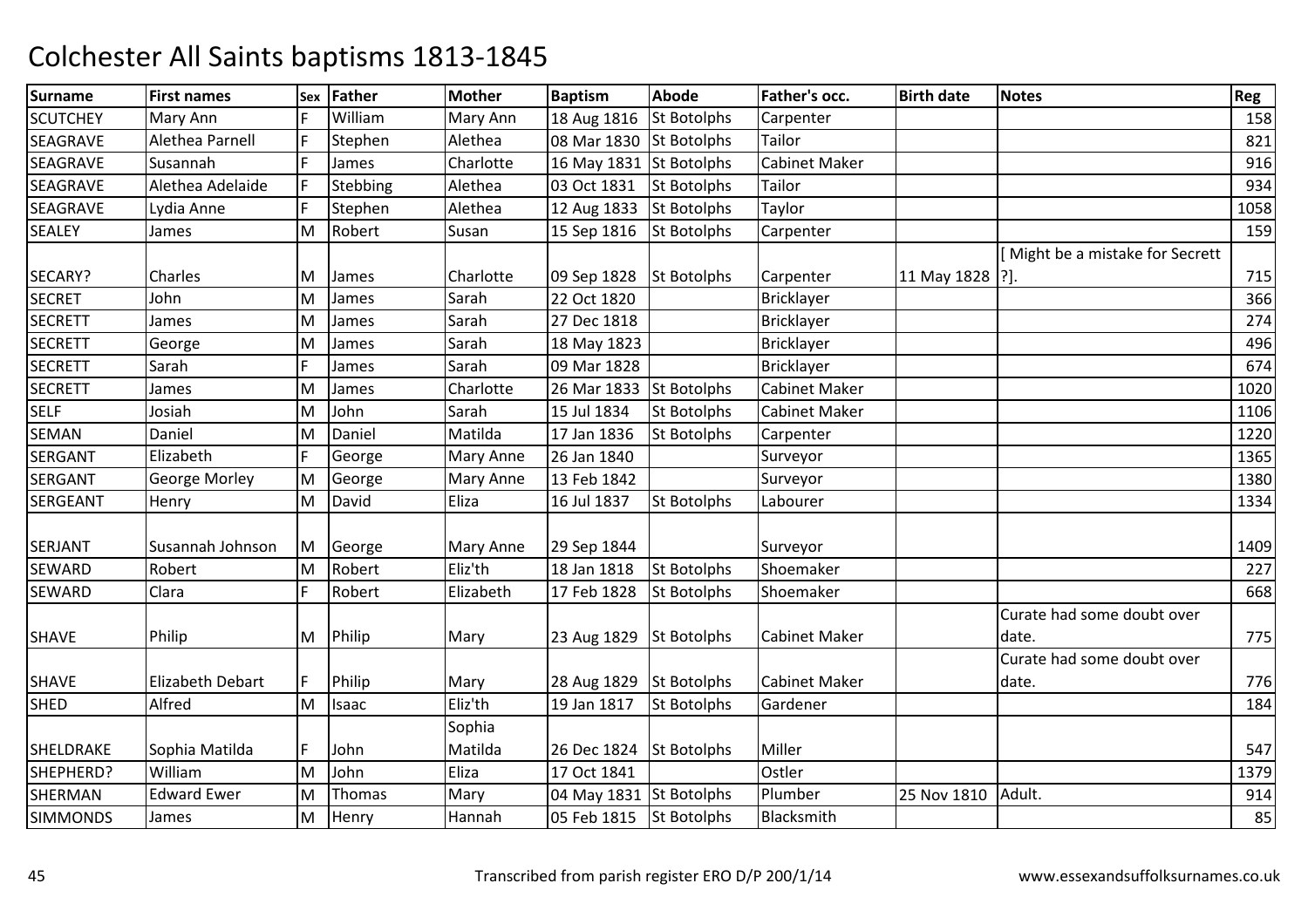# Colchester All Saints baptisms 1813-1845

| Surname | First names | Sex | Father | Mother | Baptism | Abode | Father's occ. | Birth date | Notes | Reg |
|---|---|---|---|---|---|---|---|---|---|---|
| SCUTCHEY | Mary Ann | F | William | Mary Ann | 18 Aug 1816 | St Botolphs | Carpenter | | | 158 |
| SEAGRAVE | Alethea Parnell | F | Stephen | Alethea | 08 Mar 1830 | St Botolphs | Tailor | | | 821 |
| SEAGRAVE | Susannah | F | James | Charlotte | 16 May 1831 | St Botolphs | Cabinet Maker | | | 916 |
| SEAGRAVE | Alethea Adelaide | F | Stebbing | Alethea | 03 Oct 1831 | St Botolphs | Tailor | | | 934 |
| SEAGRAVE | Lydia Anne | F | Stephen | Alethea | 12 Aug 1833 | St Botolphs | Taylor | | | 1058 |
| SEALEY | James | M | Robert | Susan | 15 Sep 1816 | St Botolphs | Carpenter | | | 159 |
| SECARY? | Charles | M | James | Charlotte | 09 Sep 1828 | St Botolphs | Carpenter | 11 May 1828 | [ Might be a mistake for Secrett ?]. | 715 |
| SECRET | John | M | James | Sarah | 22 Oct 1820 | | Bricklayer | | | 366 |
| SECRETT | James | M | James | Sarah | 27 Dec 1818 | | Bricklayer | | | 274 |
| SECRETT | George | M | James | Sarah | 18 May 1823 | | Bricklayer | | | 496 |
| SECRETT | Sarah | F | James | Sarah | 09 Mar 1828 | | Bricklayer | | | 674 |
| SECRETT | James | M | James | Charlotte | 26 Mar 1833 | St Botolphs | Cabinet Maker | | | 1020 |
| SELF | Josiah | M | John | Sarah | 15 Jul 1834 | St Botolphs | Cabinet Maker | | | 1106 |
| SEMAN | Daniel | M | Daniel | Matilda | 17 Jan 1836 | St Botolphs | Carpenter | | | 1220 |
| SERGANT | Elizabeth | F | George | Mary Anne | 26 Jan 1840 | | Surveyor | | | 1365 |
| SERGANT | George Morley | M | George | Mary Anne | 13 Feb 1842 | | Surveyor | | | 1380 |
| SERGEANT | Henry | M | David | Eliza | 16 Jul 1837 | St Botolphs | Labourer | | | 1334 |
| SERJANT | Susannah Johnson | M | George | Mary Anne | 29 Sep 1844 | | Surveyor | | | 1409 |
| SEWARD | Robert | M | Robert | Eliz'th | 18 Jan 1818 | St Botolphs | Shoemaker | | | 227 |
| SEWARD | Clara | F | Robert | Elizabeth | 17 Feb 1828 | St Botolphs | Shoemaker | | | 668 |
| SHAVE | Philip | M | Philip | Mary | 23 Aug 1829 | St Botolphs | Cabinet Maker | | Curate had some doubt over date. | 775 |
| SHAVE | Elizabeth Debart | F | Philip | Mary | 28 Aug 1829 | St Botolphs | Cabinet Maker | | Curate had some doubt over date. | 776 |
| SHED | Alfred | M | Isaac | Eliz'th | 19 Jan 1817 | St Botolphs | Gardener | | | 184 |
| SHELDRAKE | Sophia Matilda | F | John | Sophia Matilda | 26 Dec 1824 | St Botolphs | Miller | | | 547 |
| SHEPHERD? | William | M | John | Eliza | 17 Oct 1841 | | Ostler | | | 1379 |
| SHERMAN | Edward Ewer | M | Thomas | Mary | 04 May 1831 | St Botolphs | Plumber | 25 Nov 1810 | Adult. | 914 |
| SIMMONDS | James | M | Henry | Hannah | 05 Feb 1815 | St Botolphs | Blacksmith | | | 85 |

Transcribed from parish register ERO D/P 200/1/14

www.essexandsuffolksurnames.co.uk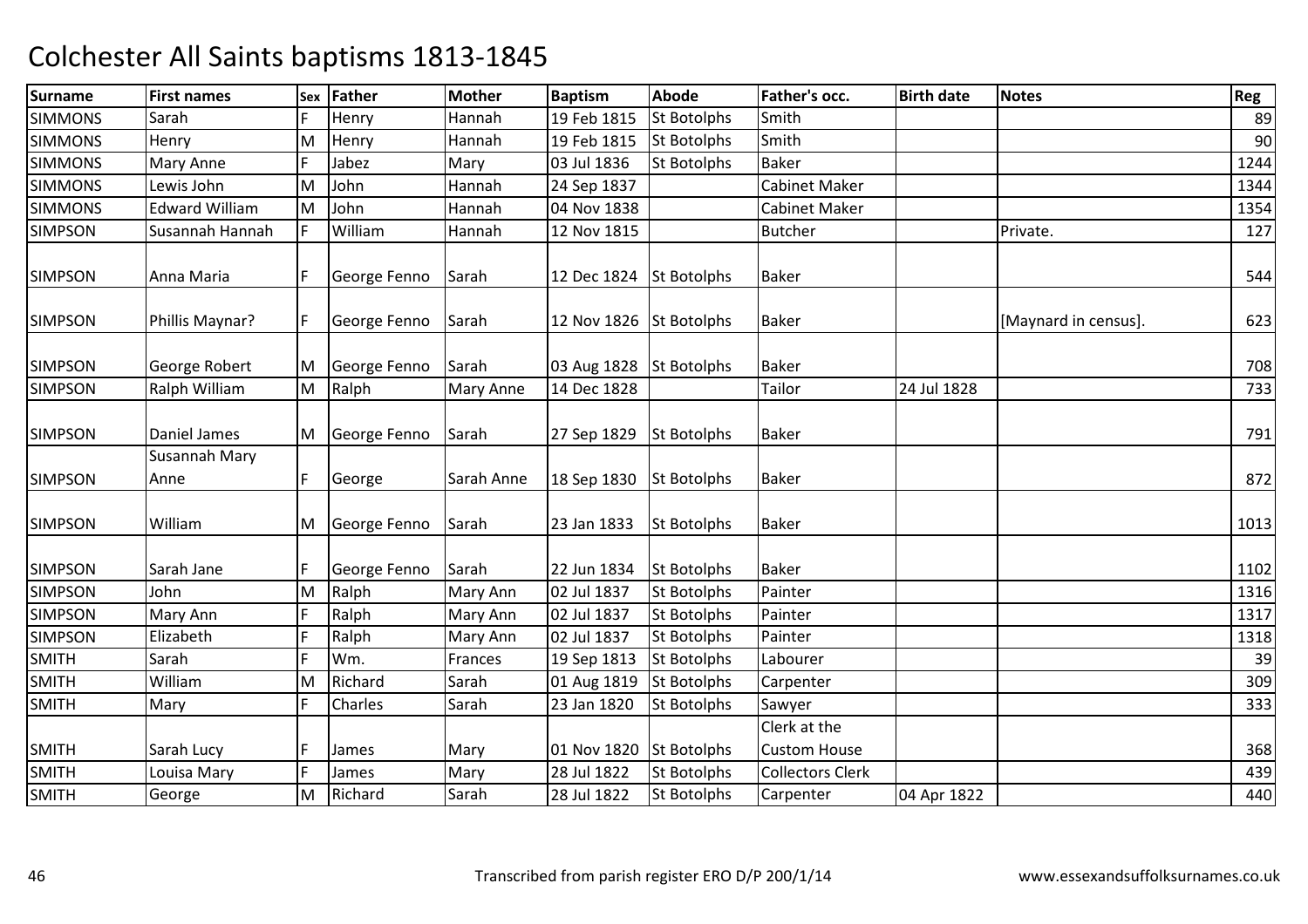# Colchester All Saints baptisms 1813-1845

| Surname | First names | Sex | Father | Mother | Baptism | Abode | Father's occ. | Birth date | Notes | Reg |
|---|---|---|---|---|---|---|---|---|---|---|
| SIMMONS | Sarah | F | Henry | Hannah | 19 Feb 1815 | St Botolphs | Smith | | | 89 |
| SIMMONS | Henry | M | Henry | Hannah | 19 Feb 1815 | St Botolphs | Smith | | | 90 |
| SIMMONS | Mary Anne | F | Jabez | Mary | 03 Jul 1836 | St Botolphs | Baker | | | 1244 |
| SIMMONS | Lewis John | M | John | Hannah | 24 Sep 1837 | | Cabinet Maker | | | 1344 |
| SIMMONS | Edward William | M | John | Hannah | 04 Nov 1838 | | Cabinet Maker | | | 1354 |
| SIMPSON | Susannah Hannah | F | William | Hannah | 12 Nov 1815 | | Butcher | | Private. | 127 |
| SIMPSON | Anna Maria | F | George Fenno | Sarah | 12 Dec 1824 | St Botolphs | Baker | | | 544 |
| SIMPSON | Phillis Maynar? | F | George Fenno | Sarah | 12 Nov 1826 | St Botolphs | Baker | | [Maynard in census]. | 623 |
| SIMPSON | George Robert | M | George Fenno | Sarah | 03 Aug 1828 | St Botolphs | Baker | | | 708 |
| SIMPSON | Ralph William | M | Ralph | Mary Anne | 14 Dec 1828 | | Tailor | 24 Jul 1828 | | 733 |
| SIMPSON | Daniel James | M | George Fenno | Sarah | 27 Sep 1829 | St Botolphs | Baker | | | 791 |
| SIMPSON | Susannah Mary Anne | F | George | Sarah Anne | 18 Sep 1830 | St Botolphs | Baker | | | 872 |
| SIMPSON | William | M | George Fenno | Sarah | 23 Jan 1833 | St Botolphs | Baker | | | 1013 |
| SIMPSON | Sarah Jane | F | George Fenno | Sarah | 22 Jun 1834 | St Botolphs | Baker | | | 1102 |
| SIMPSON | John | M | Ralph | Mary Ann | 02 Jul 1837 | St Botolphs | Painter | | | 1316 |
| SIMPSON | Mary Ann | F | Ralph | Mary Ann | 02 Jul 1837 | St Botolphs | Painter | | | 1317 |
| SIMPSON | Elizabeth | F | Ralph | Mary Ann | 02 Jul 1837 | St Botolphs | Painter | | | 1318 |
| SMITH | Sarah | F | Wm. | Frances | 19 Sep 1813 | St Botolphs | Labourer | | | 39 |
| SMITH | William | M | Richard | Sarah | 01 Aug 1819 | St Botolphs | Carpenter | | | 309 |
| SMITH | Mary | F | Charles | Sarah | 23 Jan 1820 | St Botolphs | Sawyer | | | 333 |
| SMITH | Sarah Lucy | F | James | Mary | 01 Nov 1820 | St Botolphs | Clerk at the Custom House | | | 368 |
| SMITH | Louisa Mary | F | James | Mary | 28 Jul 1822 | St Botolphs | Collectors Clerk | | | 439 |
| SMITH | George | M | Richard | Sarah | 28 Jul 1822 | St Botolphs | Carpenter | 04 Apr 1822 | | 440 |

Transcribed from parish register ERO D/P 200/1/14

www.essexandsuffolksurnames.co.uk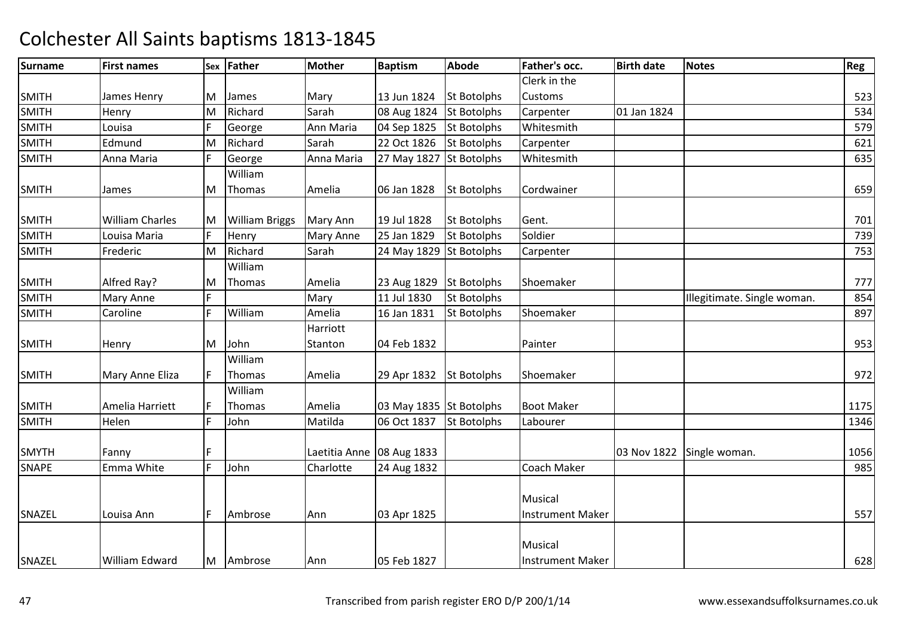# Colchester All Saints baptisms 1813-1845

| Surname | First names | Sex | Father | Mother | Baptism | Abode | Father's occ. | Birth date | Notes | Reg |
|---|---|---|---|---|---|---|---|---|---|---|
| SMITH | James Henry | M | James | Mary | 13 Jun 1824 | St Botolphs | Clerk in the Customs | | | 523 |
| SMITH | Henry | M | Richard | Sarah | 08 Aug 1824 | St Botolphs | Carpenter | 01 Jan 1824 | | 534 |
| SMITH | Louisa | F | George | Ann Maria | 04 Sep 1825 | St Botolphs | Whitesmith | | | 579 |
| SMITH | Edmund | M | Richard | Sarah | 22 Oct 1826 | St Botolphs | Carpenter | | | 621 |
| SMITH | Anna Maria | F | George | Anna Maria | 27 May 1827 | St Botolphs | Whitesmith | | | 635 |
| SMITH | James | M | William Thomas | Amelia | 06 Jan 1828 | St Botolphs | Cordwainer | | | 659 |
| SMITH | William Charles | M | William Briggs | Mary Ann | 19 Jul 1828 | St Botolphs | Gent. | | | 701 |
| SMITH | Louisa Maria | F | Henry | Mary Anne | 25 Jan 1829 | St Botolphs | Soldier | | | 739 |
| SMITH | Frederic | M | Richard | Sarah | 24 May 1829 | St Botolphs | Carpenter | | | 753 |
| SMITH | Alfred Ray? | M | William Thomas | Amelia | 23 Aug 1829 | St Botolphs | Shoemaker | | | 777 |
| SMITH | Mary Anne | F | | Mary | 11 Jul 1830 | St Botolphs | | | Illegitimate. Single woman. | 854 |
| SMITH | Caroline | F | William | Amelia | 16 Jan 1831 | St Botolphs | Shoemaker | | | 897 |
| SMITH | Henry | M | John | Harriott Stanton | 04 Feb 1832 | | Painter | | | 953 |
| SMITH | Mary Anne Eliza | F | William Thomas | Amelia | 29 Apr 1832 | St Botolphs | Shoemaker | | | 972 |
| SMITH | Amelia Harriett | F | William Thomas | Amelia | 03 May 1835 | St Botolphs | Boot Maker | | | 1175 |
| SMITH | Helen | F | John | Matilda | 06 Oct 1837 | St Botolphs | Labourer | | | 1346 |
| SMYTH | Fanny | F | | Laetitia Anne | 08 Aug 1833 | | | 03 Nov 1822 | Single woman. | 1056 |
| SNAPE | Emma White | F | John | Charlotte | 24 Aug 1832 | | Coach Maker | | | 985 |
| SNAZEL | Louisa Ann | F | Ambrose | Ann | 03 Apr 1825 | | Musical Instrument Maker | | | 557 |
| SNAZEL | William Edward | M | Ambrose | Ann | 05 Feb 1827 | | Musical Instrument Maker | | | 628 |

Transcribed from parish register ERO D/P 200/1/14 www.essexandsuffolksurnames.co.uk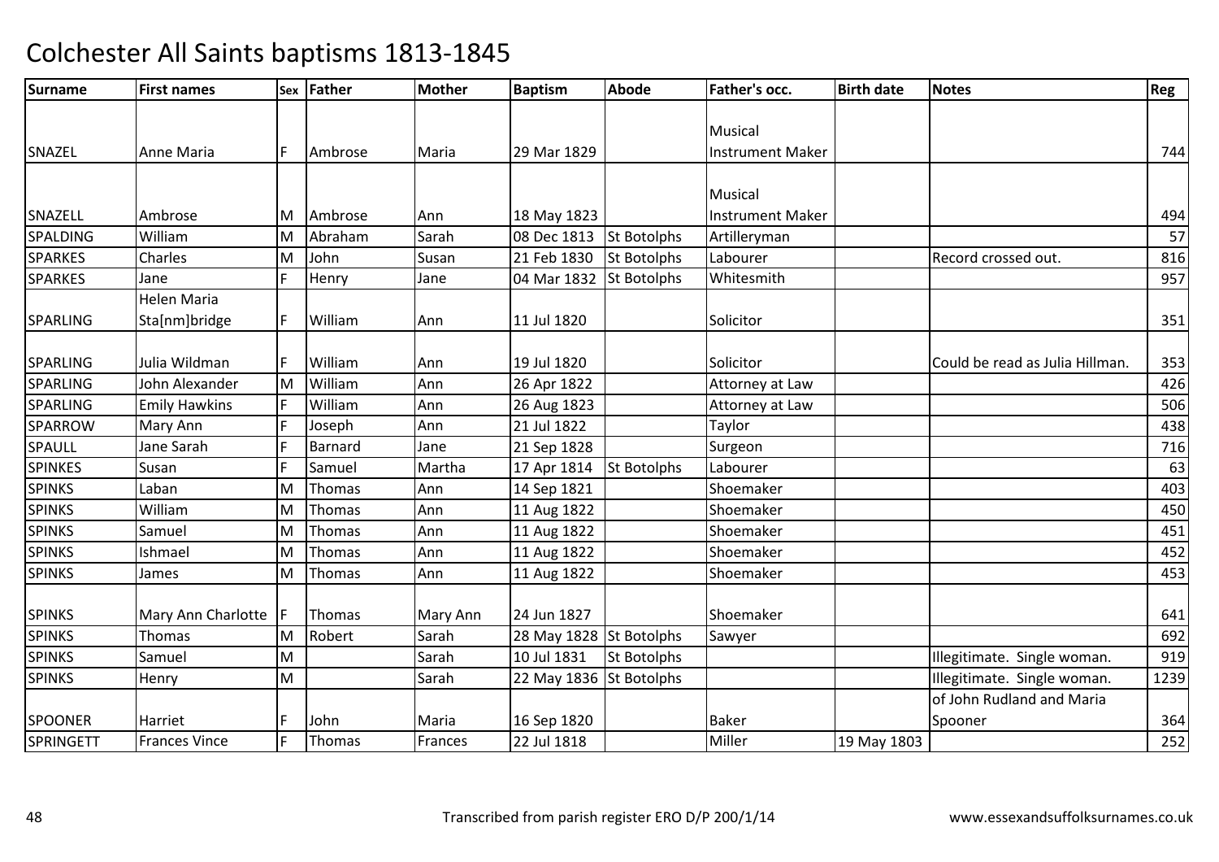# Colchester All Saints baptisms 1813-1845

| Surname | First names | Sex | Father | Mother | Baptism | Abode | Father's occ. | Birth date | Notes | Reg |
|---|---|---|---|---|---|---|---|---|---|---|
| SNAZEL | Anne Maria | F | Ambrose | Maria | 29 Mar 1829 | | Musical Instrument Maker | | | 744 |
| SNAZELL | Ambrose | M | Ambrose | Ann | 18 May 1823 | | Musical Instrument Maker | | | 494 |
| SPALDING | William | M | Abraham | Sarah | 08 Dec 1813 | St Botolphs | Artilleryman | | | 57 |
| SPARKES | Charles | M | John | Susan | 21 Feb 1830 | St Botolphs | Labourer | | Record crossed out. | 816 |
| SPARKES | Jane | F | Henry | Jane | 04 Mar 1832 | St Botolphs | Whitesmith | | | 957 |
| SPARLING | Helen Maria Sta[nm]bridge | F | William | Ann | 11 Jul 1820 | | Solicitor | | | 351 |
| SPARLING | Julia Wildman | F | William | Ann | 19 Jul 1820 | | Solicitor | | Could be read as Julia Hillman. | 353 |
| SPARLING | John Alexander | M | William | Ann | 26 Apr 1822 | | Attorney at Law | | | 426 |
| SPARLING | Emily Hawkins | F | William | Ann | 26 Aug 1823 | | Attorney at Law | | | 506 |
| SPARROW | Mary Ann | F | Joseph | Ann | 21 Jul 1822 | | Taylor | | | 438 |
| SPAULL | Jane Sarah | F | Barnard | Jane | 21 Sep 1828 | | Surgeon | | | 716 |
| SPINKES | Susan | F | Samuel | Martha | 17 Apr 1814 | St Botolphs | Labourer | | | 63 |
| SPINKS | Laban | M | Thomas | Ann | 14 Sep 1821 | | Shoemaker | | | 403 |
| SPINKS | William | M | Thomas | Ann | 11 Aug 1822 | | Shoemaker | | | 450 |
| SPINKS | Samuel | M | Thomas | Ann | 11 Aug 1822 | | Shoemaker | | | 451 |
| SPINKS | Ishmael | M | Thomas | Ann | 11 Aug 1822 | | Shoemaker | | | 452 |
| SPINKS | James | M | Thomas | Ann | 11 Aug 1822 | | Shoemaker | | | 453 |
| SPINKS | Mary Ann Charlotte | F | Thomas | Mary Ann | 24 Jun 1827 | | Shoemaker | | | 641 |
| SPINKS | Thomas | M | Robert | Sarah | 28 May 1828 | St Botolphs | Sawyer | | | 692 |
| SPINKS | Samuel | M | | Sarah | 10 Jul 1831 | St Botolphs | | | Illegitimate. Single woman. | 919 |
| SPINKS | Henry | M | | Sarah | 22 May 1836 | St Botolphs | | | Illegitimate. Single woman. | 1239 |
| SPOONER | Harriet | F | John | Maria | 16 Sep 1820 | | Baker | | of John Rudland and Maria Spooner | 364 |
| SPRINGETT | Frances Vince | F | Thomas | Frances | 22 Jul 1818 | | Miller | 19 May 1803 | | 252 |

Transcribed from parish register ERO D/P 200/1/14 www.essexandsuffolksurnames.co.uk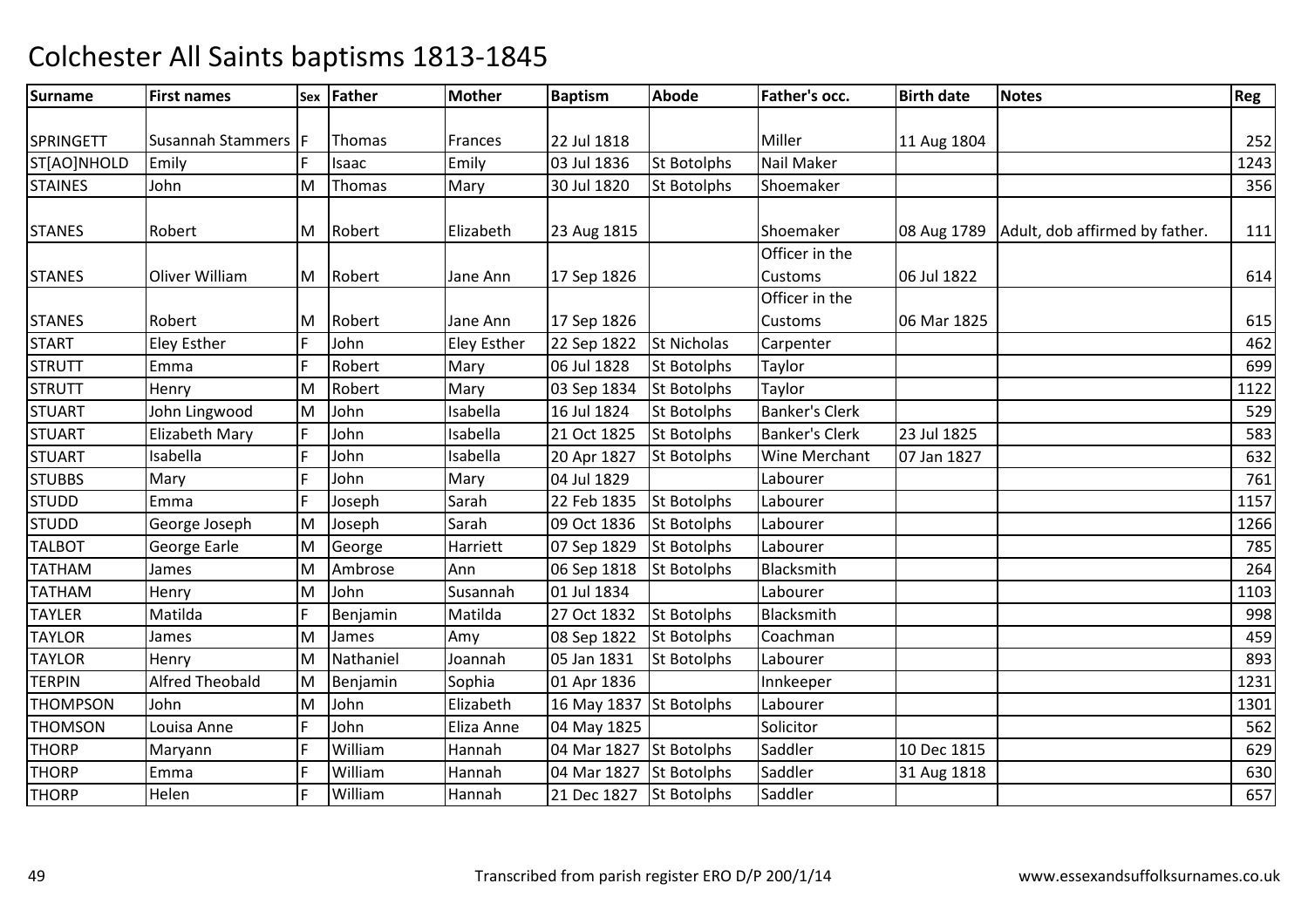# Colchester All Saints baptisms 1813-1845

| Surname | First names | Sex | Father | Mother | Baptism | Abode | Father's occ. | Birth date | Notes | Reg |
|---|---|---|---|---|---|---|---|---|---|---|
| SPRINGETT | Susannah Stammers | F | Thomas | Frances | 22 Jul 1818 | | Miller | 11 Aug 1804 | | 252 |
| ST[AO]NHOLD | Emily | F | Isaac | Emily | 03 Jul 1836 | St Botolphs | Nail Maker | | | 1243 |
| STAINES | John | M | Thomas | Mary | 30 Jul 1820 | St Botolphs | Shoemaker | | | 356 |
| STANES | Robert | M | Robert | Elizabeth | 23 Aug 1815 | | Shoemaker | 08 Aug 1789 | Adult, dob affirmed by father. | 111 |
| STANES | Oliver William | M | Robert | Jane Ann | 17 Sep 1826 | | Officer in the Customs | 06 Jul 1822 | | 614 |
| STANES | Robert | M | Robert | Jane Ann | 17 Sep 1826 | | Officer in the Customs | 06 Mar 1825 | | 615 |
| START | Eley Esther | F | John | Eley Esther | 22 Sep 1822 | St Nicholas | Carpenter | | | 462 |
| STRUTT | Emma | F | Robert | Mary | 06 Jul 1828 | St Botolphs | Taylor | | | 699 |
| STRUTT | Henry | M | Robert | Mary | 03 Sep 1834 | St Botolphs | Taylor | | | 1122 |
| STUART | John Lingwood | M | John | Isabella | 16 Jul 1824 | St Botolphs | Banker's Clerk | | | 529 |
| STUART | Elizabeth Mary | F | John | Isabella | 21 Oct 1825 | St Botolphs | Banker's Clerk | 23 Jul 1825 | | 583 |
| STUART | Isabella | F | John | Isabella | 20 Apr 1827 | St Botolphs | Wine Merchant | 07 Jan 1827 | | 632 |
| STUBBS | Mary | F | John | Mary | 04 Jul 1829 | | Labourer | | | 761 |
| STUDD | Emma | F | Joseph | Sarah | 22 Feb 1835 | St Botolphs | Labourer | | | 1157 |
| STUDD | George Joseph | M | Joseph | Sarah | 09 Oct 1836 | St Botolphs | Labourer | | | 1266 |
| TALBOT | George Earle | M | George | Harriett | 07 Sep 1829 | St Botolphs | Labourer | | | 785 |
| TATHAM | James | M | Ambrose | Ann | 06 Sep 1818 | St Botolphs | Blacksmith | | | 264 |
| TATHAM | Henry | M | John | Susannah | 01 Jul 1834 | | Labourer | | | 1103 |
| TAYLER | Matilda | F | Benjamin | Matilda | 27 Oct 1832 | St Botolphs | Blacksmith | | | 998 |
| TAYLOR | James | M | James | Amy | 08 Sep 1822 | St Botolphs | Coachman | | | 459 |
| TAYLOR | Henry | M | Nathaniel | Joannah | 05 Jan 1831 | St Botolphs | Labourer | | | 893 |
| TERPIN | Alfred Theobald | M | Benjamin | Sophia | 01 Apr 1836 | | Innkeeper | | | 1231 |
| THOMPSON | John | M | John | Elizabeth | 16 May 1837 | St Botolphs | Labourer | | | 1301 |
| THOMSON | Louisa Anne | F | John | Eliza Anne | 04 May 1825 | | Solicitor | | | 562 |
| THORP | Maryann | F | William | Hannah | 04 Mar 1827 | St Botolphs | Saddler | 10 Dec 1815 | | 629 |
| THORP | Emma | F | William | Hannah | 04 Mar 1827 | St Botolphs | Saddler | 31 Aug 1818 | | 630 |
| THORP | Helen | F | William | Hannah | 21 Dec 1827 | St Botolphs | Saddler | | | 657 |

Transcribed from parish register ERO D/P 200/1/14 www.essexandsuffolksurnames.co.uk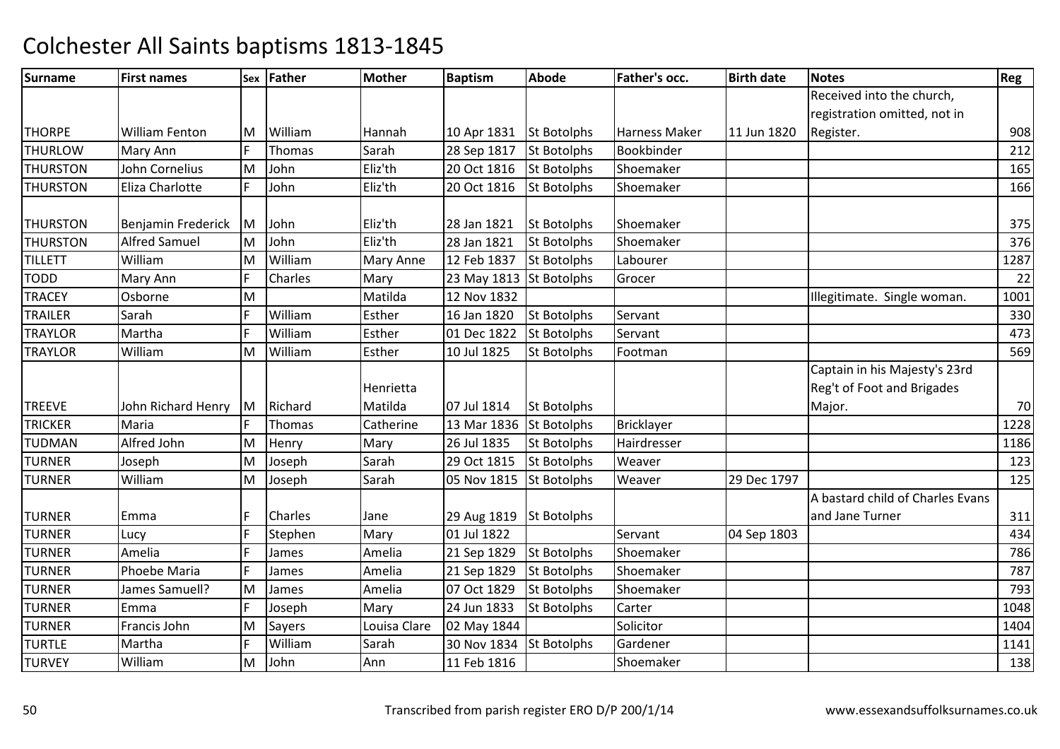# Colchester All Saints baptisms 1813-1845

| Surname | First names | Sex | Father | Mother | Baptism | Abode | Father's occ. | Birth date | Notes | Reg |
|---|---|---|---|---|---|---|---|---|---|---|
| THORPE | William Fenton | M | William | Hannah | 10 Apr 1831 | St Botolphs | Harness Maker | 11 Jun 1820 | Received into the church, registration omitted, not in Register. | 908 |
| THURLOW | Mary Ann | F | Thomas | Sarah | 28 Sep 1817 | St Botolphs | Bookbinder | | | 212 |
| THURSTON | John Cornelius | M | John | Eliz'th | 20 Oct 1816 | St Botolphs | Shoemaker | | | 165 |
| THURSTON | Eliza Charlotte | F | John | Eliz'th | 20 Oct 1816 | St Botolphs | Shoemaker | | | 166 |
| THURSTON | Benjamin Frederick | M | John | Eliz'th | 28 Jan 1821 | St Botolphs | Shoemaker | | | 375 |
| THURSTON | Alfred Samuel | M | John | Eliz'th | 28 Jan 1821 | St Botolphs | Shoemaker | | | 376 |
| TILLETT | William | M | William | Mary Anne | 12 Feb 1837 | St Botolphs | Labourer | | | 1287 |
| TODD | Mary Ann | F | Charles | Mary | 23 May 1813 | St Botolphs | Grocer | | | 22 |
| TRACEY | Osborne | M | | Matilda | 12 Nov 1832 | | | | Illegitimate. Single woman. | 1001 |
| TRAILER | Sarah | F | William | Esther | 16 Jan 1820 | St Botolphs | Servant | | | 330 |
| TRAYLOR | Martha | F | William | Esther | 01 Dec 1822 | St Botolphs | Servant | | | 473 |
| TRAYLOR | William | M | William | Esther | 10 Jul 1825 | St Botolphs | Footman | | | 569 |
| TREEVE | John Richard Henry | M | Richard | Henrietta Matilda | 07 Jul 1814 | St Botolphs | | | Captain in his Majesty's 23rd Reg't of Foot and Brigades Major. | 70 |
| TRICKER | Maria | F | Thomas | Catherine | 13 Mar 1836 | St Botolphs | Bricklayer | | | 1228 |
| TUDMAN | Alfred John | M | Henry | Mary | 26 Jul 1835 | St Botolphs | Hairdresser | | | 1186 |
| TURNER | Joseph | M | Joseph | Sarah | 29 Oct 1815 | St Botolphs | Weaver | | | 123 |
| TURNER | William | M | Joseph | Sarah | 05 Nov 1815 | St Botolphs | Weaver | 29 Dec 1797 | | 125 |
| TURNER | Emma | F | Charles | Jane | 29 Aug 1819 | St Botolphs | | | A bastard child of Charles Evans and Jane Turner | 311 |
| TURNER | Lucy | F | Stephen | Mary | 01 Jul 1822 | | Servant | 04 Sep 1803 | | 434 |
| TURNER | Amelia | F | James | Amelia | 21 Sep 1829 | St Botolphs | Shoemaker | | | 786 |
| TURNER | Phoebe Maria | F | James | Amelia | 21 Sep 1829 | St Botolphs | Shoemaker | | | 787 |
| TURNER | James Samuell? | M | James | Amelia | 07 Oct 1829 | St Botolphs | Shoemaker | | | 793 |
| TURNER | Emma | F | Joseph | Mary | 24 Jun 1833 | St Botolphs | Carter | | | 1048 |
| TURNER | Francis John | M | Sayers | Louisa Clare | 02 May 1844 | | Solicitor | | | 1404 |
| TURTLE | Martha | F | William | Sarah | 30 Nov 1834 | St Botolphs | Gardener | | | 1141 |
| TURVEY | William | M | John | Ann | 11 Feb 1816 | | Shoemaker | | | 138 |

Transcribed from parish register ERO D/P 200/1/14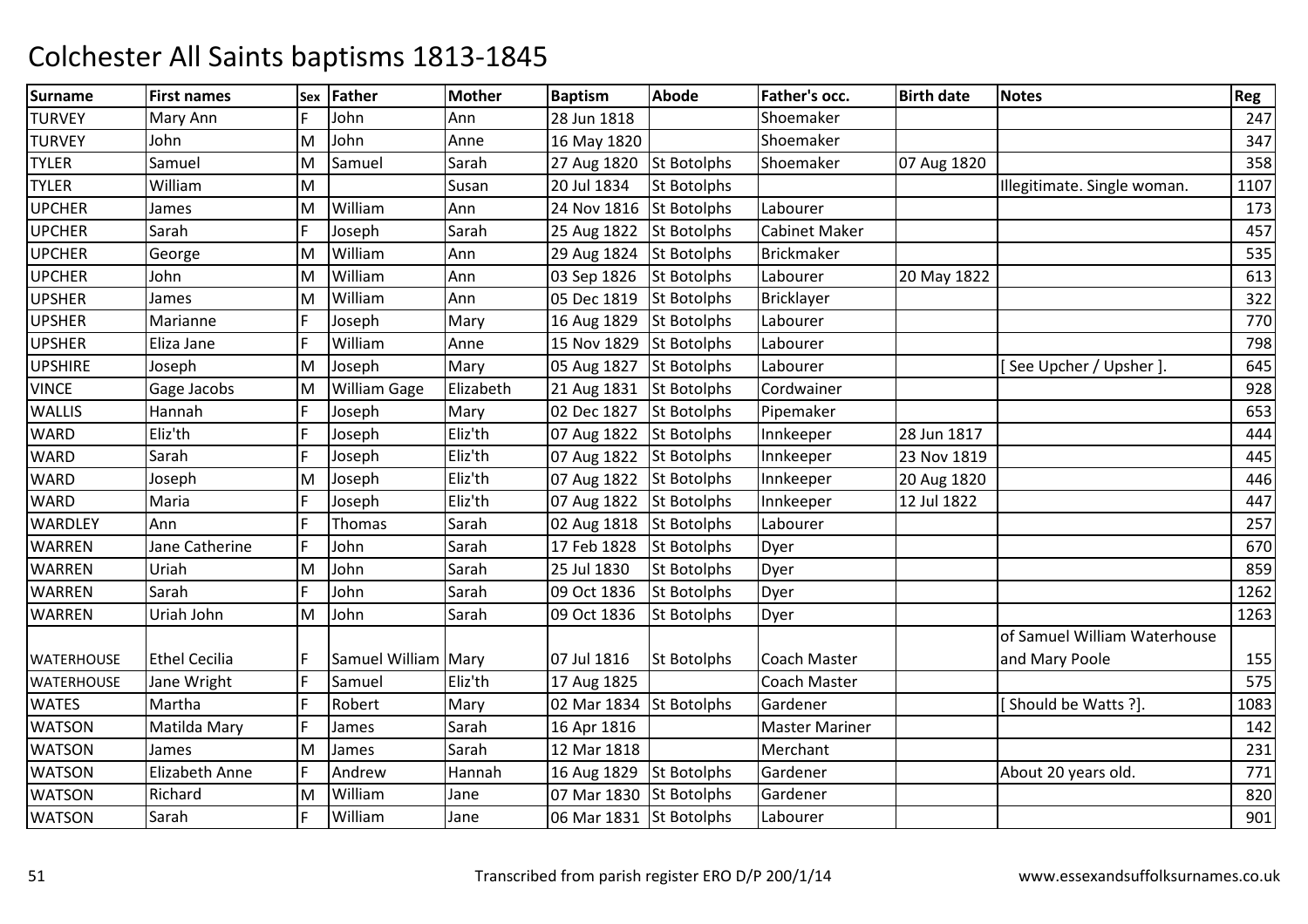# Colchester All Saints baptisms 1813-1845

| Surname | First names | Sex | Father | Mother | Baptism | Abode | Father's occ. | Birth date | Notes | Reg |
|---|---|---|---|---|---|---|---|---|---|---|
| TURVEY | Mary Ann | F | John | Ann | 28 Jun 1818 | | Shoemaker | | | 247 |
| TURVEY | John | M | John | Anne | 16 May 1820 | | Shoemaker | | | 347 |
| TYLER | Samuel | M | Samuel | Sarah | 27 Aug 1820 | St Botolphs | Shoemaker | 07 Aug 1820 | | 358 |
| TYLER | William | M | | Susan | 20 Jul 1834 | St Botolphs | | | Illegitimate. Single woman. | 1107 |
| UPCHER | James | M | William | Ann | 24 Nov 1816 | St Botolphs | Labourer | | | 173 |
| UPCHER | Sarah | F | Joseph | Sarah | 25 Aug 1822 | St Botolphs | Cabinet Maker | | | 457 |
| UPCHER | George | M | William | Ann | 29 Aug 1824 | St Botolphs | Brickmaker | | | 535 |
| UPCHER | John | M | William | Ann | 03 Sep 1826 | St Botolphs | Labourer | 20 May 1822 | | 613 |
| UPSHER | James | M | William | Ann | 05 Dec 1819 | St Botolphs | Bricklayer | | | 322 |
| UPSHER | Marianne | F | Joseph | Mary | 16 Aug 1829 | St Botolphs | Labourer | | | 770 |
| UPSHER | Eliza Jane | F | William | Anne | 15 Nov 1829 | St Botolphs | Labourer | | | 798 |
| UPSHIRE | Joseph | M | Joseph | Mary | 05 Aug 1827 | St Botolphs | Labourer | | [ See Upcher / Upsher ]. | 645 |
| VINCE | Gage Jacobs | M | William Gage | Elizabeth | 21 Aug 1831 | St Botolphs | Cordwainer | | | 928 |
| WALLIS | Hannah | F | Joseph | Mary | 02 Dec 1827 | St Botolphs | Pipemaker | | | 653 |
| WARD | Eliz'th | F | Joseph | Eliz'th | 07 Aug 1822 | St Botolphs | Innkeeper | 28 Jun 1817 | | 444 |
| WARD | Sarah | F | Joseph | Eliz'th | 07 Aug 1822 | St Botolphs | Innkeeper | 23 Nov 1819 | | 445 |
| WARD | Joseph | M | Joseph | Eliz'th | 07 Aug 1822 | St Botolphs | Innkeeper | 20 Aug 1820 | | 446 |
| WARD | Maria | F | Joseph | Eliz'th | 07 Aug 1822 | St Botolphs | Innkeeper | 12 Jul 1822 | | 447 |
| WARDLEY | Ann | F | Thomas | Sarah | 02 Aug 1818 | St Botolphs | Labourer | | | 257 |
| WARREN | Jane Catherine | F | John | Sarah | 17 Feb 1828 | St Botolphs | Dyer | | | 670 |
| WARREN | Uriah | M | John | Sarah | 25 Jul 1830 | St Botolphs | Dyer | | | 859 |
| WARREN | Sarah | F | John | Sarah | 09 Oct 1836 | St Botolphs | Dyer | | | 1262 |
| WARREN | Uriah John | M | John | Sarah | 09 Oct 1836 | St Botolphs | Dyer | | | 1263 |
| WATERHOUSE | Ethel Cecilia | F | Samuel William | Mary | 07 Jul 1816 | St Botolphs | Coach Master | | of Samuel William Waterhouse and Mary Poole | 155 |
| WATERHOUSE | Jane Wright | F | Samuel | Eliz'th | 17 Aug 1825 | | Coach Master | | | 575 |
| WATES | Martha | F | Robert | Mary | 02 Mar 1834 | St Botolphs | Gardener | | [ Should be Watts ?]. | 1083 |
| WATSON | Matilda Mary | F | James | Sarah | 16 Apr 1816 | | Master Mariner | | | 142 |
| WATSON | James | M | James | Sarah | 12 Mar 1818 | | Merchant | | | 231 |
| WATSON | Elizabeth Anne | F | Andrew | Hannah | 16 Aug 1829 | St Botolphs | Gardener | | About 20 years old. | 771 |
| WATSON | Richard | M | William | Jane | 07 Mar 1830 | St Botolphs | Gardener | | | 820 |
| WATSON | Sarah | F | William | Jane | 06 Mar 1831 | St Botolphs | Labourer | | | 901 |

Transcribed from parish register ERO D/P 200/1/14 www.essexandsuffolksurnames.co.uk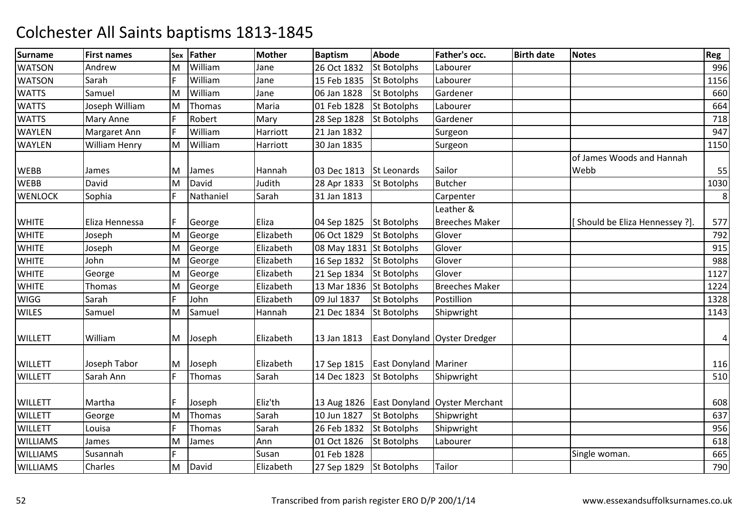# Colchester All Saints baptisms 1813-1845

| Surname | First names | Sex | Father | Mother | Baptism | Abode | Father's occ. | Birth date | Notes | Reg |
|---|---|---|---|---|---|---|---|---|---|---|
| WATSON | Andrew | M | William | Jane | 26 Oct 1832 | St Botolphs | Labourer | | | 996 |
| WATSON | Sarah | F | William | Jane | 15 Feb 1835 | St Botolphs | Labourer | | | 1156 |
| WATTS | Samuel | M | William | Jane | 06 Jan 1828 | St Botolphs | Gardener | | | 660 |
| WATTS | Joseph William | M | Thomas | Maria | 01 Feb 1828 | St Botolphs | Labourer | | | 664 |
| WATTS | Mary Anne | F | Robert | Mary | 28 Sep 1828 | St Botolphs | Gardener | | | 718 |
| WAYLEN | Margaret Ann | F | William | Harriott | 21 Jan 1832 | | Surgeon | | | 947 |
| WAYLEN | William Henry | M | William | Harriott | 30 Jan 1835 | | Surgeon | | | 1150 |
| WEBB | James | M | James | Hannah | 03 Dec 1813 | St Leonards | Sailor | | of James Woods and Hannah Webb | 55 |
| WEBB | David | M | David | Judith | 28 Apr 1833 | St Botolphs | Butcher | | | 1030 |
| WENLOCK | Sophia | F | Nathaniel | Sarah | 31 Jan 1813 | | Carpenter | | | 8 |
| WHITE | Eliza Hennessa | F | George | Eliza | 04 Sep 1825 | St Botolphs | Leather & Breeches Maker | | [ Should be Eliza Hennessey ?]. | 577 |
| WHITE | Joseph | M | George | Elizabeth | 06 Oct 1829 | St Botolphs | Glover | | | 792 |
| WHITE | Joseph | M | George | Elizabeth | 08 May 1831 | St Botolphs | Glover | | | 915 |
| WHITE | John | M | George | Elizabeth | 16 Sep 1832 | St Botolphs | Glover | | | 988 |
| WHITE | George | M | George | Elizabeth | 21 Sep 1834 | St Botolphs | Glover | | | 1127 |
| WHITE | Thomas | M | George | Elizabeth | 13 Mar 1836 | St Botolphs | Breeches Maker | | | 1224 |
| WIGG | Sarah | F | John | Elizabeth | 09 Jul 1837 | St Botolphs | Postillion | | | 1328 |
| WILES | Samuel | M | Samuel | Hannah | 21 Dec 1834 | St Botolphs | Shipwright | | | 1143 |
| WILLETT | William | M | Joseph | Elizabeth | 13 Jan 1813 | East Donyland | Oyster Dredger | | | 4 |
| WILLETT | Joseph Tabor | M | Joseph | Elizabeth | 17 Sep 1815 | East Donyland | Mariner | | | 116 |
| WILLETT | Sarah Ann | F | Thomas | Sarah | 14 Dec 1823 | St Botolphs | Shipwright | | | 510 |
| WILLETT | Martha | F | Joseph | Eliz'th | 13 Aug 1826 | East Donyland | Oyster Merchant | | | 608 |
| WILLETT | George | M | Thomas | Sarah | 10 Jun 1827 | St Botolphs | Shipwright | | | 637 |
| WILLETT | Louisa | F | Thomas | Sarah | 26 Feb 1832 | St Botolphs | Shipwright | | | 956 |
| WILLIAMS | James | M | James | Ann | 01 Oct 1826 | St Botolphs | Labourer | | | 618 |
| WILLIAMS | Susannah | F | | Susan | 01 Feb 1828 | | | | Single woman. | 665 |
| WILLIAMS | Charles | M | David | Elizabeth | 27 Sep 1829 | St Botolphs | Tailor | | | 790 |

Transcribed from parish register ERO D/P 200/1/14

www.essexandsuffolksurnames.co.uk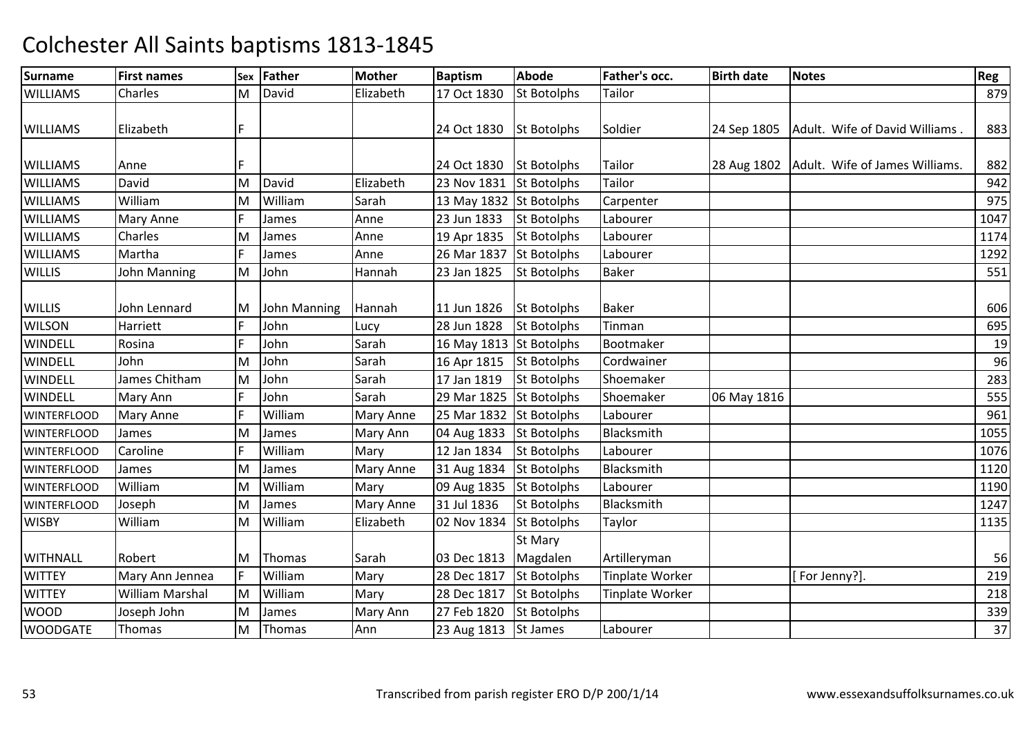# Colchester All Saints baptisms 1813-1845

| Surname | First names | Sex | Father | Mother | Baptism | Abode | Father's occ. | Birth date | Notes | Reg |
|---|---|---|---|---|---|---|---|---|---|---|
| WILLIAMS | Charles | M | David | Elizabeth | 17 Oct 1830 | St Botolphs | Tailor | | | 879 |
| WILLIAMS | Elizabeth | F | | | 24 Oct 1830 | St Botolphs | Soldier | 24 Sep 1805 | Adult. Wife of David Williams . | 883 |
| WILLIAMS | Anne | F | | | 24 Oct 1830 | St Botolphs | Tailor | 28 Aug 1802 | Adult. Wife of James Williams. | 882 |
| WILLIAMS | David | M | David | Elizabeth | 23 Nov 1831 | St Botolphs | Tailor | | | 942 |
| WILLIAMS | William | M | William | Sarah | 13 May 1832 | St Botolphs | Carpenter | | | 975 |
| WILLIAMS | Mary Anne | F | James | Anne | 23 Jun 1833 | St Botolphs | Labourer | | | 1047 |
| WILLIAMS | Charles | M | James | Anne | 19 Apr 1835 | St Botolphs | Labourer | | | 1174 |
| WILLIAMS | Martha | F | James | Anne | 26 Mar 1837 | St Botolphs | Labourer | | | 1292 |
| WILLIS | John Manning | M | John | Hannah | 23 Jan 1825 | St Botolphs | Baker | | | 551 |
| WILLIS | John Lennard | M | John Manning | Hannah | 11 Jun 1826 | St Botolphs | Baker | | | 606 |
| WILSON | Harriett | F | John | Lucy | 28 Jun 1828 | St Botolphs | Tinman | | | 695 |
| WINDELL | Rosina | F | John | Sarah | 16 May 1813 | St Botolphs | Bootmaker | | | 19 |
| WINDELL | John | M | John | Sarah | 16 Apr 1815 | St Botolphs | Cordwainer | | | 96 |
| WINDELL | James Chitham | M | John | Sarah | 17 Jan 1819 | St Botolphs | Shoemaker | | | 283 |
| WINDELL | Mary Ann | F | John | Sarah | 29 Mar 1825 | St Botolphs | Shoemaker | 06 May 1816 | | 555 |
| WINTERFLOOD | Mary Anne | F | William | Mary Anne | 25 Mar 1832 | St Botolphs | Labourer | | | 961 |
| WINTERFLOOD | James | M | James | Mary Ann | 04 Aug 1833 | St Botolphs | Blacksmith | | | 1055 |
| WINTERFLOOD | Caroline | F | William | Mary | 12 Jan 1834 | St Botolphs | Labourer | | | 1076 |
| WINTERFLOOD | James | M | James | Mary Anne | 31 Aug 1834 | St Botolphs | Blacksmith | | | 1120 |
| WINTERFLOOD | William | M | William | Mary | 09 Aug 1835 | St Botolphs | Labourer | | | 1190 |
| WINTERFLOOD | Joseph | M | James | Mary Anne | 31 Jul 1836 | St Botolphs | Blacksmith | | | 1247 |
| WISBY | William | M | William | Elizabeth | 02 Nov 1834 | St Botolphs | Taylor | | | 1135 |
| WITHNALL | Robert | M | Thomas | Sarah | 03 Dec 1813 | St Mary Magdalen | Artilleryman | | | 56 |
| WITTEY | Mary Ann Jennea | F | William | Mary | 28 Dec 1817 | St Botolphs | Tinplate Worker | | [ For Jenny?]. | 219 |
| WITTEY | William Marshal | M | William | Mary | 28 Dec 1817 | St Botolphs | Tinplate Worker | | | 218 |
| WOOD | Joseph John | M | James | Mary Ann | 27 Feb 1820 | St Botolphs | | | | 339 |
| WOODGATE | Thomas | M | Thomas | Ann | 23 Aug 1813 | St James | Labourer | | | 37 |

Transcribed from parish register ERO D/P 200/1/14 www.essexandsuffolksurnames.co.uk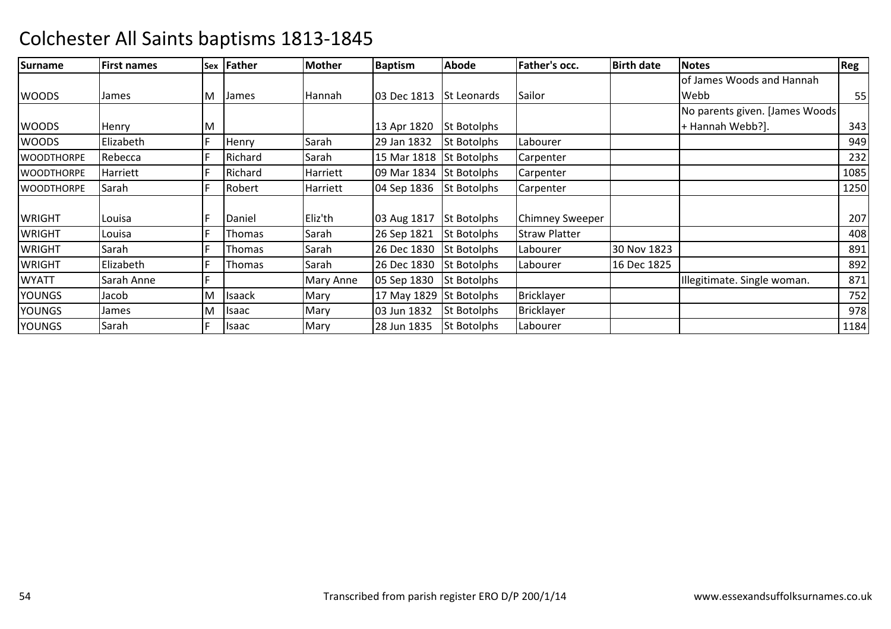# Colchester All Saints baptisms 1813-1845

| Surname | First names | Sex | Father | Mother | Baptism | Abode | Father's occ. | Birth date | Notes | Reg |
|---|---|---|---|---|---|---|---|---|---|---|
| WOODS | James | M | James | Hannah | 03 Dec 1813 | St Leonards | Sailor | | of James Woods and Hannah Webb | 55 |
| WOODS | Henry | M | | | 13 Apr 1820 | St Botolphs | | | No parents given. [James Woods + Hannah Webb?]. | 343 |
| WOODS | Elizabeth | F | Henry | Sarah | 29 Jan 1832 | St Botolphs | Labourer | | | 949 |
| WOODTHORPE | Rebecca | F | Richard | Sarah | 15 Mar 1818 | St Botolphs | Carpenter | | | 232 |
| WOODTHORPE | Harriett | F | Richard | Harriett | 09 Mar 1834 | St Botolphs | Carpenter | | | 1085 |
| WOODTHORPE | Sarah | F | Robert | Harriett | 04 Sep 1836 | St Botolphs | Carpenter | | | 1250 |
| WRIGHT | Louisa | F | Daniel | Eliz'th | 03 Aug 1817 | St Botolphs | Chimney Sweeper | | | 207 |
| WRIGHT | Louisa | F | Thomas | Sarah | 26 Sep 1821 | St Botolphs | Straw Platter | | | 408 |
| WRIGHT | Sarah | F | Thomas | Sarah | 26 Dec 1830 | St Botolphs | Labourer | 30 Nov 1823 | | 891 |
| WRIGHT | Elizabeth | F | Thomas | Sarah | 26 Dec 1830 | St Botolphs | Labourer | 16 Dec 1825 | | 892 |
| WYATT | Sarah Anne | F | | Mary Anne | 05 Sep 1830 | St Botolphs | | | Illegitimate. Single woman. | 871 |
| YOUNGS | Jacob | M | Isaack | Mary | 17 May 1829 | St Botolphs | Bricklayer | | | 752 |
| YOUNGS | James | M | Isaac | Mary | 03 Jun 1832 | St Botolphs | Bricklayer | | | 978 |
| YOUNGS | Sarah | F | Isaac | Mary | 28 Jun 1835 | St Botolphs | Labourer | | | 1184 |

Transcribed from parish register ERO D/P 200/1/14

www.essexandsuffolksurnames.co.uk